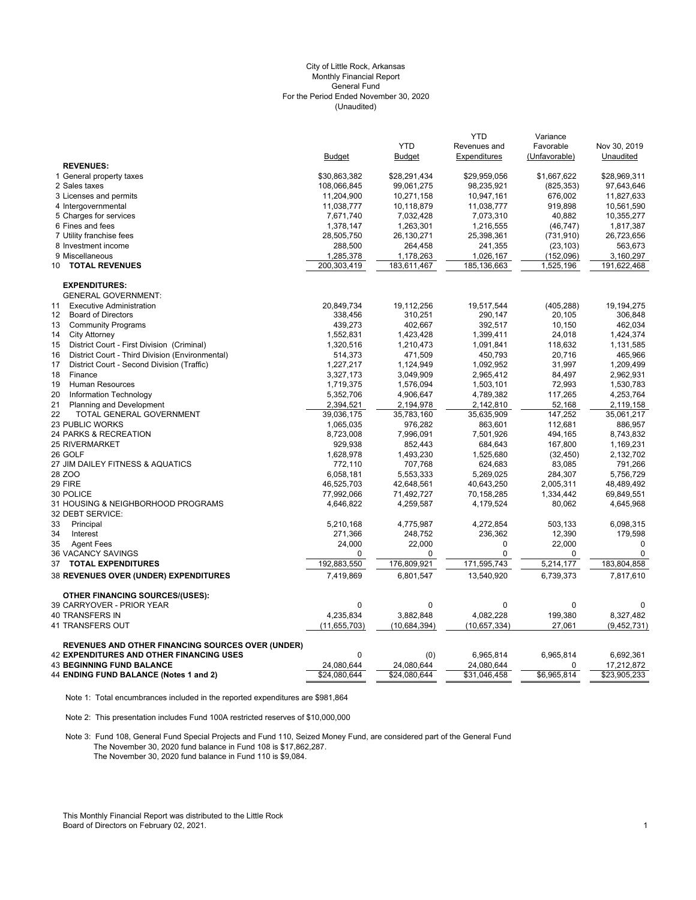City of Little Rock, Arkansas
Monthly Financial Report
General Fund
For the Period Ended November 30, 2020
(Unaudited)

| | Budget | YTD Budget | YTD Revenues and Expenditures | Variance Favorable (Unfavorable) | Nov 30, 2019 Unaudited |
|---|---|---|---|---|---|
| **REVENUES:** | | | | | |
| 1 General property taxes | $30,863,382 | $28,291,434 | $29,959,056 | $1,667,622 | $28,969,311 |
| 2 Sales taxes | 108,066,845 | 99,061,275 | 98,235,921 | (825,353) | 97,643,646 |
| 3 Licenses and permits | 11,204,900 | 10,271,158 | 10,947,161 | 676,002 | 11,827,633 |
| 4 Intergovernmental | 11,038,777 | 10,118,879 | 11,038,777 | 919,898 | 10,561,590 |
| 5 Charges for services | 7,671,740 | 7,032,428 | 7,073,310 | 40,882 | 10,355,277 |
| 6 Fines and fees | 1,378,147 | 1,263,301 | 1,216,555 | (46,747) | 1,817,387 |
| 7 Utility franchise fees | 28,505,750 | 26,130,271 | 25,398,361 | (731,910) | 26,723,656 |
| 8 Investment income | 288,500 | 264,458 | 241,355 | (23,103) | 563,673 |
| 9 Miscellaneous | 1,285,378 | 1,178,263 | 1,026,167 | (152,096) | 3,160,297 |
| 10 **TOTAL REVENUES** | 200,303,419 | 183,611,467 | 185,136,663 | 1,525,196 | 191,622,468 |
| **EXPENDITURES:** | | | | | |
| GENERAL GOVERNMENT: | | | | | |
| 11 Executive Administration | 20,849,734 | 19,112,256 | 19,517,544 | (405,288) | 19,194,275 |
| 12 Board of Directors | 338,456 | 310,251 | 290,147 | 20,105 | 306,848 |
| 13 Community Programs | 439,273 | 402,667 | 392,517 | 10,150 | 462,034 |
| 14 City Attorney | 1,552,831 | 1,423,428 | 1,399,411 | 24,018 | 1,424,374 |
| 15 District Court - First Division (Criminal) | 1,320,516 | 1,210,473 | 1,091,841 | 118,632 | 1,131,585 |
| 16 District Court - Third Division (Environmental) | 514,373 | 471,509 | 450,793 | 20,716 | 465,966 |
| 17 District Court - Second Division (Traffic) | 1,227,217 | 1,124,949 | 1,092,952 | 31,997 | 1,209,499 |
| 18 Finance | 3,327,173 | 3,049,909 | 2,965,412 | 84,497 | 2,962,931 |
| 19 Human Resources | 1,719,375 | 1,576,094 | 1,503,101 | 72,993 | 1,530,783 |
| 20 Information Technology | 5,352,706 | 4,906,647 | 4,789,382 | 117,265 | 4,253,764 |
| 21 Planning and Development | 2,394,521 | 2,194,978 | 2,142,810 | 52,168 | 2,119,158 |
| 22 TOTAL GENERAL GOVERNMENT | 39,036,175 | 35,783,160 | 35,635,909 | 147,252 | 35,061,217 |
| 23 PUBLIC WORKS | 1,065,035 | 976,282 | 863,601 | 112,681 | 886,957 |
| 24 PARKS & RECREATION | 8,723,008 | 7,996,091 | 7,501,926 | 494,165 | 8,743,832 |
| 25 RIVERMARKET | 929,938 | 852,443 | 684,643 | 167,800 | 1,169,231 |
| 26 GOLF | 1,628,978 | 1,493,230 | 1,525,680 | (32,450) | 2,132,702 |
| 27 JIM DAILEY FITNESS & AQUATICS | 772,110 | 707,768 | 624,683 | 83,085 | 791,266 |
| 28 ZOO | 6,058,181 | 5,553,333 | 5,269,025 | 284,307 | 5,756,729 |
| 29 FIRE | 46,525,703 | 42,648,561 | 40,643,250 | 2,005,311 | 48,489,492 |
| 30 POLICE | 77,992,066 | 71,492,727 | 70,158,285 | 1,334,442 | 69,849,551 |
| 31 HOUSING & NEIGHBORHOOD PROGRAMS | 4,646,822 | 4,259,587 | 4,179,524 | 80,062 | 4,645,968 |
| 32 DEBT SERVICE: | | | | | |
| 33 Principal | 5,210,168 | 4,775,987 | 4,272,854 | 503,133 | 6,098,315 |
| 34 Interest | 271,366 | 248,752 | 236,362 | 12,390 | 179,598 |
| 35 Agent Fees | 24,000 | 22,000 | 0 | 22,000 | 0 |
| 36 VACANCY SAVINGS | 0 | 0 | 0 | 0 | 0 |
| 37 **TOTAL EXPENDITURES** | 192,883,550 | 176,809,921 | 171,595,743 | 5,214,177 | 183,804,858 |
| 38 **REVENUES OVER (UNDER) EXPENDITURES** | 7,419,869 | 6,801,547 | 13,540,920 | 6,739,373 | 7,817,610 |
| **OTHER FINANCING SOURCES/(USES):** | | | | | |
| 39 CARRYOVER - PRIOR YEAR | 0 | 0 | 0 | 0 | 0 |
| 40 TRANSFERS IN | 4,235,834 | 3,882,848 | 4,082,228 | 199,380 | 8,327,482 |
| 41 TRANSFERS OUT | (11,655,703) | (10,684,394) | (10,657,334) | 27,061 | (9,452,731) |
| **REVENUES AND OTHER FINANCING SOURCES OVER (UNDER)** | | | | | |
| 42 **EXPENDITURES AND OTHER FINANCING USES** | 0 | (0) | 6,965,814 | 6,965,814 | 6,692,361 |
| 43 **BEGINNING FUND BALANCE** | 24,080,644 | 24,080,644 | 24,080,644 | 0 | 17,212,872 |
| 44 **ENDING FUND BALANCE (Notes 1 and 2)** | $24,080,644 | $24,080,644 | $31,046,458 | $6,965,814 | $23,905,233 |

Note 1: Total encumbrances included in the reported expenditures are $981,864

Note 2: This presentation includes Fund 100A restricted reserves of $10,000,000

Note 3: Fund 108, General Fund Special Projects and Fund 110, Seized Money Fund, are considered part of the General Fund
The November 30, 2020 fund balance in Fund 108 is $17,862,287.
The November 30, 2020 fund balance in Fund 110 is $9,084.

This Monthly Financial Report was distributed to the Little Rock Board of Directors on February 02, 2021.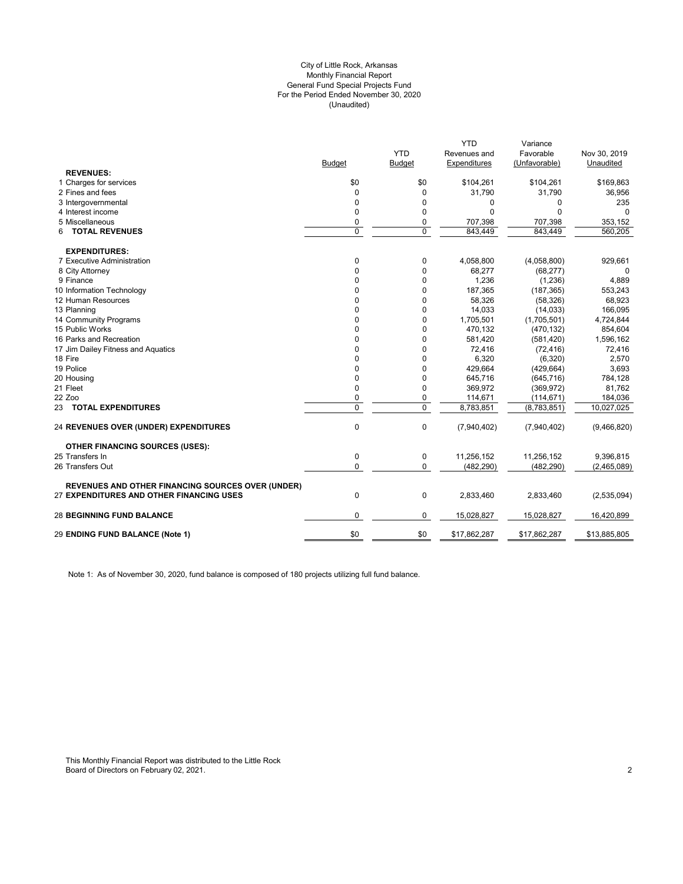City of Little Rock, Arkansas
Monthly Financial Report
General Fund Special Projects Fund
For the Period Ended November 30, 2020
(Unaudited)

| | Budget | YTD Budget | YTD Revenues and Expenditures | Variance Favorable (Unfavorable) | Nov 30, 2019 Unaudited |
|---|---|---|---|---|---|
| **REVENUES:** | | | | | |
| 1 Charges for services | $0 | $0 | $104,261 | $104,261 | $169,863 |
| 2 Fines and fees | 0 | 0 | 31,790 | 31,790 | 36,956 |
| 3 Intergovernmental | 0 | 0 | 0 | 0 | 235 |
| 4 Interest income | 0 | 0 | 0 | 0 | 0 |
| 5 Miscellaneous | 0 | 0 | 707,398 | 707,398 | 353,152 |
| 6 **TOTAL REVENUES** | 0 | 0 | 843,449 | 843,449 | 560,205 |
| **EXPENDITURES:** | | | | | |
| 7 Executive Administration | 0 | 0 | 4,058,800 | (4,058,800) | 929,661 |
| 8 City Attorney | 0 | 0 | 68,277 | (68,277) | 0 |
| 9 Finance | 0 | 0 | 1,236 | (1,236) | 4,889 |
| 10 Information Technology | 0 | 0 | 187,365 | (187,365) | 553,243 |
| 12 Human Resources | 0 | 0 | 58,326 | (58,326) | 68,923 |
| 13 Planning | 0 | 0 | 14,033 | (14,033) | 166,095 |
| 14 Community Programs | 0 | 0 | 1,705,501 | (1,705,501) | 4,724,844 |
| 15 Public Works | 0 | 0 | 470,132 | (470,132) | 854,604 |
| 16 Parks and Recreation | 0 | 0 | 581,420 | (581,420) | 1,596,162 |
| 17 Jim Dailey Fitness and Aquatics | 0 | 0 | 72,416 | (72,416) | 72,416 |
| 18 Fire | 0 | 0 | 6,320 | (6,320) | 2,570 |
| 19 Police | 0 | 0 | 429,664 | (429,664) | 3,693 |
| 20 Housing | 0 | 0 | 645,716 | (645,716) | 784,128 |
| 21 Fleet | 0 | 0 | 369,972 | (369,972) | 81,762 |
| 22 Zoo | 0 | 0 | 114,671 | (114,671) | 184,036 |
| 23 **TOTAL EXPENDITURES** | 0 | 0 | 8,783,851 | (8,783,851) | 10,027,025 |
| 24 **REVENUES OVER (UNDER) EXPENDITURES** | 0 | 0 | (7,940,402) | (7,940,402) | (9,466,820) |
| **OTHER FINANCING SOURCES (USES):** | | | | | |
| 25 Transfers In | 0 | 0 | 11,256,152 | 11,256,152 | 9,396,815 |
| 26 Transfers Out | 0 | 0 | (482,290) | (482,290) | (2,465,089) |
| **REVENUES AND OTHER FINANCING SOURCES OVER (UNDER)** 27 **EXPENDITURES AND OTHER FINANCING USES** | 0 | 0 | 2,833,460 | 2,833,460 | (2,535,094) |
| 28 **BEGINNING FUND BALANCE** | 0 | 0 | 15,028,827 | 15,028,827 | 16,420,899 |
| 29 **ENDING FUND BALANCE (Note 1)** | $0 | $0 | $17,862,287 | $17,862,287 | $13,885,805 |

Note 1: As of November 30, 2020, fund balance is composed of 180 projects utilizing full fund balance.

This Monthly Financial Report was distributed to the Little Rock Board of Directors on February 02, 2021.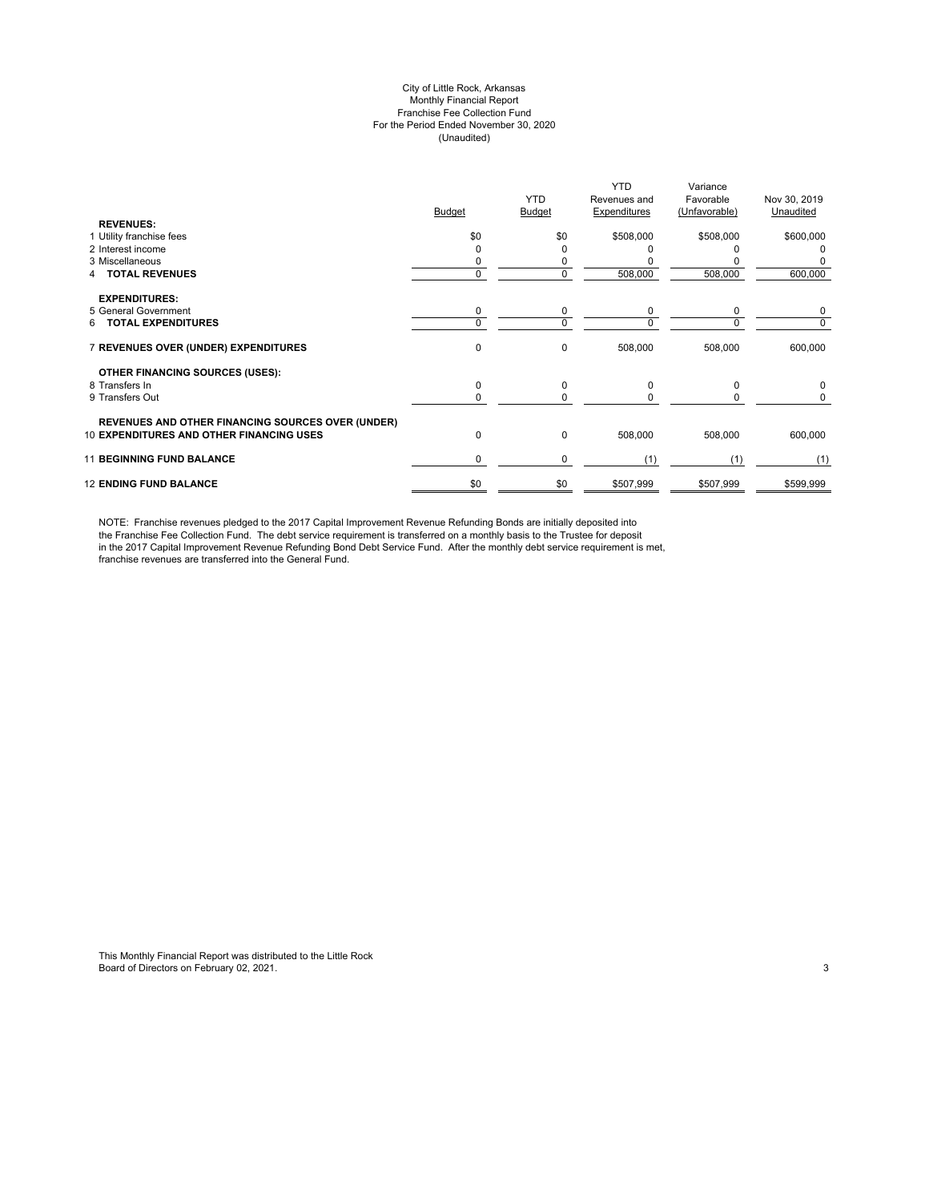# City of Little Rock, Arkansas
## Monthly Financial Report
## Franchise Fee Collection Fund
## For the Period Ended November 30, 2020
## (Unaudited)

| | Budget | YTD Budget | YTD Revenues and Expenditures | Variance Favorable (Unfavorable) | Nov 30, 2019 Unaudited |
|---|---|---|---|---|---|
| **REVENUES:** | | | | | |
| 1 Utility franchise fees | $0 | $0 | $508,000 | $508,000 | $600,000 |
| 2 Interest income | 0 | 0 | 0 | 0 | 0 |
| 3 Miscellaneous | 0 | 0 | 0 | 0 | 0 |
| 4 **TOTAL REVENUES** | 0 | 0 | 508,000 | 508,000 | 600,000 |
| **EXPENDITURES:** | | | | | |
| 5 General Government | 0 | 0 | 0 | 0 | 0 |
| 6 **TOTAL EXPENDITURES** | 0 | 0 | 0 | 0 | 0 |
| 7 **REVENUES OVER (UNDER) EXPENDITURES** | 0 | 0 | 508,000 | 508,000 | 600,000 |
| **OTHER FINANCING SOURCES (USES):** | | | | | |
| 8 Transfers In | 0 | 0 | 0 | 0 | 0 |
| 9 Transfers Out | 0 | 0 | 0 | 0 | 0 |
| **REVENUES AND OTHER FINANCING SOURCES OVER (UNDER)** 10 **EXPENDITURES AND OTHER FINANCING USES** | 0 | 0 | 508,000 | 508,000 | 600,000 |
| 11 **BEGINNING FUND BALANCE** | 0 | 0 | (1) | (1) | (1) |
| 12 **ENDING FUND BALANCE** | $0 | $0 | $507,999 | $507,999 | $599,999 |

NOTE: Franchise revenues pledged to the 2017 Capital Improvement Revenue Refunding Bonds are initially deposited into the Franchise Fee Collection Fund. The debt service requirement is transferred on a monthly basis to the Trustee for deposit in the 2017 Capital Improvement Revenue Refunding Bond Debt Service Fund. After the monthly debt service requirement is met, franchise revenues are transferred into the General Fund.

This Monthly Financial Report was distributed to the Little Rock Board of Directors on February 02, 2021.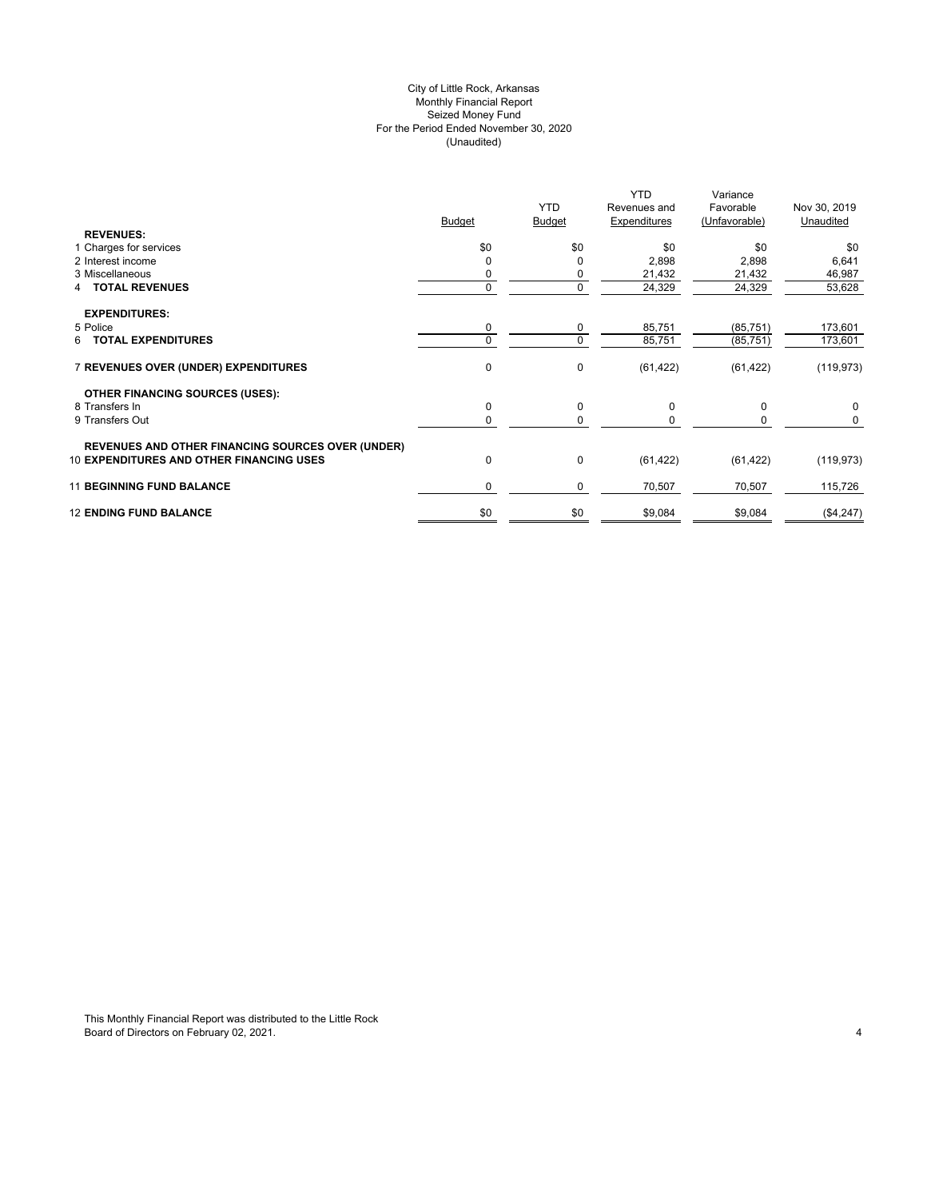City of Little Rock, Arkansas
Monthly Financial Report
Seized Money Fund
For the Period Ended November 30, 2020
(Unaudited)

| | Budget | YTD Budget | YTD Revenues and Expenditures | Variance Favorable (Unfavorable) | Nov 30, 2019 Unaudited |
|---|---|---|---|---|---|
| **REVENUES:** | | | | | |
| 1 Charges for services | $0 | $0 | $0 | $0 | $0 |
| 2 Interest income | 0 | 0 | 2,898 | 2,898 | 6,641 |
| 3 Miscellaneous | 0 | 0 | 21,432 | 21,432 | 46,987 |
| 4 **TOTAL REVENUES** | 0 | 0 | 24,329 | 24,329 | 53,628 |
| **EXPENDITURES:** | | | | | |
| 5 Police | 0 | 0 | 85,751 | (85,751) | 173,601 |
| 6 **TOTAL EXPENDITURES** | 0 | 0 | 85,751 | (85,751) | 173,601 |
| 7 **REVENUES OVER (UNDER) EXPENDITURES** | 0 | 0 | (61,422) | (61,422) | (119,973) |
| **OTHER FINANCING SOURCES (USES):** | | | | | |
| 8 Transfers In | 0 | 0 | 0 | 0 | 0 |
| 9 Transfers Out | 0 | 0 | 0 | 0 | 0 |
| **REVENUES AND OTHER FINANCING SOURCES OVER (UNDER)** | | | | | |
| 10 **EXPENDITURES AND OTHER FINANCING USES** | 0 | 0 | (61,422) | (61,422) | (119,973) |
| 11 **BEGINNING FUND BALANCE** | 0 | 0 | 70,507 | 70,507 | 115,726 |
| 12 **ENDING FUND BALANCE** | $0 | $0 | $9,084 | $9,084 | ($4,247) |

This Monthly Financial Report was distributed to the Little Rock Board of Directors on February 02, 2021.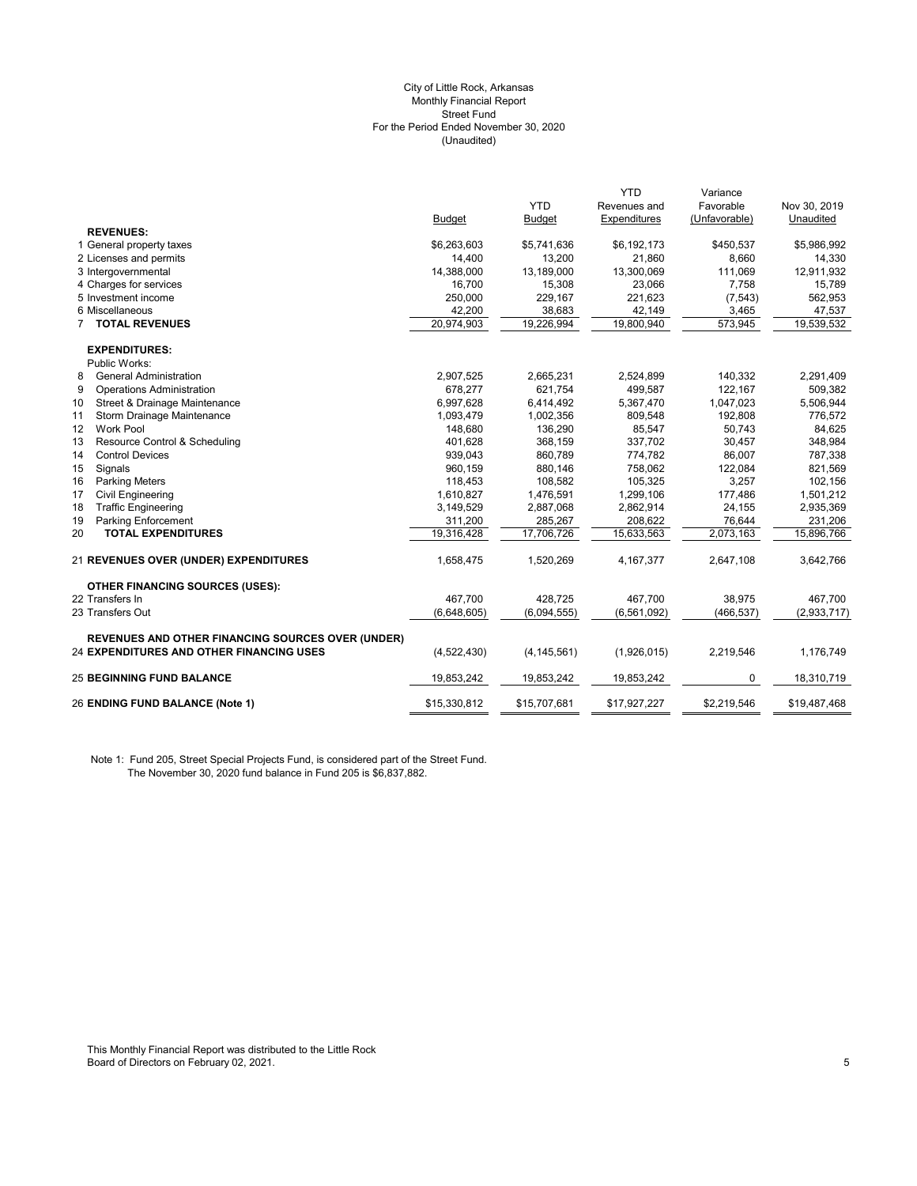City of Little Rock, Arkansas
Monthly Financial Report
Street Fund
For the Period Ended November 30, 2020
(Unaudited)

| | Budget | YTD Budget | YTD Revenues and Expenditures | Variance Favorable (Unfavorable) | Nov 30, 2019 Unaudited |
|---|---|---|---|---|---|
| **REVENUES:** | | | | | |
| 1 General property taxes | $6,263,603 | $5,741,636 | $6,192,173 | $450,537 | $5,986,992 |
| 2 Licenses and permits | 14,400 | 13,200 | 21,860 | 8,660 | 14,330 |
| 3 Intergovernmental | 14,388,000 | 13,189,000 | 13,300,069 | 111,069 | 12,911,932 |
| 4 Charges for services | 16,700 | 15,308 | 23,066 | 7,758 | 15,789 |
| 5 Investment income | 250,000 | 229,167 | 221,623 | (7,543) | 562,953 |
| 6 Miscellaneous | 42,200 | 38,683 | 42,149 | 3,465 | 47,537 |
| 7 **TOTAL REVENUES** | 20,974,903 | 19,226,994 | 19,800,940 | 573,945 | 19,539,532 |
| **EXPENDITURES:** | | | | | |
| Public Works: | | | | | |
| 8 General Administration | 2,907,525 | 2,665,231 | 2,524,899 | 140,332 | 2,291,409 |
| 9 Operations Administration | 678,277 | 621,754 | 499,587 | 122,167 | 509,382 |
| 10 Street & Drainage Maintenance | 6,997,628 | 6,414,492 | 5,367,470 | 1,047,023 | 5,506,944 |
| 11 Storm Drainage Maintenance | 1,093,479 | 1,002,356 | 809,548 | 192,808 | 776,572 |
| 12 Work Pool | 148,680 | 136,290 | 85,547 | 50,743 | 84,625 |
| 13 Resource Control & Scheduling | 401,628 | 368,159 | 337,702 | 30,457 | 348,984 |
| 14 Control Devices | 939,043 | 860,789 | 774,782 | 86,007 | 787,338 |
| 15 Signals | 960,159 | 880,146 | 758,062 | 122,084 | 821,569 |
| 16 Parking Meters | 118,453 | 108,582 | 105,325 | 3,257 | 102,156 |
| 17 Civil Engineering | 1,610,827 | 1,476,591 | 1,299,106 | 177,486 | 1,501,212 |
| 18 Traffic Engineering | 3,149,529 | 2,887,068 | 2,862,914 | 24,155 | 2,935,369 |
| 19 Parking Enforcement | 311,200 | 285,267 | 208,622 | 76,644 | 231,206 |
| 20 **TOTAL EXPENDITURES** | 19,316,428 | 17,706,726 | 15,633,563 | 2,073,163 | 15,896,766 |
| 21 **REVENUES OVER (UNDER) EXPENDITURES** | 1,658,475 | 1,520,269 | 4,167,377 | 2,647,108 | 3,642,766 |
| **OTHER FINANCING SOURCES (USES):** | | | | | |
| 22 Transfers In | 467,700 | 428,725 | 467,700 | 38,975 | 467,700 |
| 23 Transfers Out | (6,648,605) | (6,094,555) | (6,561,092) | (466,537) | (2,933,717) |
| **REVENUES AND OTHER FINANCING SOURCES OVER (UNDER)** 24 **EXPENDITURES AND OTHER FINANCING USES** | (4,522,430) | (4,145,561) | (1,926,015) | 2,219,546 | 1,176,749 |
| 25 **BEGINNING FUND BALANCE** | 19,853,242 | 19,853,242 | 19,853,242 | 0 | 18,310,719 |
| 26 **ENDING FUND BALANCE (Note 1)** | $15,330,812 | $15,707,681 | $17,927,227 | $2,219,546 | $19,487,468 |

Note 1: Fund 205, Street Special Projects Fund, is considered part of the Street Fund. The November 30, 2020 fund balance in Fund 205 is $6,837,882.

This Monthly Financial Report was distributed to the Little Rock Board of Directors on February 02, 2021.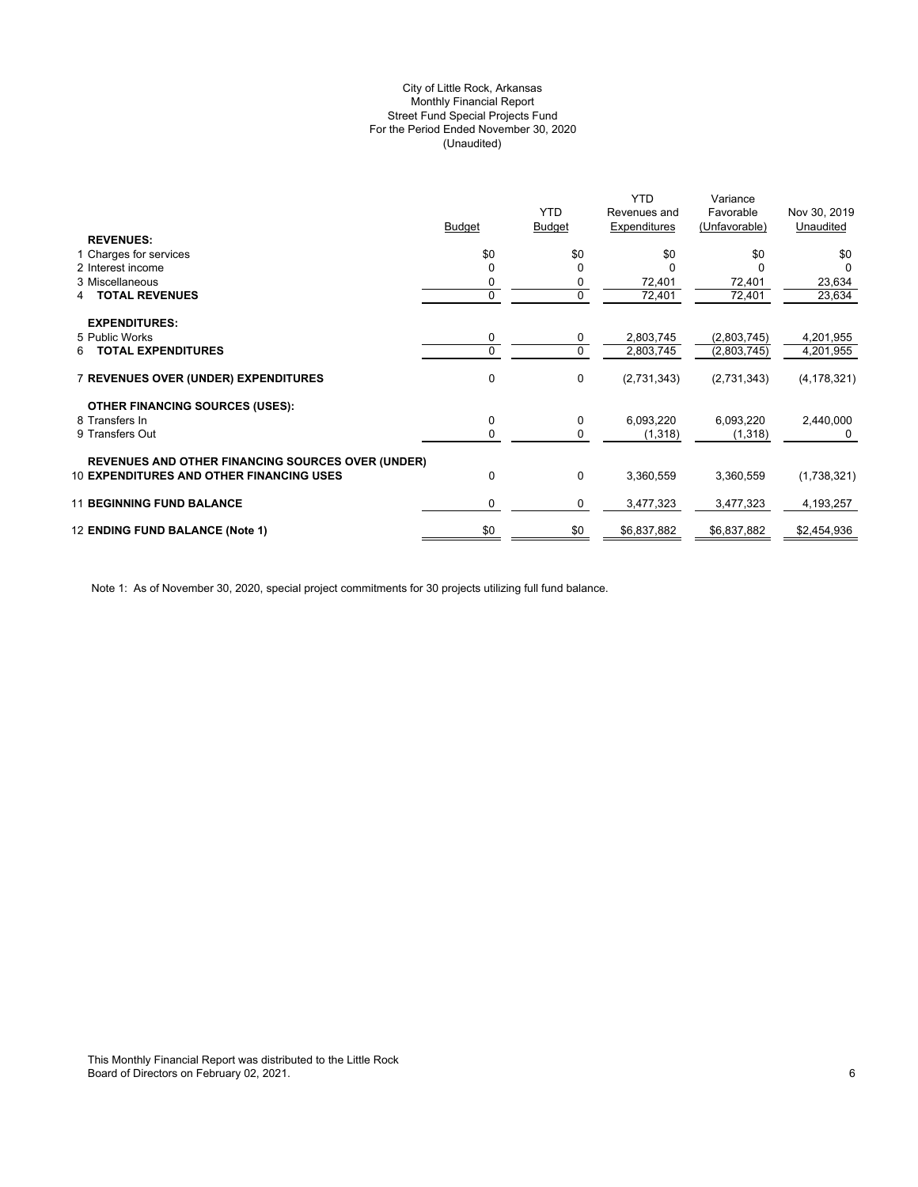City of Little Rock, Arkansas
Monthly Financial Report
Street Fund Special Projects Fund
For the Period Ended November 30, 2020
(Unaudited)

| | Budget | YTD Budget | YTD Revenues and Expenditures | Variance Favorable (Unfavorable) | Nov 30, 2019 Unaudited |
|---|---|---|---|---|---|
| **REVENUES:** | | | | | |
| 1 Charges for services | $0 | $0 | $0 | $0 | $0 |
| 2 Interest income | 0 | 0 | 0 | 0 | 0 |
| 3 Miscellaneous | 0 | 0 | 72,401 | 72,401 | 23,634 |
| 4 **TOTAL REVENUES** | 0 | 0 | 72,401 | 72,401 | 23,634 |
| **EXPENDITURES:** | | | | | |
| 5 Public Works | 0 | 0 | 2,803,745 | (2,803,745) | 4,201,955 |
| 6 **TOTAL EXPENDITURES** | 0 | 0 | 2,803,745 | (2,803,745) | 4,201,955 |
| 7 **REVENUES OVER (UNDER) EXPENDITURES** | 0 | 0 | (2,731,343) | (2,731,343) | (4,178,321) |
| **OTHER FINANCING SOURCES (USES):** | | | | | |
| 8 Transfers In | 0 | 0 | 6,093,220 | 6,093,220 | 2,440,000 |
| 9 Transfers Out | 0 | 0 | (1,318) | (1,318) | 0 |
| 10 **REVENUES AND OTHER FINANCING SOURCES OVER (UNDER) EXPENDITURES AND OTHER FINANCING USES** | 0 | 0 | 3,360,559 | 3,360,559 | (1,738,321) |
| 11 **BEGINNING FUND BALANCE** | 0 | 0 | 3,477,323 | 3,477,323 | 4,193,257 |
| 12 **ENDING FUND BALANCE (Note 1)** | $0 | $0 | $6,837,882 | $6,837,882 | $2,454,936 |

Note 1: As of November 30, 2020, special project commitments for 30 projects utilizing full fund balance.

This Monthly Financial Report was distributed to the Little Rock Board of Directors on February 02, 2021.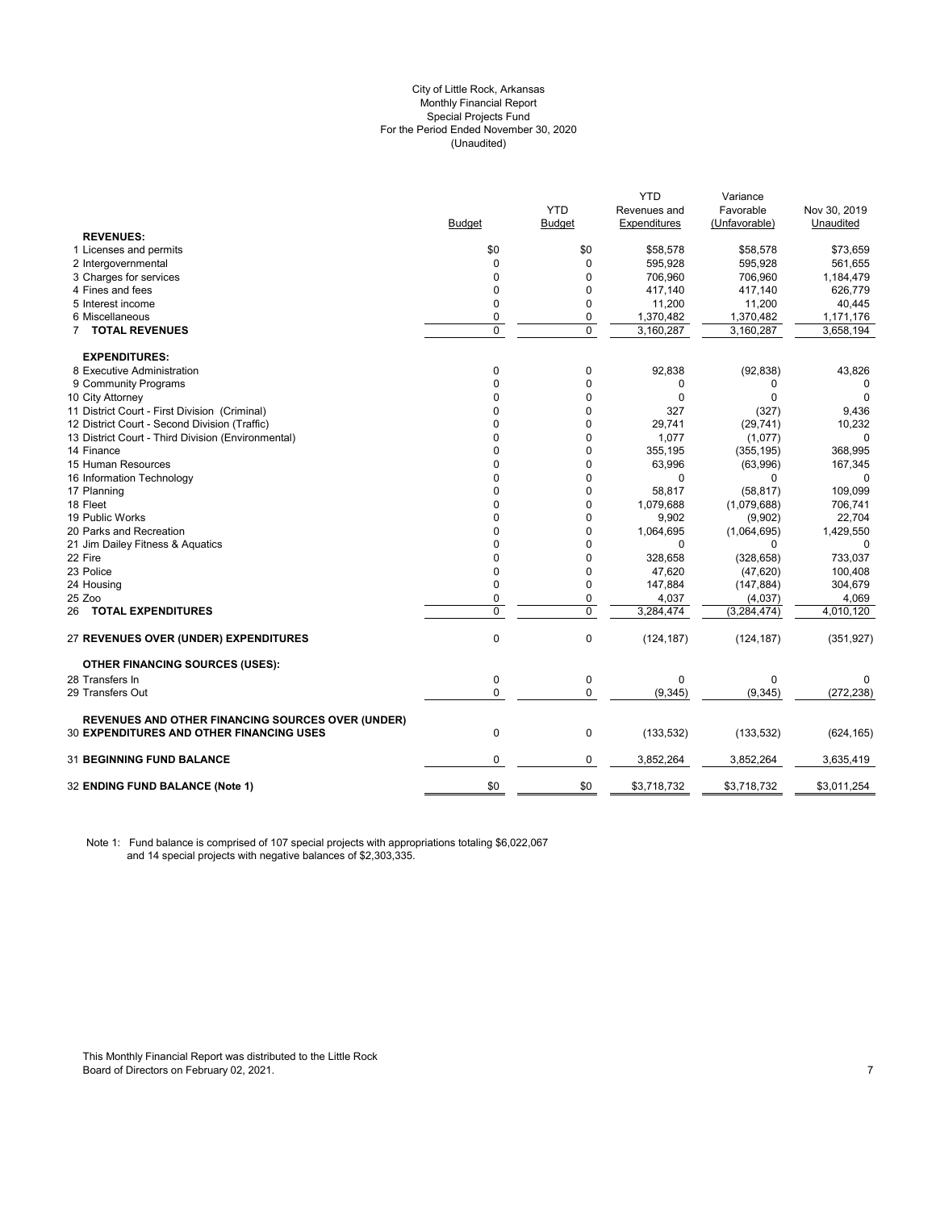City of Little Rock, Arkansas
Monthly Financial Report
Special Projects Fund
For the Period Ended November 30, 2020
(Unaudited)

| | Budget | YTD Budget | YTD Revenues and Expenditures | Variance Favorable (Unfavorable) | Nov 30, 2019 Unaudited |
|---|---|---|---|---|---|
| **REVENUES:** | | | | | |
| 1 Licenses and permits | $0 | $0 | $58,578 | $58,578 | $73,659 |
| 2 Intergovernmental | 0 | 0 | 595,928 | 595,928 | 561,655 |
| 3 Charges for services | 0 | 0 | 706,960 | 706,960 | 1,184,479 |
| 4 Fines and fees | 0 | 0 | 417,140 | 417,140 | 626,779 |
| 5 Interest income | 0 | 0 | 11,200 | 11,200 | 40,445 |
| 6 Miscellaneous | 0 | 0 | 1,370,482 | 1,370,482 | 1,171,176 |
| 7 **TOTAL REVENUES** | 0 | 0 | 3,160,287 | 3,160,287 | 3,658,194 |
| **EXPENDITURES:** | | | | | |
| 8 Executive Administration | 0 | 0 | 92,838 | (92,838) | 43,826 |
| 9 Community Programs | 0 | 0 | 0 | 0 | 0 |
| 10 City Attorney | 0 | 0 | 0 | 0 | 0 |
| 11 District Court - First Division (Criminal) | 0 | 0 | 327 | (327) | 9,436 |
| 12 District Court - Second Division (Traffic) | 0 | 0 | 29,741 | (29,741) | 10,232 |
| 13 District Court - Third Division (Environmental) | 0 | 0 | 1,077 | (1,077) | 0 |
| 14 Finance | 0 | 0 | 355,195 | (355,195) | 368,995 |
| 15 Human Resources | 0 | 0 | 63,996 | (63,996) | 167,345 |
| 16 Information Technology | 0 | 0 | 0 | 0 | 0 |
| 17 Planning | 0 | 0 | 58,817 | (58,817) | 109,099 |
| 18 Fleet | 0 | 0 | 1,079,688 | (1,079,688) | 706,741 |
| 19 Public Works | 0 | 0 | 9,902 | (9,902) | 22,704 |
| 20 Parks and Recreation | 0 | 0 | 1,064,695 | (1,064,695) | 1,429,550 |
| 21 Jim Dailey Fitness & Aquatics | 0 | 0 | 0 | 0 | 0 |
| 22 Fire | 0 | 0 | 328,658 | (328,658) | 733,037 |
| 23 Police | 0 | 0 | 47,620 | (47,620) | 100,408 |
| 24 Housing | 0 | 0 | 147,884 | (147,884) | 304,679 |
| 25 Zoo | 0 | 0 | 4,037 | (4,037) | 4,069 |
| 26 **TOTAL EXPENDITURES** | 0 | 0 | 3,284,474 | (3,284,474) | 4,010,120 |
| 27 **REVENUES OVER (UNDER) EXPENDITURES** | 0 | 0 | (124,187) | (124,187) | (351,927) |
| **OTHER FINANCING SOURCES (USES):** | | | | | |
| 28 Transfers In | 0 | 0 | 0 | 0 | 0 |
| 29 Transfers Out | 0 | 0 | (9,345) | (9,345) | (272,238) |
| 30 **REVENUES AND OTHER FINANCING SOURCES OVER (UNDER) EXPENDITURES AND OTHER FINANCING USES** | 0 | 0 | (133,532) | (133,532) | (624,165) |
| 31 **BEGINNING FUND BALANCE** | 0 | 0 | 3,852,264 | 3,852,264 | 3,635,419 |
| 32 **ENDING FUND BALANCE (Note 1)** | $0 | $0 | $3,718,732 | $3,718,732 | $3,011,254 |

Note 1: Fund balance is comprised of 107 special projects with appropriations totaling $6,022,067 and 14 special projects with negative balances of $2,303,335.

This Monthly Financial Report was distributed to the Little Rock Board of Directors on February 02, 2021.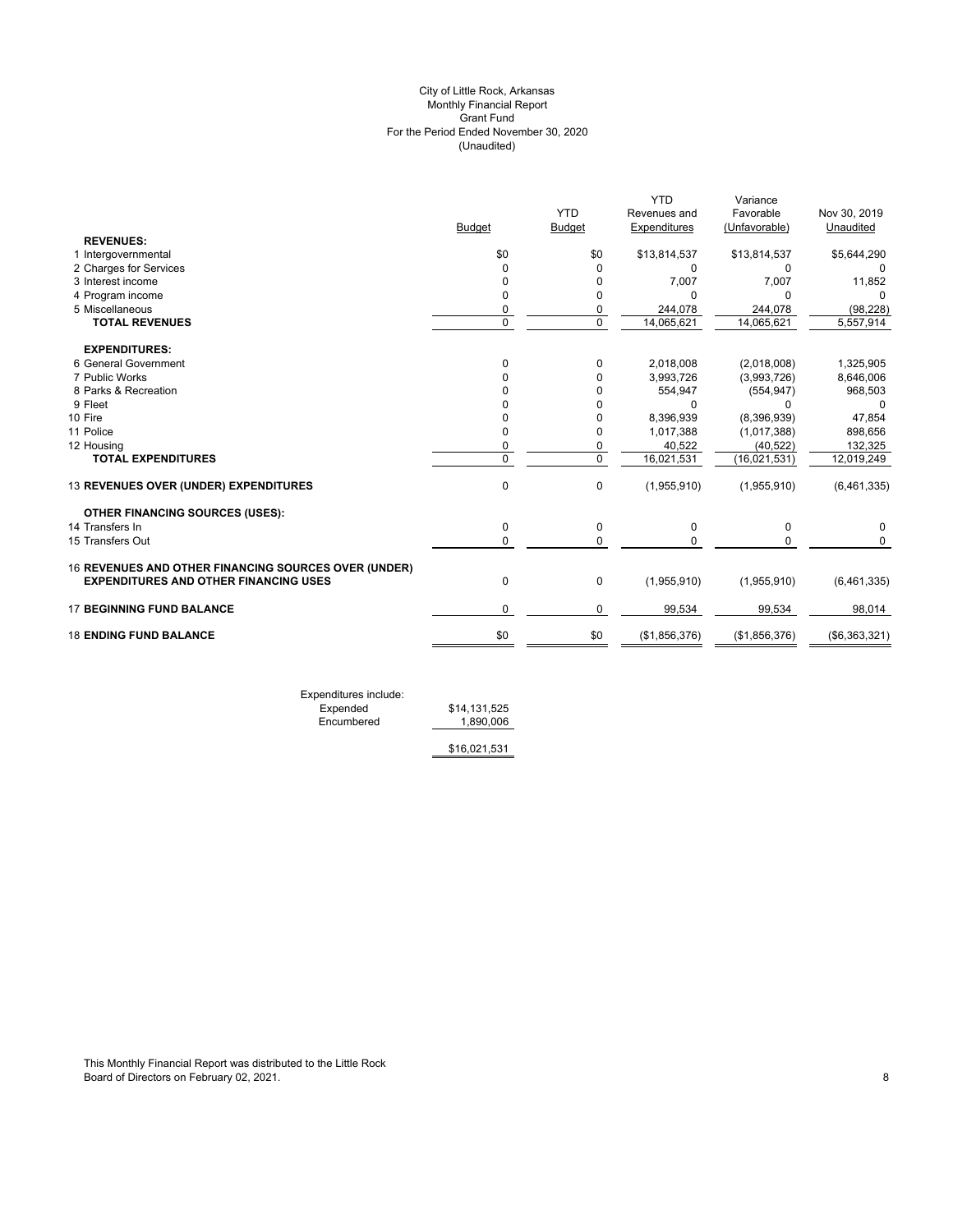# City of Little Rock, Arkansas
## Monthly Financial Report
## Grant Fund
## For the Period Ended November 30, 2020
## (Unaudited)

| | Budget | YTD Budget | YTD Revenues and Expenditures | Variance Favorable (Unfavorable) | Nov 30, 2019 Unaudited |
|---|---|---|---|---|---|
| **REVENUES:** | | | | | |
| 1 Intergovernmental | $0 | $0 | $13,814,537 | $13,814,537 | $5,644,290 |
| 2 Charges for Services | 0 | 0 | 0 | 0 | 0 |
| 3 Interest income | 0 | 0 | 7,007 | 7,007 | 11,852 |
| 4 Program income | 0 | 0 | 0 | 0 | 0 |
| 5 Miscellaneous | 0 | 0 | 244,078 | 244,078 | (98,228) |
| **TOTAL REVENUES** | 0 | 0 | 14,065,621 | 14,065,621 | 5,557,914 |
| **EXPENDITURES:** | | | | | |
| 6 General Government | 0 | 0 | 2,018,008 | (2,018,008) | 1,325,905 |
| 7 Public Works | 0 | 0 | 3,993,726 | (3,993,726) | 8,646,006 |
| 8 Parks & Recreation | 0 | 0 | 554,947 | (554,947) | 968,503 |
| 9 Fleet | 0 | 0 | 0 | 0 | 0 |
| 10 Fire | 0 | 0 | 8,396,939 | (8,396,939) | 47,854 |
| 11 Police | 0 | 0 | 1,017,388 | (1,017,388) | 898,656 |
| 12 Housing | 0 | 0 | 40,522 | (40,522) | 132,325 |
| **TOTAL EXPENDITURES** | 0 | 0 | 16,021,531 | (16,021,531) | 12,019,249 |
| 13 **REVENUES OVER (UNDER) EXPENDITURES** | 0 | 0 | (1,955,910) | (1,955,910) | (6,461,335) |
| **OTHER FINANCING SOURCES (USES):** | | | | | |
| 14 Transfers In | 0 | 0 | 0 | 0 | 0 |
| 15 Transfers Out | 0 | 0 | 0 | 0 | 0 |
| 16 **REVENUES AND OTHER FINANCING SOURCES OVER (UNDER) EXPENDITURES AND OTHER FINANCING USES** | 0 | 0 | (1,955,910) | (1,955,910) | (6,461,335) |
| 17 **BEGINNING FUND BALANCE** | 0 | 0 | 99,534 | 99,534 | 98,014 |
| 18 **ENDING FUND BALANCE** | $0 | $0 | ($1,856,376) | ($1,856,376) | ($6,363,321) |

| Expenditures include: | |
|---|---|
| Expended | $14,131,525 |
| Encumbered | 1,890,006 |
| | $16,021,531 |

This Monthly Financial Report was distributed to the Little Rock Board of Directors on February 02, 2021.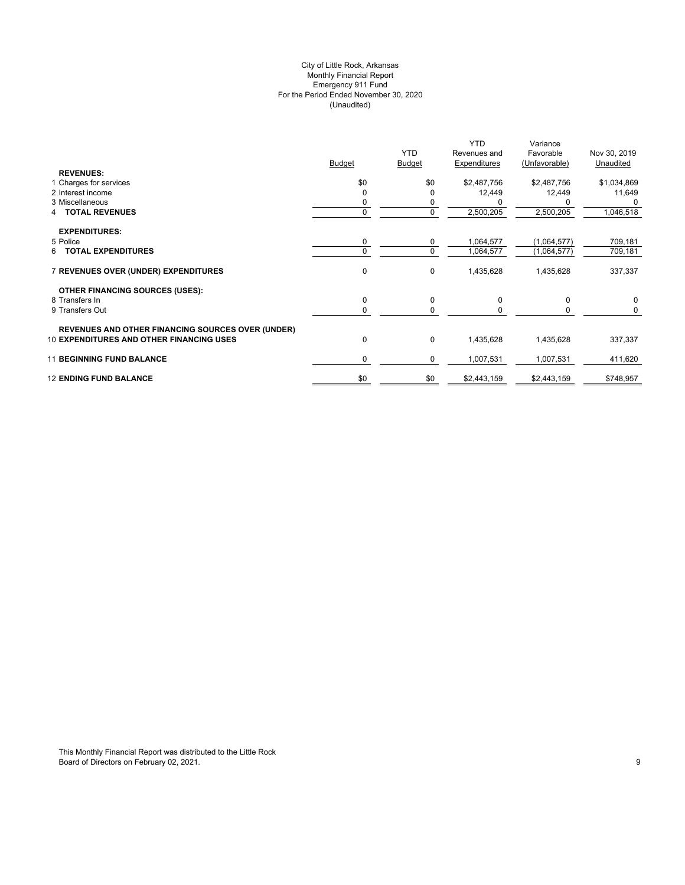City of Little Rock, Arkansas
Monthly Financial Report
Emergency 911 Fund
For the Period Ended November 30, 2020
(Unaudited)

| | Budget | YTD Budget | YTD Revenues and Expenditures | Variance Favorable (Unfavorable) | Nov 30, 2019 Unaudited |
|---|---|---|---|---|---|
| **REVENUES:** | | | | | |
| 1 Charges for services | $0 | $0 | $2,487,756 | $2,487,756 | $1,034,869 |
| 2 Interest income | 0 | 0 | 12,449 | 12,449 | 11,649 |
| 3 Miscellaneous | 0 | 0 | 0 | 0 | 0 |
| 4 **TOTAL REVENUES** | 0 | 0 | 2,500,205 | 2,500,205 | 1,046,518 |
| **EXPENDITURES:** | | | | | |
| 5 Police | 0 | 0 | 1,064,577 | (1,064,577) | 709,181 |
| 6 **TOTAL EXPENDITURES** | 0 | 0 | 1,064,577 | (1,064,577) | 709,181 |
| 7 **REVENUES OVER (UNDER) EXPENDITURES** | 0 | 0 | 1,435,628 | 1,435,628 | 337,337 |
| **OTHER FINANCING SOURCES (USES):** | | | | | |
| 8 Transfers In | 0 | 0 | 0 | 0 | 0 |
| 9 Transfers Out | 0 | 0 | 0 | 0 | 0 |
| **REVENUES AND OTHER FINANCING SOURCES OVER (UNDER)** | | | | | |
| 10 **EXPENDITURES AND OTHER FINANCING USES** | 0 | 0 | 1,435,628 | 1,435,628 | 337,337 |
| 11 **BEGINNING FUND BALANCE** | 0 | 0 | 1,007,531 | 1,007,531 | 411,620 |
| 12 **ENDING FUND BALANCE** | $0 | $0 | $2,443,159 | $2,443,159 | $748,957 |

This Monthly Financial Report was distributed to the Little Rock Board of Directors on February 02, 2021.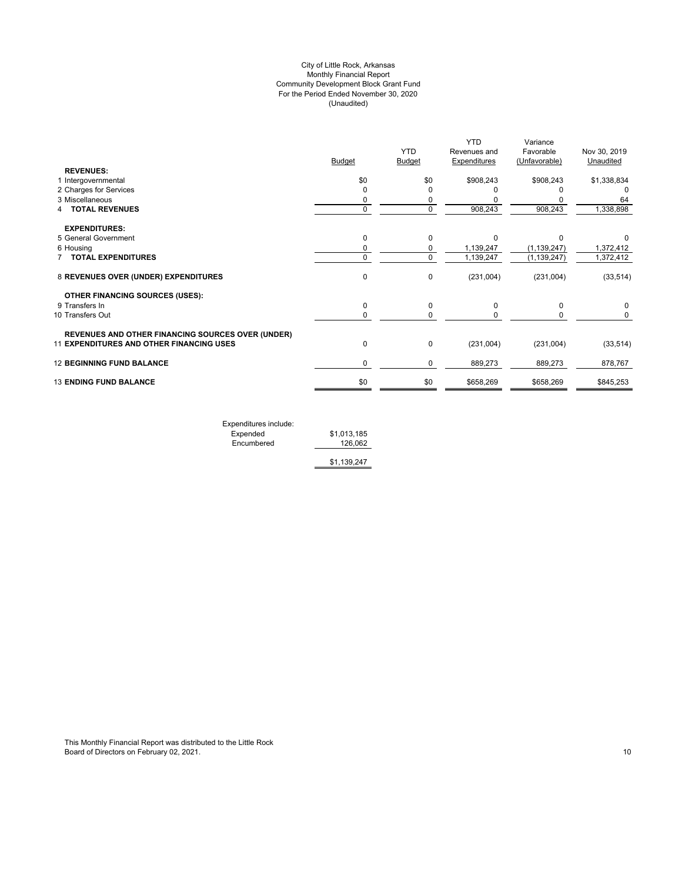# City of Little Rock, Arkansas
## Monthly Financial Report
## Community Development Block Grant Fund
## For the Period Ended November 30, 2020
## (Unaudited)

| | Budget | YTD Budget | YTD Revenues and Expenditures | Variance Favorable (Unfavorable) | Nov 30, 2019 Unaudited |
|---|---|---|---|---|---|
| **REVENUES:** | | | | | |
| 1 Intergovernmental | $0 | $0 | $908,243 | $908,243 | $1,338,834 |
| 2 Charges for Services | 0 | 0 | 0 | 0 | 0 |
| 3 Miscellaneous | 0 | 0 | 0 | 0 | 64 |
| 4 **TOTAL REVENUES** | 0 | 0 | 908,243 | 908,243 | 1,338,898 |
| **EXPENDITURES:** | | | | | |
| 5 General Government | 0 | 0 | 0 | 0 | 0 |
| 6 Housing | 0 | 0 | 1,139,247 | (1,139,247) | 1,372,412 |
| 7 **TOTAL EXPENDITURES** | 0 | 0 | 1,139,247 | (1,139,247) | 1,372,412 |
| 8 **REVENUES OVER (UNDER) EXPENDITURES** | 0 | 0 | (231,004) | (231,004) | (33,514) |
| **OTHER FINANCING SOURCES (USES):** | | | | | |
| 9 Transfers In | 0 | 0 | 0 | 0 | 0 |
| 10 Transfers Out | 0 | 0 | 0 | 0 | 0 |
| 11 **REVENUES AND OTHER FINANCING SOURCES OVER (UNDER) EXPENDITURES AND OTHER FINANCING USES** | 0 | 0 | (231,004) | (231,004) | (33,514) |
| 12 **BEGINNING FUND BALANCE** | 0 | 0 | 889,273 | 889,273 | 878,767 |
| 13 **ENDING FUND BALANCE** | $0 | $0 | $658,269 | $658,269 | $845,253 |

| Expenditures include: | |
|---|---|
| Expended | $1,013,185 |
| Encumbered | 126,062 |
| | $1,139,247 |

This Monthly Financial Report was distributed to the Little Rock Board of Directors on February 02, 2021.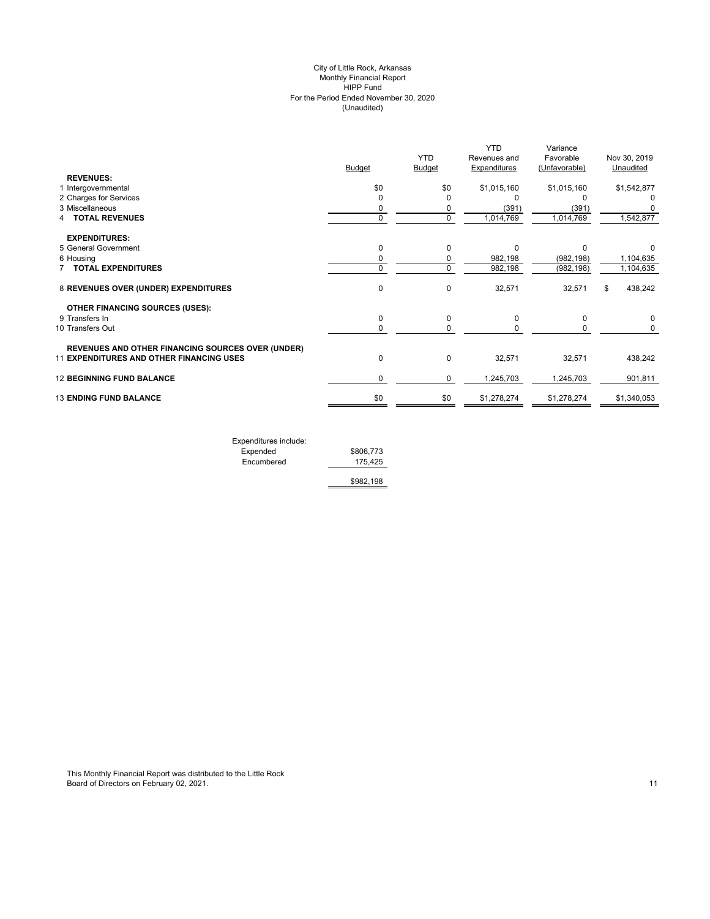City of Little Rock, Arkansas
Monthly Financial Report
HIPP Fund
For the Period Ended November 30, 2020
(Unaudited)

| | Budget | YTD Budget | YTD Revenues and Expenditures | Variance Favorable (Unfavorable) | Nov 30, 2019 Unaudited |
|---|---|---|---|---|---|
| **REVENUES:** | | | | | |
| 1 Intergovernmental | $0 | $0 | $1,015,160 | $1,015,160 | $1,542,877 |
| 2 Charges for Services | 0 | 0 | 0 | 0 | 0 |
| 3 Miscellaneous | 0 | 0 | (391) | (391) | 0 |
| 4 **TOTAL REVENUES** | 0 | 0 | 1,014,769 | 1,014,769 | 1,542,877 |
| **EXPENDITURES:** | | | | | |
| 5 General Government | 0 | 0 | 0 | 0 | 0 |
| 6 Housing | 0 | 0 | 982,198 | (982,198) | 1,104,635 |
| 7 **TOTAL EXPENDITURES** | 0 | 0 | 982,198 | (982,198) | 1,104,635 |
| 8 **REVENUES OVER (UNDER) EXPENDITURES** | 0 | 0 | 32,571 | 32,571 | $ 438,242 |
| **OTHER FINANCING SOURCES (USES):** | | | | | |
| 9 Transfers In | 0 | 0 | 0 | 0 | 0 |
| 10 Transfers Out | 0 | 0 | 0 | 0 | 0 |
| **REVENUES AND OTHER FINANCING SOURCES OVER (UNDER)** | | | | | |
| 11 **EXPENDITURES AND OTHER FINANCING USES** | 0 | 0 | 32,571 | 32,571 | 438,242 |
| 12 **BEGINNING FUND BALANCE** | 0 | 0 | 1,245,703 | 1,245,703 | 901,811 |
| 13 **ENDING FUND BALANCE** | $0 | $0 | $1,278,274 | $1,278,274 | $1,340,053 |

| Expenditures include: | |
|---|---|
| Expended | $806,773 |
| Encumbered | 175,425 |
| | $982,198 |

This Monthly Financial Report was distributed to the Little Rock Board of Directors on February 02, 2021.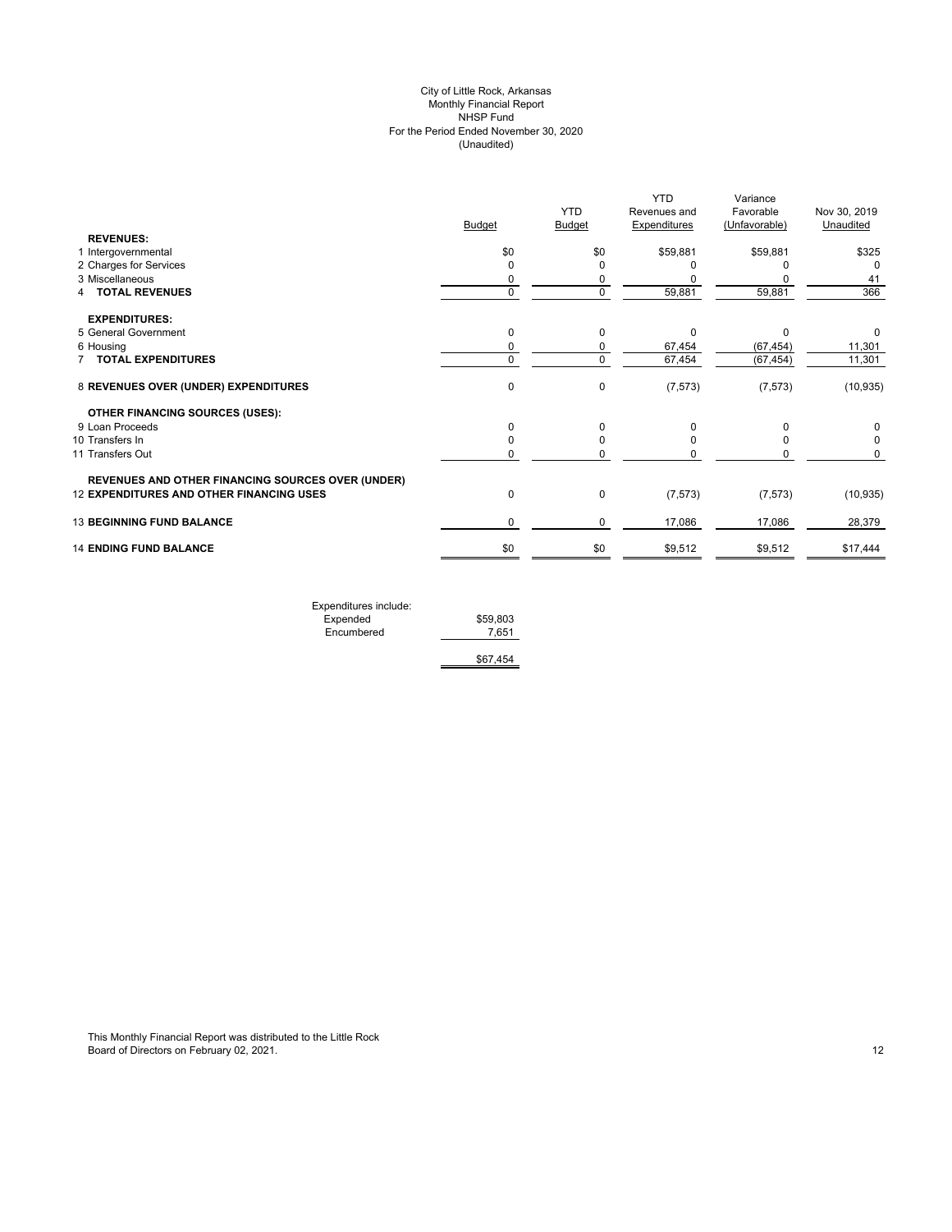# City of Little Rock, Arkansas
## Monthly Financial Report
## NHSP Fund
## For the Period Ended November 30, 2020
## (Unaudited)

| | Budget | YTD Budget | YTD Revenues and Expenditures | Variance Favorable (Unfavorable) | Nov 30, 2019 Unaudited |
|---|---|---|---|---|---|
| **REVENUES:** | | | | | |
| 1 Intergovernmental | $0 | $0 | $59,881 | $59,881 | $325 |
| 2 Charges for Services | 0 | 0 | 0 | 0 | 0 |
| 3 Miscellaneous | 0 | 0 | 0 | 0 | 41 |
| 4 **TOTAL REVENUES** | 0 | 0 | 59,881 | 59,881 | 366 |
| **EXPENDITURES:** | | | | | |
| 5 General Government | 0 | 0 | 0 | 0 | 0 |
| 6 Housing | 0 | 0 | 67,454 | (67,454) | 11,301 |
| 7 **TOTAL EXPENDITURES** | 0 | 0 | 67,454 | (67,454) | 11,301 |
| 8 **REVENUES OVER (UNDER) EXPENDITURES** | 0 | 0 | (7,573) | (7,573) | (10,935) |
| **OTHER FINANCING SOURCES (USES):** | | | | | |
| 9 Loan Proceeds | 0 | 0 | 0 | 0 | 0 |
| 10 Transfers In | 0 | 0 | 0 | 0 | 0 |
| 11 Transfers Out | 0 | 0 | 0 | 0 | 0 |
| **REVENUES AND OTHER FINANCING SOURCES OVER (UNDER)** 12 **EXPENDITURES AND OTHER FINANCING USES** | 0 | 0 | (7,573) | (7,573) | (10,935) |
| 13 **BEGINNING FUND BALANCE** | 0 | 0 | 17,086 | 17,086 | 28,379 |
| 14 **ENDING FUND BALANCE** | $0 | $0 | $9,512 | $9,512 | $17,444 |

| Expenditures include: | |
|---|---|
| Expended | $59,803 |
| Encumbered | 7,651 |
| | $67,454 |

This Monthly Financial Report was distributed to the Little Rock Board of Directors on February 02, 2021.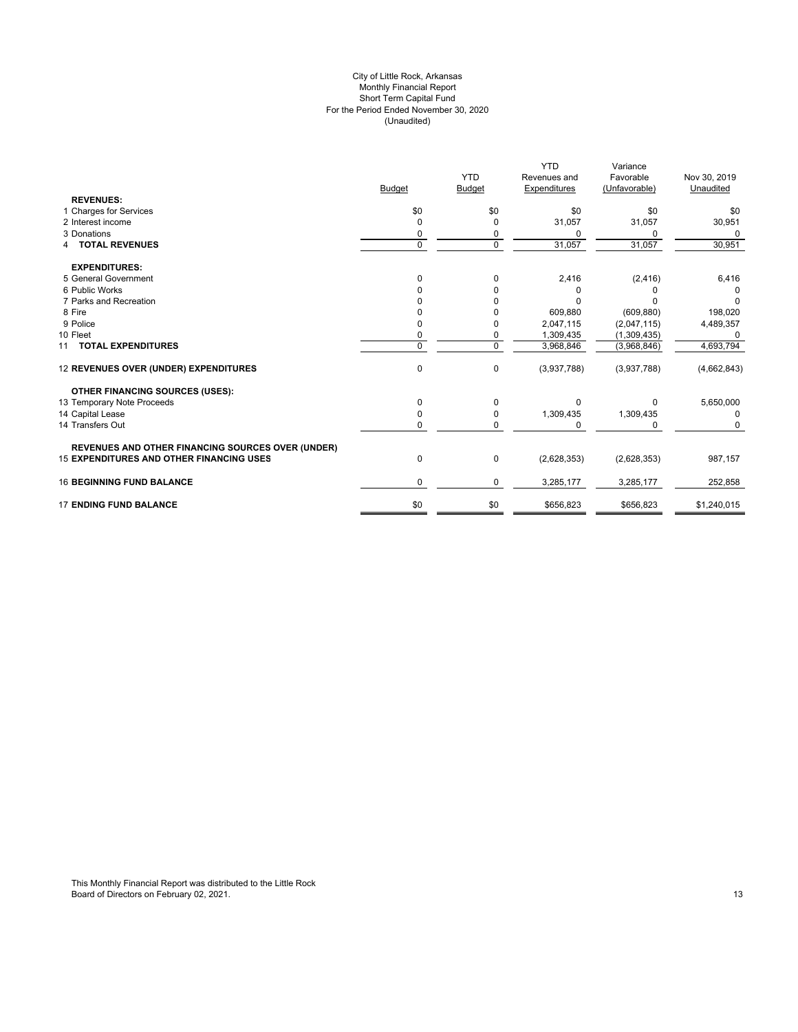City of Little Rock, Arkansas
Monthly Financial Report
Short Term Capital Fund
For the Period Ended November 30, 2020
(Unaudited)

| | Budget | YTD Budget | YTD Revenues and Expenditures | Variance Favorable (Unfavorable) | Nov 30, 2019 Unaudited |
|---|---|---|---|---|---|
| **REVENUES:** | | | | | |
| 1 Charges for Services | $0 | $0 | $0 | $0 | $0 |
| 2 Interest income | 0 | 0 | 31,057 | 31,057 | 30,951 |
| 3 Donations | 0 | 0 | 0 | 0 | 0 |
| 4 **TOTAL REVENUES** | 0 | 0 | 31,057 | 31,057 | 30,951 |
| **EXPENDITURES:** | | | | | |
| 5 General Government | 0 | 0 | 2,416 | (2,416) | 6,416 |
| 6 Public Works | 0 | 0 | 0 | 0 | 0 |
| 7 Parks and Recreation | 0 | 0 | 0 | 0 | 0 |
| 8 Fire | 0 | 0 | 609,880 | (609,880) | 198,020 |
| 9 Police | 0 | 0 | 2,047,115 | (2,047,115) | 4,489,357 |
| 10 Fleet | 0 | 0 | 1,309,435 | (1,309,435) | 0 |
| 11 **TOTAL EXPENDITURES** | 0 | 0 | 3,968,846 | (3,968,846) | 4,693,794 |
| 12 **REVENUES OVER (UNDER) EXPENDITURES** | 0 | 0 | (3,937,788) | (3,937,788) | (4,662,843) |
| **OTHER FINANCING SOURCES (USES):** | | | | | |
| 13 Temporary Note Proceeds | 0 | 0 | 0 | 0 | 5,650,000 |
| 14 Capital Lease | 0 | 0 | 1,309,435 | 1,309,435 | 0 |
| 14 Transfers Out | 0 | 0 | 0 | 0 | 0 |
| **REVENUES AND OTHER FINANCING SOURCES OVER (UNDER)** 15 **EXPENDITURES AND OTHER FINANCING USES** | 0 | 0 | (2,628,353) | (2,628,353) | 987,157 |
| 16 **BEGINNING FUND BALANCE** | 0 | 0 | 3,285,177 | 3,285,177 | 252,858 |
| 17 **ENDING FUND BALANCE** | $0 | $0 | $656,823 | $656,823 | $1,240,015 |

This Monthly Financial Report was distributed to the Little Rock Board of Directors on February 02, 2021.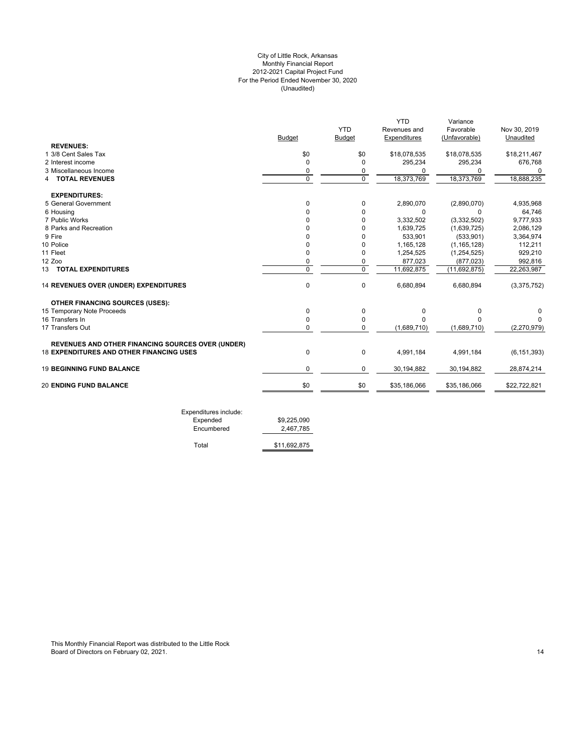City of Little Rock, Arkansas
Monthly Financial Report
2012-2021 Capital Project Fund
For the Period Ended November 30, 2020
(Unaudited)

| | Budget | YTD Budget | YTD Revenues and Expenditures | Variance Favorable (Unfavorable) | Nov 30, 2019 Unaudited |
|---|---|---|---|---|---|
| **REVENUES:** | | | | | |
| 1 3/8 Cent Sales Tax | $0 | $0 | $18,078,535 | $18,078,535 | $18,211,467 |
| 2 Interest income | 0 | 0 | 295,234 | 295,234 | 676,768 |
| 3 Miscellaneous Income | 0 | 0 | 0 | 0 | 0 |
| 4 **TOTAL REVENUES** | 0 | 0 | 18,373,769 | 18,373,769 | 18,888,235 |
| **EXPENDITURES:** | | | | | |
| 5 General Government | 0 | 0 | 2,890,070 | (2,890,070) | 4,935,968 |
| 6 Housing | 0 | 0 | 0 | 0 | 64,746 |
| 7 Public Works | 0 | 0 | 3,332,502 | (3,332,502) | 9,777,933 |
| 8 Parks and Recreation | 0 | 0 | 1,639,725 | (1,639,725) | 2,086,129 |
| 9 Fire | 0 | 0 | 533,901 | (533,901) | 3,364,974 |
| 10 Police | 0 | 0 | 1,165,128 | (1,165,128) | 112,211 |
| 11 Fleet | 0 | 0 | 1,254,525 | (1,254,525) | 929,210 |
| 12 Zoo | 0 | 0 | 877,023 | (877,023) | 992,816 |
| 13 **TOTAL EXPENDITURES** | 0 | 0 | 11,692,875 | (11,692,875) | 22,263,987 |
| 14 **REVENUES OVER (UNDER) EXPENDITURES** | 0 | 0 | 6,680,894 | 6,680,894 | (3,375,752) |
| **OTHER FINANCING SOURCES (USES):** | | | | | |
| 15 Temporary Note Proceeds | 0 | 0 | 0 | 0 | 0 |
| 16 Transfers In | 0 | 0 | 0 | 0 | 0 |
| 17 Transfers Out | 0 | 0 | (1,689,710) | (1,689,710) | (2,270,979) |
| **REVENUES AND OTHER FINANCING SOURCES OVER (UNDER)** | | | | | |
| 18 **EXPENDITURES AND OTHER FINANCING USES** | 0 | 0 | 4,991,184 | 4,991,184 | (6,151,393) |
| 19 **BEGINNING FUND BALANCE** | 0 | 0 | 30,194,882 | 30,194,882 | 28,874,214 |
| 20 **ENDING FUND BALANCE** | $0 | $0 | $35,186,066 | $35,186,066 | $22,722,821 |

| Expenditures include: | |
|---|---|
| Expended | $9,225,090 |
| Encumbered | 2,467,785 |
| Total | $11,692,875 |

This Monthly Financial Report was distributed to the Little Rock Board of Directors on February 02, 2021.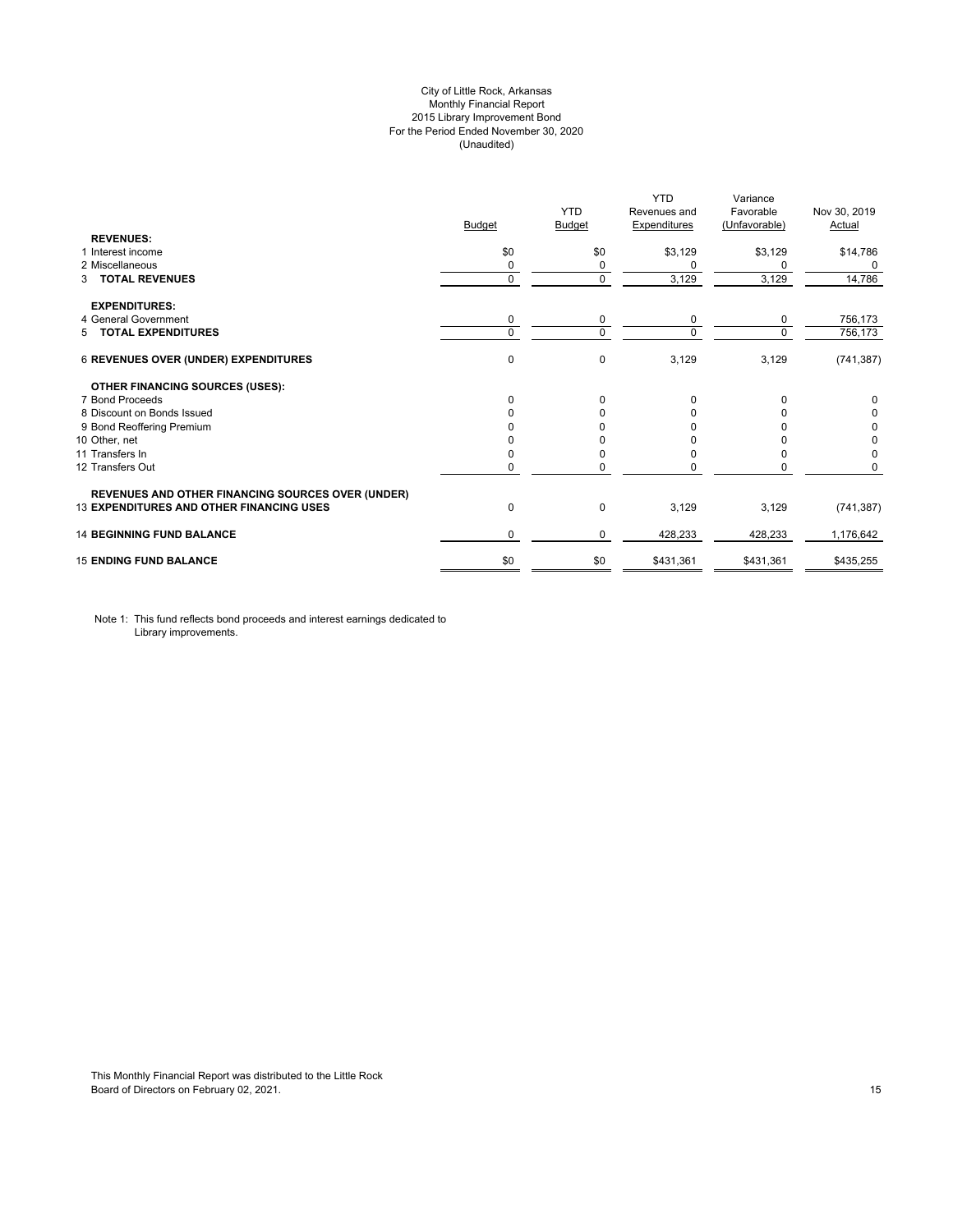City of Little Rock, Arkansas
Monthly Financial Report
2015 Library Improvement Bond
For the Period Ended November 30, 2020
(Unaudited)

| | Budget | YTD Budget | YTD Revenues and Expenditures | Variance Favorable (Unfavorable) | Nov 30, 2019 Actual |
|---|---|---|---|---|---|
| **REVENUES:** | | | | | |
| 1 Interest income | $0 | $0 | $3,129 | $3,129 | $14,786 |
| 2 Miscellaneous | 0 | 0 | 0 | 0 | 0 |
| 3 **TOTAL REVENUES** | 0 | 0 | 3,129 | 3,129 | 14,786 |
| **EXPENDITURES:** | | | | | |
| 4 General Government | 0 | 0 | 0 | 0 | 756,173 |
| 5 **TOTAL EXPENDITURES** | 0 | 0 | 0 | 0 | 756,173 |
| 6 **REVENUES OVER (UNDER) EXPENDITURES** | 0 | 0 | 3,129 | 3,129 | (741,387) |
| **OTHER FINANCING SOURCES (USES):** | | | | | |
| 7 Bond Proceeds | 0 | 0 | 0 | 0 | 0 |
| 8 Discount on Bonds Issued | 0 | 0 | 0 | 0 | 0 |
| 9 Bond Reoffering Premium | 0 | 0 | 0 | 0 | 0 |
| 10 Other, net | 0 | 0 | 0 | 0 | 0 |
| 11 Transfers In | 0 | 0 | 0 | 0 | 0 |
| 12 Transfers Out | 0 | 0 | 0 | 0 | 0 |
| **REVENUES AND OTHER FINANCING SOURCES OVER (UNDER)** 13 **EXPENDITURES AND OTHER FINANCING USES** | 0 | 0 | 3,129 | 3,129 | (741,387) |
| 14 **BEGINNING FUND BALANCE** | 0 | 0 | 428,233 | 428,233 | 1,176,642 |
| 15 **ENDING FUND BALANCE** | $0 | $0 | $431,361 | $431,361 | $435,255 |

Note 1: This fund reflects bond proceeds and interest earnings dedicated to Library improvements.

This Monthly Financial Report was distributed to the Little Rock Board of Directors on February 02, 2021.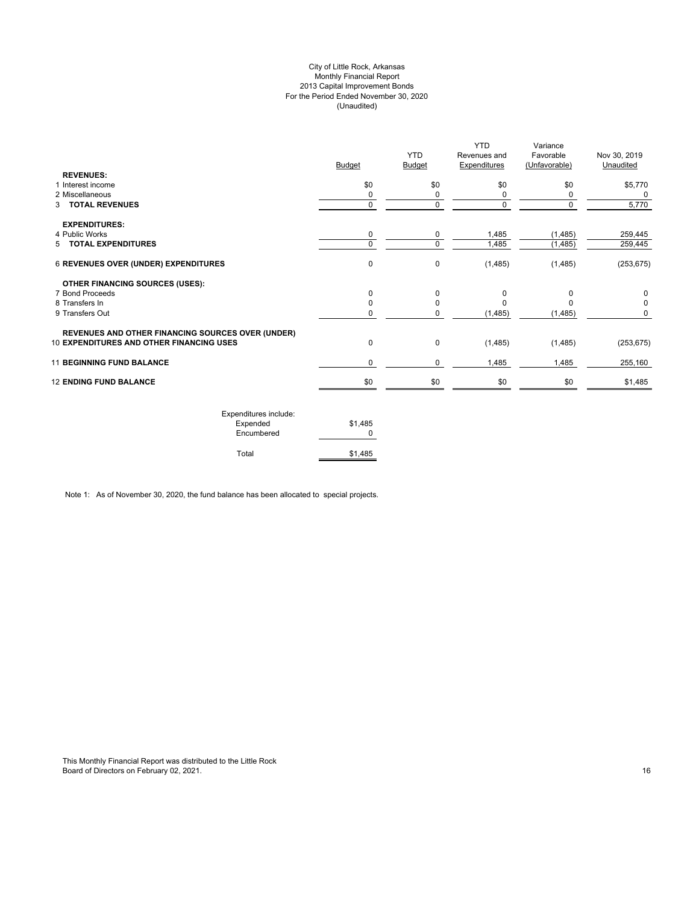City of Little Rock, Arkansas
Monthly Financial Report
2013 Capital Improvement Bonds
For the Period Ended November 30, 2020
(Unaudited)

| | Budget | YTD Budget | YTD Revenues and Expenditures | Variance Favorable (Unfavorable) | Nov 30, 2019 Unaudited |
|---|---|---|---|---|---|
| **REVENUES:** | | | | | |
| 1 Interest income | $0 | $0 | $0 | $0 | $5,770 |
| 2 Miscellaneous | 0 | 0 | 0 | 0 | 0 |
| 3 **TOTAL REVENUES** | 0 | 0 | 0 | 0 | 5,770 |
| **EXPENDITURES:** | | | | | |
| 4 Public Works | 0 | 0 | 1,485 | (1,485) | 259,445 |
| 5 **TOTAL EXPENDITURES** | 0 | 0 | 1,485 | (1,485) | 259,445 |
| 6 **REVENUES OVER (UNDER) EXPENDITURES** | 0 | 0 | (1,485) | (1,485) | (253,675) |
| **OTHER FINANCING SOURCES (USES):** | | | | | |
| 7 Bond Proceeds | 0 | 0 | 0 | 0 | 0 |
| 8 Transfers In | 0 | 0 | 0 | 0 | 0 |
| 9 Transfers Out | 0 | 0 | (1,485) | (1,485) | 0 |
| 10 **REVENUES AND OTHER FINANCING SOURCES OVER (UNDER) EXPENDITURES AND OTHER FINANCING USES** | 0 | 0 | (1,485) | (1,485) | (253,675) |
| 11 **BEGINNING FUND BALANCE** | 0 | 0 | 1,485 | 1,485 | 255,160 |
| 12 **ENDING FUND BALANCE** | $0 | $0 | $0 | $0 | $1,485 |

| Expenditures include: | |
|---|---|
| Expended | $1,485 |
| Encumbered | 0 |
| Total | $1,485 |

Note 1: As of November 30, 2020, the fund balance has been allocated to special projects.

This Monthly Financial Report was distributed to the Little Rock Board of Directors on February 02, 2021.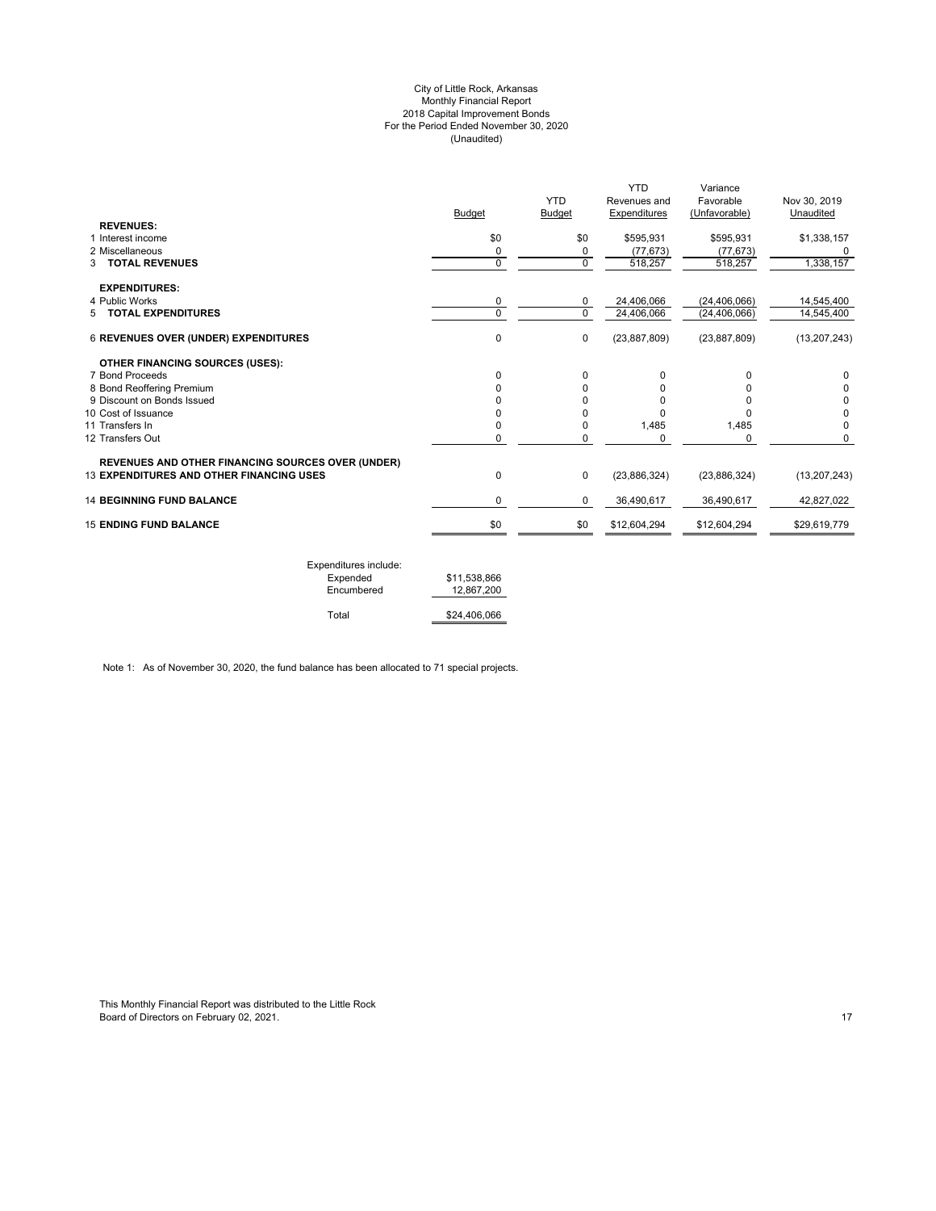City of Little Rock, Arkansas
Monthly Financial Report
2018 Capital Improvement Bonds
For the Period Ended November 30, 2020
(Unaudited)

| | Budget | YTD Budget | YTD Revenues and Expenditures | Variance Favorable (Unfavorable) | Nov 30, 2019 Unaudited |
|---|---|---|---|---|---|
| **REVENUES:** | | | | | |
| 1 Interest income | $0 | $0 | $595,931 | $595,931 | $1,338,157 |
| 2 Miscellaneous | 0 | 0 | (77,673) | (77,673) | 0 |
| 3 **TOTAL REVENUES** | 0 | 0 | 518,257 | 518,257 | 1,338,157 |
| **EXPENDITURES:** | | | | | |
| 4 Public Works | 0 | 0 | 24,406,066 | (24,406,066) | 14,545,400 |
| 5 **TOTAL EXPENDITURES** | 0 | 0 | 24,406,066 | (24,406,066) | 14,545,400 |
| 6 **REVENUES OVER (UNDER) EXPENDITURES** | 0 | 0 | (23,887,809) | (23,887,809) | (13,207,243) |
| **OTHER FINANCING SOURCES (USES):** | | | | | |
| 7 Bond Proceeds | 0 | 0 | 0 | 0 | 0 |
| 8 Bond Reoffering Premium | 0 | 0 | 0 | 0 | 0 |
| 9 Discount on Bonds Issued | 0 | 0 | 0 | 0 | 0 |
| 10 Cost of Issuance | 0 | 0 | 0 | 0 | 0 |
| 11 Transfers In | 0 | 0 | 1,485 | 1,485 | 0 |
| 12 Transfers Out | 0 | 0 | 0 | 0 | 0 |
| **REVENUES AND OTHER FINANCING SOURCES OVER (UNDER)** | | | | | |
| 13 **EXPENDITURES AND OTHER FINANCING USES** | 0 | 0 | (23,886,324) | (23,886,324) | (13,207,243) |
| 14 **BEGINNING FUND BALANCE** | 0 | 0 | 36,490,617 | 36,490,617 | 42,827,022 |
| 15 **ENDING FUND BALANCE** | $0 | $0 | $12,604,294 | $12,604,294 | $29,619,779 |

| Expenditures include: | |
|---|---|
| Expended | $11,538,866 |
| Encumbered | 12,867,200 |
| Total | $24,406,066 |

Note 1: As of November 30, 2020, the fund balance has been allocated to 71 special projects.

This Monthly Financial Report was distributed to the Little Rock Board of Directors on February 02, 2021.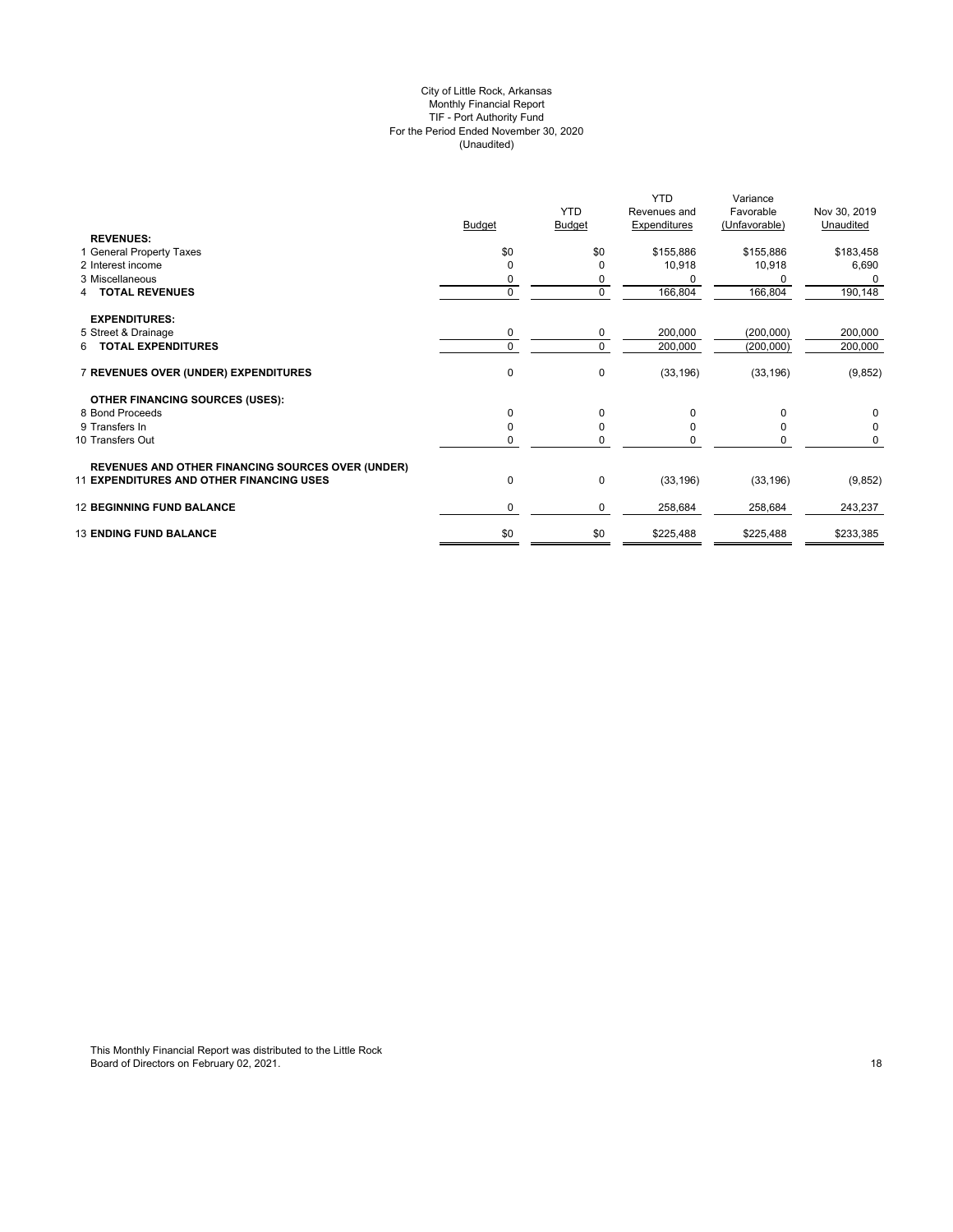City of Little Rock, Arkansas
Monthly Financial Report
TIF - Port Authority Fund
For the Period Ended November 30, 2020
(Unaudited)

| | Budget | YTD Budget | YTD Revenues and Expenditures | Variance Favorable (Unfavorable) | Nov 30, 2019 Unaudited |
|---|---|---|---|---|---|
| **REVENUES:** | | | | | |
| 1 General Property Taxes | $0 | $0 | $155,886 | $155,886 | $183,458 |
| 2 Interest income | 0 | 0 | 10,918 | 10,918 | 6,690 |
| 3 Miscellaneous | 0 | 0 | 0 | 0 | 0 |
| 4 **TOTAL REVENUES** | 0 | 0 | 166,804 | 166,804 | 190,148 |
| **EXPENDITURES:** | | | | | |
| 5 Street & Drainage | 0 | 0 | 200,000 | (200,000) | 200,000 |
| 6 **TOTAL EXPENDITURES** | 0 | 0 | 200,000 | (200,000) | 200,000 |
| 7 **REVENUES OVER (UNDER) EXPENDITURES** | 0 | 0 | (33,196) | (33,196) | (9,852) |
| **OTHER FINANCING SOURCES (USES):** | | | | | |
| 8 Bond Proceeds | 0 | 0 | 0 | 0 | 0 |
| 9 Transfers In | 0 | 0 | 0 | 0 | 0 |
| 10 Transfers Out | 0 | 0 | 0 | 0 | 0 |
| **REVENUES AND OTHER FINANCING SOURCES OVER (UNDER)** | | | | | |
| 11 **EXPENDITURES AND OTHER FINANCING USES** | 0 | 0 | (33,196) | (33,196) | (9,852) |
| 12 **BEGINNING FUND BALANCE** | 0 | 0 | 258,684 | 258,684 | 243,237 |
| 13 **ENDING FUND BALANCE** | $0 | $0 | $225,488 | $225,488 | $233,385 |

This Monthly Financial Report was distributed to the Little Rock Board of Directors on February 02, 2021.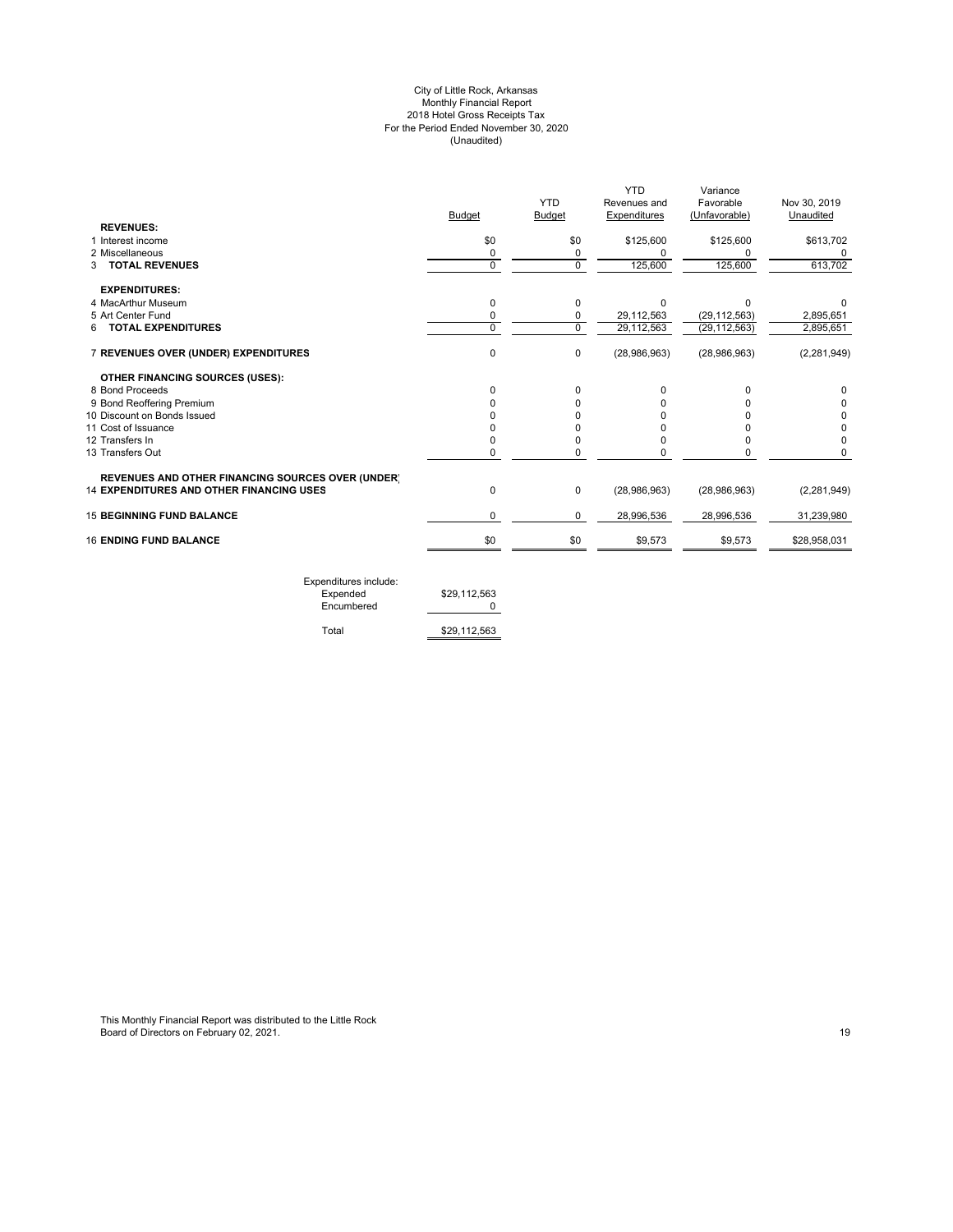City of Little Rock, Arkansas
Monthly Financial Report
2018 Hotel Gross Receipts Tax
For the Period Ended November 30, 2020
(Unaudited)

| | Budget | YTD Budget | YTD Revenues and Expenditures | Variance Favorable (Unfavorable) | Nov 30, 2019 Unaudited |
|---|---|---|---|---|---|
| **REVENUES:** | | | | | |
| 1 Interest income | $0 | $0 | $125,600 | $125,600 | $613,702 |
| 2 Miscellaneous | 0 | 0 | 0 | 0 | 0 |
| 3 **TOTAL REVENUES** | 0 | 0 | 125,600 | 125,600 | 613,702 |
| **EXPENDITURES:** | | | | | |
| 4 MacArthur Museum | 0 | 0 | 0 | 0 | 0 |
| 5 Art Center Fund | 0 | 0 | 29,112,563 | (29,112,563) | 2,895,651 |
| 6 **TOTAL EXPENDITURES** | 0 | 0 | 29,112,563 | (29,112,563) | 2,895,651 |
| 7 **REVENUES OVER (UNDER) EXPENDITURES** | 0 | 0 | (28,986,963) | (28,986,963) | (2,281,949) |
| **OTHER FINANCING SOURCES (USES):** | | | | | |
| 8 Bond Proceeds | 0 | 0 | 0 | 0 | 0 |
| 9 Bond Reoffering Premium | 0 | 0 | 0 | 0 | 0 |
| 10 Discount on Bonds Issued | 0 | 0 | 0 | 0 | 0 |
| 11 Cost of Issuance | 0 | 0 | 0 | 0 | 0 |
| 12 Transfers In | 0 | 0 | 0 | 0 | 0 |
| 13 Transfers Out | 0 | 0 | 0 | 0 | 0 |
| **REVENUES AND OTHER FINANCING SOURCES OVER (UNDER)** 14 **EXPENDITURES AND OTHER FINANCING USES** | 0 | 0 | (28,986,963) | (28,986,963) | (2,281,949) |
| 15 **BEGINNING FUND BALANCE** | 0 | 0 | 28,996,536 | 28,996,536 | 31,239,980 |
| 16 **ENDING FUND BALANCE** | $0 | $0 | $9,573 | $9,573 | $28,958,031 |

| Expenditures include: | |
|---|---|
| Expended | $29,112,563 |
| Encumbered | 0 |
| Total | $29,112,563 |

This Monthly Financial Report was distributed to the Little Rock Board of Directors on February 02, 2021.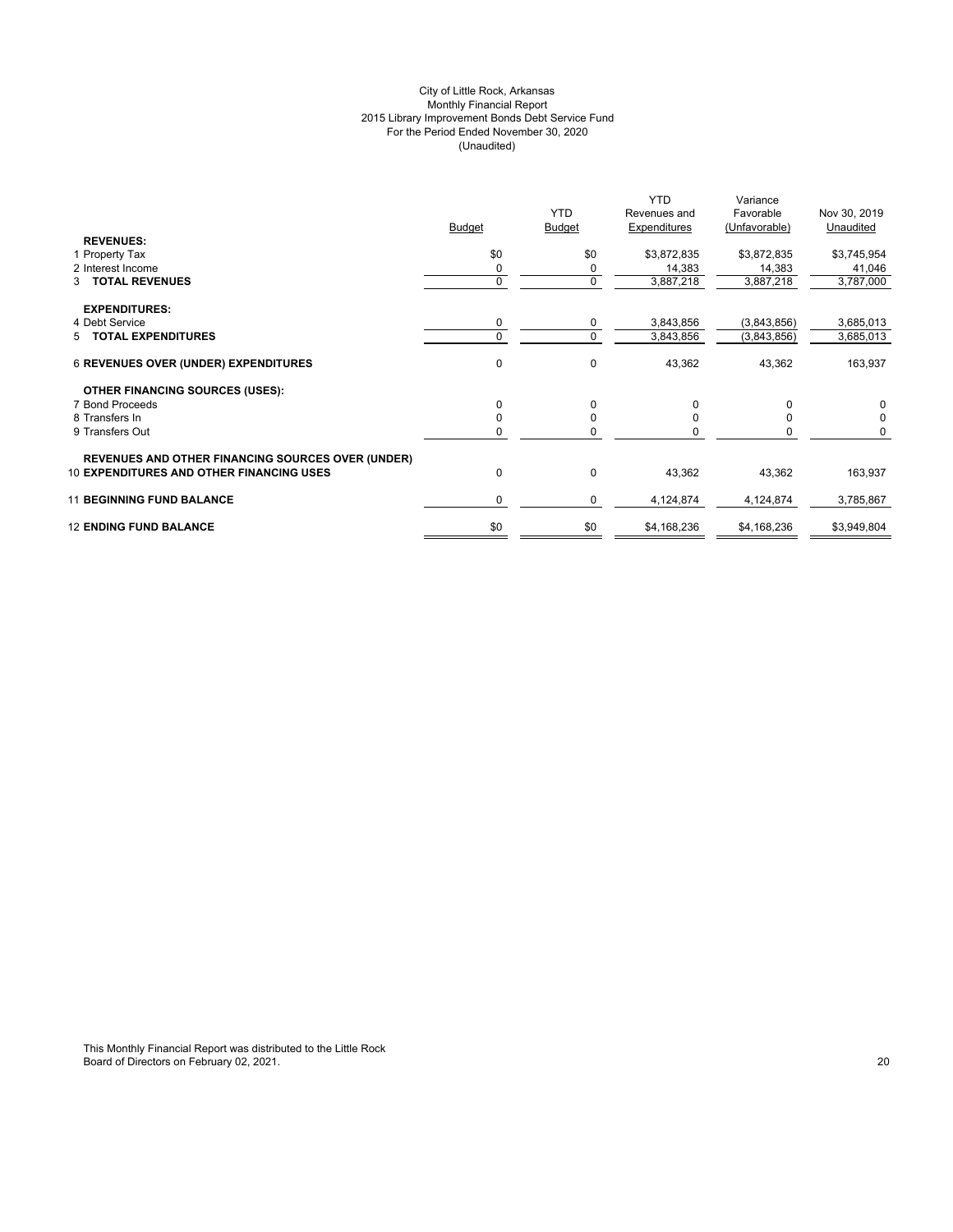City of Little Rock, Arkansas
Monthly Financial Report
2015 Library Improvement Bonds Debt Service Fund
For the Period Ended November 30, 2020
(Unaudited)

| | Budget | YTD Budget | YTD Revenues and Expenditures | Variance Favorable (Unfavorable) | Nov 30, 2019 Unaudited |
|---|---|---|---|---|---|
| **REVENUES:** | | | | | |
| 1 Property Tax | $0 | $0 | $3,872,835 | $3,872,835 | $3,745,954 |
| 2 Interest Income | 0 | 0 | 14,383 | 14,383 | 41,046 |
| 3 **TOTAL REVENUES** | 0 | 0 | 3,887,218 | 3,887,218 | 3,787,000 |
| **EXPENDITURES:** | | | | | |
| 4 Debt Service | 0 | 0 | 3,843,856 | (3,843,856) | 3,685,013 |
| 5 **TOTAL EXPENDITURES** | 0 | 0 | 3,843,856 | (3,843,856) | 3,685,013 |
| 6 **REVENUES OVER (UNDER) EXPENDITURES** | 0 | 0 | 43,362 | 43,362 | 163,937 |
| **OTHER FINANCING SOURCES (USES):** | | | | | |
| 7 Bond Proceeds | 0 | 0 | 0 | 0 | 0 |
| 8 Transfers In | 0 | 0 | 0 | 0 | 0 |
| 9 Transfers Out | 0 | 0 | 0 | 0 | 0 |
| **REVENUES AND OTHER FINANCING SOURCES OVER (UNDER)** | | | | | |
| 10 **EXPENDITURES AND OTHER FINANCING USES** | 0 | 0 | 43,362 | 43,362 | 163,937 |
| 11 **BEGINNING FUND BALANCE** | 0 | 0 | 4,124,874 | 4,124,874 | 3,785,867 |
| 12 **ENDING FUND BALANCE** | $0 | $0 | $4,168,236 | $4,168,236 | $3,949,804 |

This Monthly Financial Report was distributed to the Little Rock Board of Directors on February 02, 2021.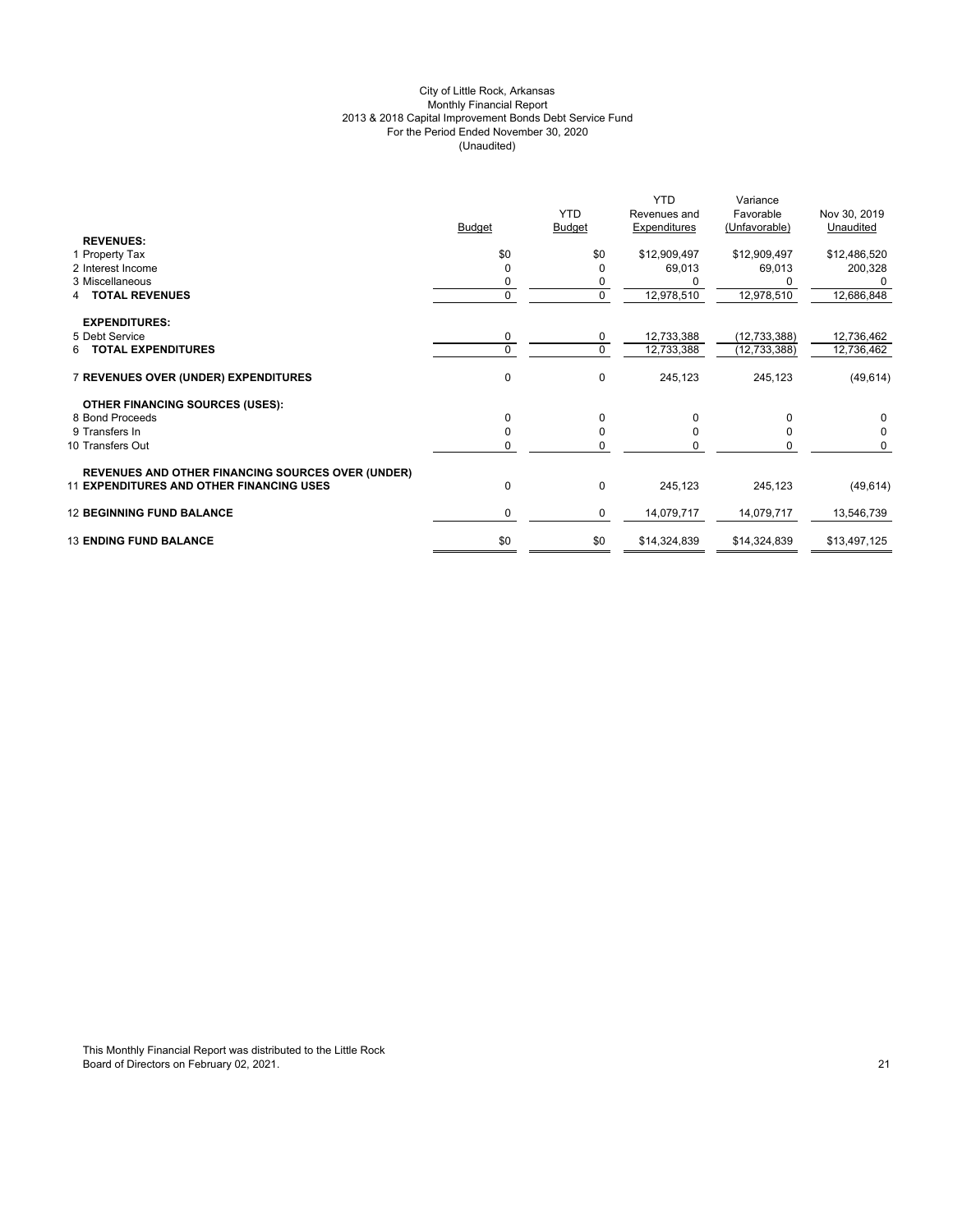City of Little Rock, Arkansas
Monthly Financial Report
2013 & 2018 Capital Improvement Bonds Debt Service Fund
For the Period Ended November 30, 2020
(Unaudited)

| | Budget | YTD Budget | YTD Revenues and Expenditures | Variance Favorable (Unfavorable) | Nov 30, 2019 Unaudited |
|---|---|---|---|---|---|
| **REVENUES:** | | | | | |
| 1 Property Tax | $0 | $0 | $12,909,497 | $12,909,497 | $12,486,520 |
| 2 Interest Income | 0 | 0 | 69,013 | 69,013 | 200,328 |
| 3 Miscellaneous | 0 | 0 | 0 | 0 | 0 |
| 4 **TOTAL REVENUES** | 0 | 0 | 12,978,510 | 12,978,510 | 12,686,848 |
| **EXPENDITURES:** | | | | | |
| 5 Debt Service | 0 | 0 | 12,733,388 | (12,733,388) | 12,736,462 |
| 6 **TOTAL EXPENDITURES** | 0 | 0 | 12,733,388 | (12,733,388) | 12,736,462 |
| 7 **REVENUES OVER (UNDER) EXPENDITURES** | 0 | 0 | 245,123 | 245,123 | (49,614) |
| **OTHER FINANCING SOURCES (USES):** | | | | | |
| 8 Bond Proceeds | 0 | 0 | 0 | 0 | 0 |
| 9 Transfers In | 0 | 0 | 0 | 0 | 0 |
| 10 Transfers Out | 0 | 0 | 0 | 0 | 0 |
| **REVENUES AND OTHER FINANCING SOURCES OVER (UNDER)** 11 **EXPENDITURES AND OTHER FINANCING USES** | 0 | 0 | 245,123 | 245,123 | (49,614) |
| 12 **BEGINNING FUND BALANCE** | 0 | 0 | 14,079,717 | 14,079,717 | 13,546,739 |
| 13 **ENDING FUND BALANCE** | $0 | $0 | $14,324,839 | $14,324,839 | $13,497,125 |

This Monthly Financial Report was distributed to the Little Rock Board of Directors on February 02, 2021.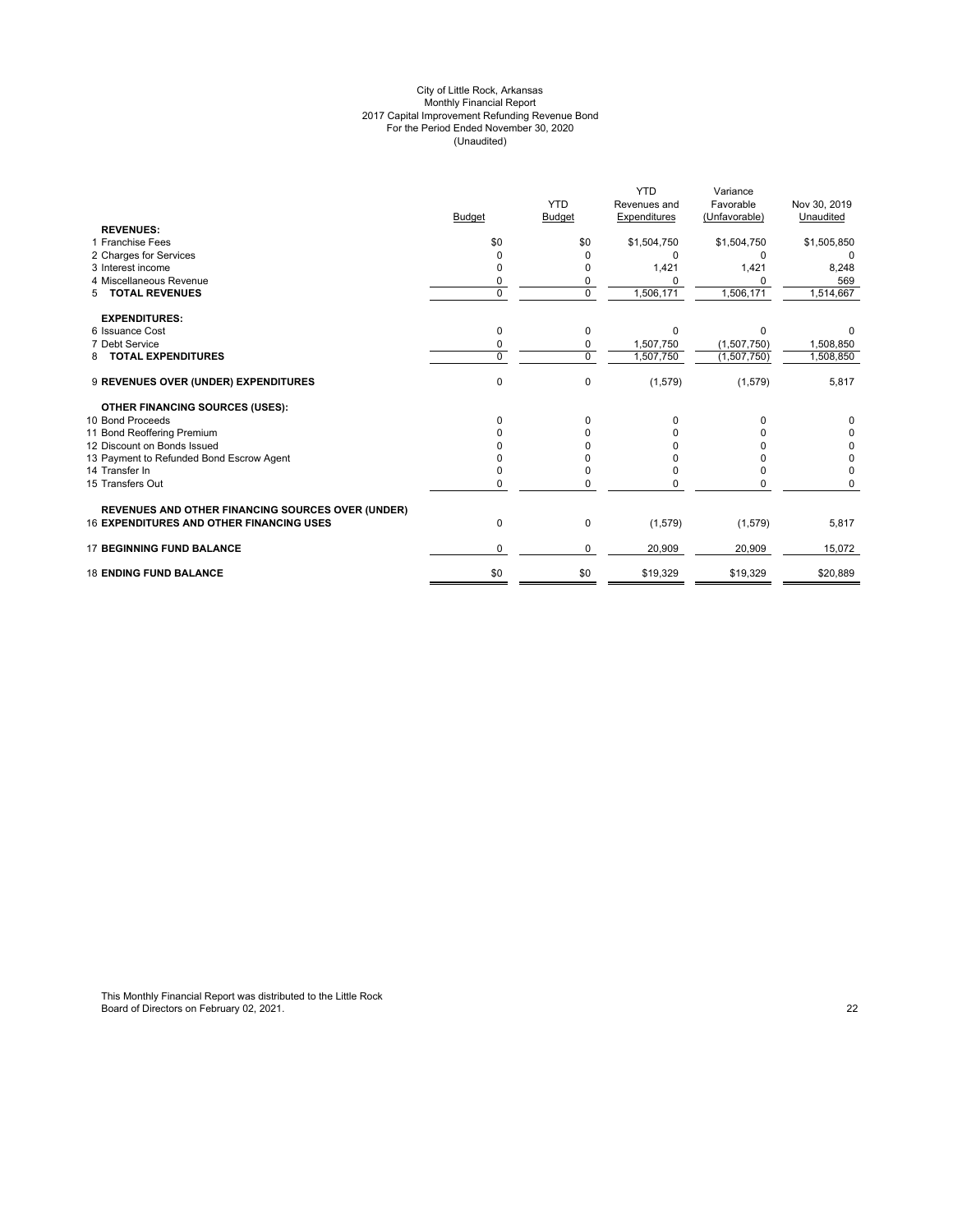City of Little Rock, Arkansas
Monthly Financial Report
2017 Capital Improvement Refunding Revenue Bond
For the Period Ended November 30, 2020
(Unaudited)

| | Budget | YTD Budget | YTD Revenues and Expenditures | Variance Favorable (Unfavorable) | Nov 30, 2019 Unaudited |
|---|---|---|---|---|---|
| **REVENUES:** | | | | | |
| 1 Franchise Fees | $0 | $0 | $1,504,750 | $1,504,750 | $1,505,850 |
| 2 Charges for Services | 0 | 0 | 0 | 0 | 0 |
| 3 Interest income | 0 | 0 | 1,421 | 1,421 | 8,248 |
| 4 Miscellaneous Revenue | 0 | 0 | 0 | 0 | 569 |
| 5 **TOTAL REVENUES** | 0 | 0 | 1,506,171 | 1,506,171 | 1,514,667 |
| **EXPENDITURES:** | | | | | |
| 6 Issuance Cost | 0 | 0 | 0 | 0 | 0 |
| 7 Debt Service | 0 | 0 | 1,507,750 | (1,507,750) | 1,508,850 |
| 8 **TOTAL EXPENDITURES** | 0 | 0 | 1,507,750 | (1,507,750) | 1,508,850 |
| 9 **REVENUES OVER (UNDER) EXPENDITURES** | 0 | 0 | (1,579) | (1,579) | 5,817 |
| **OTHER FINANCING SOURCES (USES):** | | | | | |
| 10 Bond Proceeds | 0 | 0 | 0 | 0 | 0 |
| 11 Bond Reoffering Premium | 0 | 0 | 0 | 0 | 0 |
| 12 Discount on Bonds Issued | 0 | 0 | 0 | 0 | 0 |
| 13 Payment to Refunded Bond Escrow Agent | 0 | 0 | 0 | 0 | 0 |
| 14 Transfer In | 0 | 0 | 0 | 0 | 0 |
| 15 Transfers Out | 0 | 0 | 0 | 0 | 0 |
| **REVENUES AND OTHER FINANCING SOURCES OVER (UNDER)** | | | | | |
| 16 **EXPENDITURES AND OTHER FINANCING USES** | 0 | 0 | (1,579) | (1,579) | 5,817 |
| 17 **BEGINNING FUND BALANCE** | 0 | 0 | 20,909 | 20,909 | 15,072 |
| 18 **ENDING FUND BALANCE** | $0 | $0 | $19,329 | $19,329 | $20,889 |

This Monthly Financial Report was distributed to the Little Rock Board of Directors on February 02, 2021.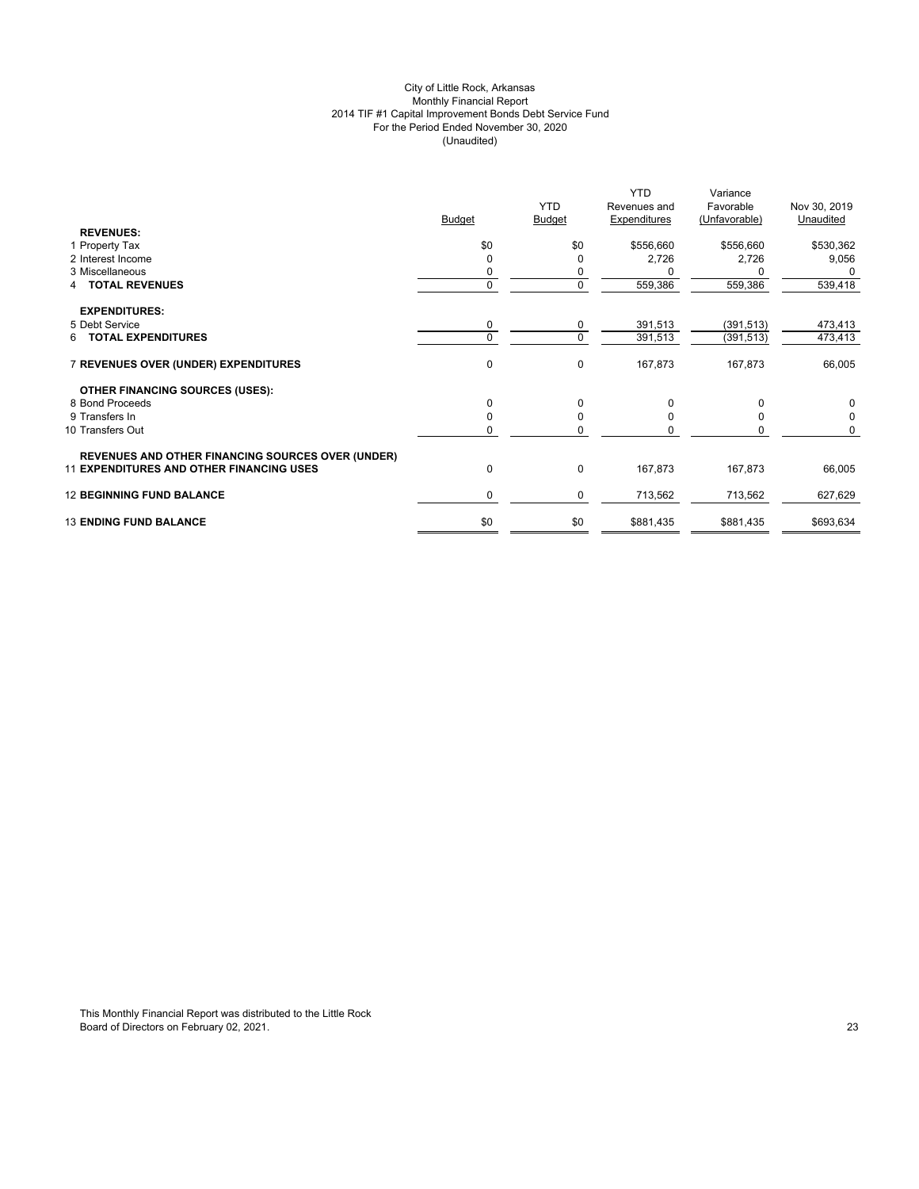City of Little Rock, Arkansas
Monthly Financial Report
2014 TIF #1 Capital Improvement Bonds Debt Service Fund
For the Period Ended November 30, 2020
(Unaudited)

| | Budget | YTD Budget | YTD Revenues and Expenditures | Variance Favorable (Unfavorable) | Nov 30, 2019 Unaudited |
|---|---|---|---|---|---|
| **REVENUES:** | | | | | |
| 1 Property Tax | $0 | $0 | $556,660 | $556,660 | $530,362 |
| 2 Interest Income | 0 | 0 | 2,726 | 2,726 | 9,056 |
| 3 Miscellaneous | 0 | 0 | 0 | 0 | 0 |
| 4 **TOTAL REVENUES** | 0 | 0 | 559,386 | 559,386 | 539,418 |
| **EXPENDITURES:** | | | | | |
| 5 Debt Service | 0 | 0 | 391,513 | (391,513) | 473,413 |
| 6 **TOTAL EXPENDITURES** | 0 | 0 | 391,513 | (391,513) | 473,413 |
| 7 **REVENUES OVER (UNDER) EXPENDITURES** | 0 | 0 | 167,873 | 167,873 | 66,005 |
| **OTHER FINANCING SOURCES (USES):** | | | | | |
| 8 Bond Proceeds | 0 | 0 | 0 | 0 | 0 |
| 9 Transfers In | 0 | 0 | 0 | 0 | 0 |
| 10 Transfers Out | 0 | 0 | 0 | 0 | 0 |
| **REVENUES AND OTHER FINANCING SOURCES OVER (UNDER)** 11 **EXPENDITURES AND OTHER FINANCING USES** | 0 | 0 | 167,873 | 167,873 | 66,005 |
| 12 **BEGINNING FUND BALANCE** | 0 | 0 | 713,562 | 713,562 | 627,629 |
| 13 **ENDING FUND BALANCE** | $0 | $0 | $881,435 | $881,435 | $693,634 |

This Monthly Financial Report was distributed to the Little Rock Board of Directors on February 02, 2021.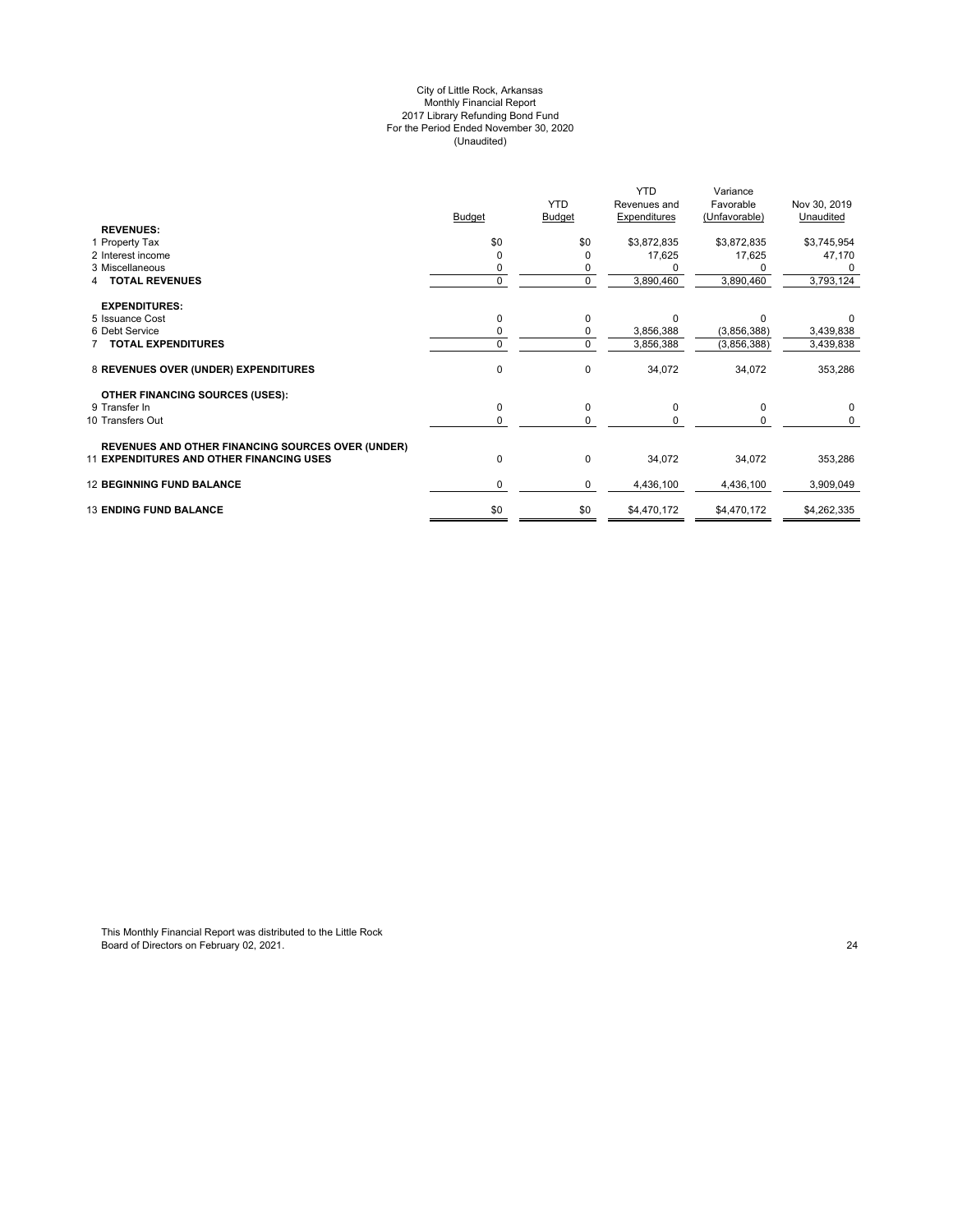City of Little Rock, Arkansas
Monthly Financial Report
2017 Library Refunding Bond Fund
For the Period Ended November 30, 2020
(Unaudited)

| | Budget | YTD Budget | YTD Revenues and Expenditures | Variance Favorable (Unfavorable) | Nov 30, 2019 Unaudited |
|---|---|---|---|---|---|
| **REVENUES:** | | | | | |
| 1 Property Tax | $0 | $0 | $3,872,835 | $3,872,835 | $3,745,954 |
| 2 Interest income | 0 | 0 | 17,625 | 17,625 | 47,170 |
| 3 Miscellaneous | 0 | 0 | 0 | 0 | 0 |
| 4 **TOTAL REVENUES** | 0 | 0 | 3,890,460 | 3,890,460 | 3,793,124 |
| **EXPENDITURES:** | | | | | |
| 5 Issuance Cost | 0 | 0 | 0 | 0 | 0 |
| 6 Debt Service | 0 | 0 | 3,856,388 | (3,856,388) | 3,439,838 |
| 7 **TOTAL EXPENDITURES** | 0 | 0 | 3,856,388 | (3,856,388) | 3,439,838 |
| 8 **REVENUES OVER (UNDER) EXPENDITURES** | 0 | 0 | 34,072 | 34,072 | 353,286 |
| **OTHER FINANCING SOURCES (USES):** | | | | | |
| 9 Transfer In | 0 | 0 | 0 | 0 | 0 |
| 10 Transfers Out | 0 | 0 | 0 | 0 | 0 |
| 11 **REVENUES AND OTHER FINANCING SOURCES OVER (UNDER) EXPENDITURES AND OTHER FINANCING USES** | 0 | 0 | 34,072 | 34,072 | 353,286 |
| 12 **BEGINNING FUND BALANCE** | 0 | 0 | 4,436,100 | 4,436,100 | 3,909,049 |
| 13 **ENDING FUND BALANCE** | $0 | $0 | $4,470,172 | $4,470,172 | $4,262,335 |

This Monthly Financial Report was distributed to the Little Rock Board of Directors on February 02, 2021.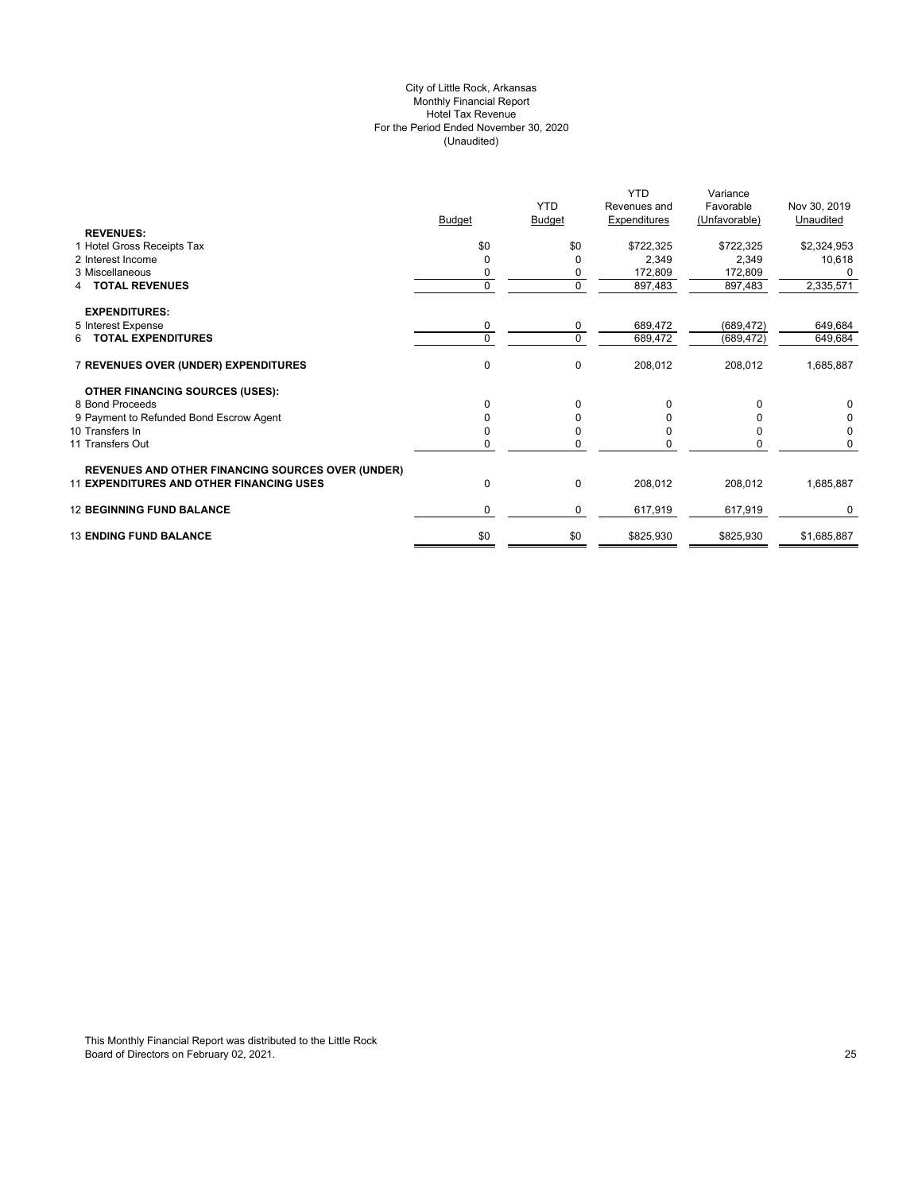City of Little Rock, Arkansas
Monthly Financial Report
Hotel Tax Revenue
For the Period Ended November 30, 2020
(Unaudited)

| | Budget | YTD Budget | YTD Revenues and Expenditures | Variance Favorable (Unfavorable) | Nov 30, 2019 Unaudited |
|---|---|---|---|---|---|
| **REVENUES:** | | | | | |
| 1 Hotel Gross Receipts Tax | $0 | $0 | $722,325 | $722,325 | $2,324,953 |
| 2 Interest Income | 0 | 0 | 2,349 | 2,349 | 10,618 |
| 3 Miscellaneous | 0 | 0 | 172,809 | 172,809 | 0 |
| 4 **TOTAL REVENUES** | 0 | 0 | 897,483 | 897,483 | 2,335,571 |
| **EXPENDITURES:** | | | | | |
| 5 Interest Expense | 0 | 0 | 689,472 | (689,472) | 649,684 |
| 6 **TOTAL EXPENDITURES** | 0 | 0 | 689,472 | (689,472) | 649,684 |
| 7 **REVENUES OVER (UNDER) EXPENDITURES** | 0 | 0 | 208,012 | 208,012 | 1,685,887 |
| **OTHER FINANCING SOURCES (USES):** | | | | | |
| 8 Bond Proceeds | 0 | 0 | 0 | 0 | 0 |
| 9 Payment to Refunded Bond Escrow Agent | 0 | 0 | 0 | 0 | 0 |
| 10 Transfers In | 0 | 0 | 0 | 0 | 0 |
| 11 Transfers Out | 0 | 0 | 0 | 0 | 0 |
| **REVENUES AND OTHER FINANCING SOURCES OVER (UNDER)** 11 **EXPENDITURES AND OTHER FINANCING USES** | 0 | 0 | 208,012 | 208,012 | 1,685,887 |
| 12 **BEGINNING FUND BALANCE** | 0 | 0 | 617,919 | 617,919 | 0 |
| 13 **ENDING FUND BALANCE** | $0 | $0 | $825,930 | $825,930 | $1,685,887 |

This Monthly Financial Report was distributed to the Little Rock Board of Directors on February 02, 2021.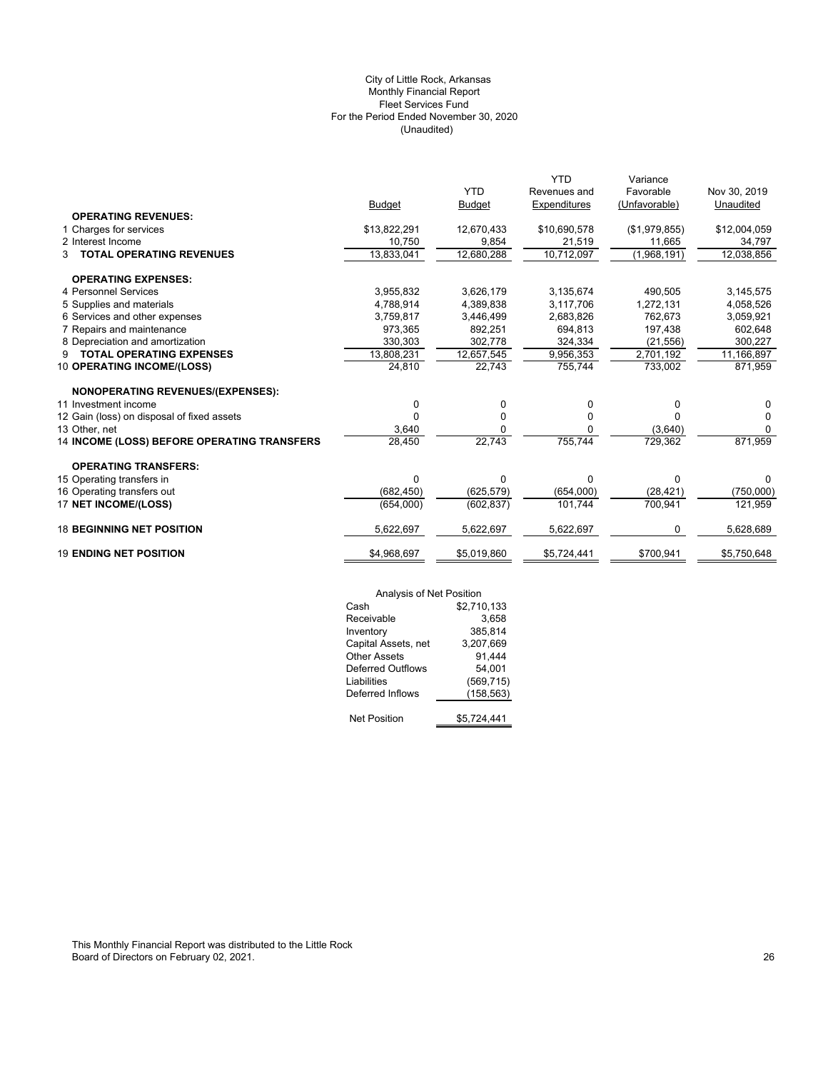City of Little Rock, Arkansas
Monthly Financial Report
Fleet Services Fund
For the Period Ended November 30, 2020
(Unaudited)

| | Budget | YTD Budget | YTD Revenues and Expenditures | Variance Favorable (Unfavorable) | Nov 30, 2019 Unaudited |
|---|---|---|---|---|---|
| **OPERATING REVENUES:** | | | | | |
| 1 Charges for services | $13,822,291 | 12,670,433 | $10,690,578 | ($1,979,855) | $12,004,059 |
| 2 Interest Income | 10,750 | 9,854 | 21,519 | 11,665 | 34,797 |
| 3 **TOTAL OPERATING REVENUES** | 13,833,041 | 12,680,288 | 10,712,097 | (1,968,191) | 12,038,856 |
| **OPERATING EXPENSES:** | | | | | |
| 4 Personnel Services | 3,955,832 | 3,626,179 | 3,135,674 | 490,505 | 3,145,575 |
| 5 Supplies and materials | 4,788,914 | 4,389,838 | 3,117,706 | 1,272,131 | 4,058,526 |
| 6 Services and other expenses | 3,759,817 | 3,446,499 | 2,683,826 | 762,673 | 3,059,921 |
| 7 Repairs and maintenance | 973,365 | 892,251 | 694,813 | 197,438 | 602,648 |
| 8 Depreciation and amortization | 330,303 | 302,778 | 324,334 | (21,556) | 300,227 |
| 9 **TOTAL OPERATING EXPENSES** | 13,808,231 | 12,657,545 | 9,956,353 | 2,701,192 | 11,166,897 |
| 10 **OPERATING INCOME/(LOSS)** | 24,810 | 22,743 | 755,744 | 733,002 | 871,959 |
| **NONOPERATING REVENUES/(EXPENSES):** | | | | | |
| 11 Investment income | 0 | 0 | 0 | 0 | 0 |
| 12 Gain (loss) on disposal of fixed assets | 0 | 0 | 0 | 0 | 0 |
| 13 Other, net | 3,640 | 0 | 0 | (3,640) | 0 |
| 14 **INCOME (LOSS) BEFORE OPERATING TRANSFERS** | 28,450 | 22,743 | 755,744 | 729,362 | 871,959 |
| **OPERATING TRANSFERS:** | | | | | |
| 15 Operating transfers in | 0 | 0 | 0 | 0 | 0 |
| 16 Operating transfers out | (682,450) | (625,579) | (654,000) | (28,421) | (750,000) |
| 17 **NET INCOME/(LOSS)** | (654,000) | (602,837) | 101,744 | 700,941 | 121,959 |
| 18 **BEGINNING NET POSITION** | 5,622,697 | 5,622,697 | 5,622,697 | 0 | 5,628,689 |
| 19 **ENDING NET POSITION** | $4,968,697 | $5,019,860 | $5,724,441 | $700,941 | $5,750,648 |

| Analysis of Net Position | |
|---|---|
| Cash | $2,710,133 |
| Receivable | 3,658 |
| Inventory | 385,814 |
| Capital Assets, net | 3,207,669 |
| Other Assets | 91,444 |
| Deferred Outflows | 54,001 |
| Liabilities | (569,715) |
| Deferred Inflows | (158,563) |
| Net Position | $5,724,441 |

This Monthly Financial Report was distributed to the Little Rock Board of Directors on February 02, 2021.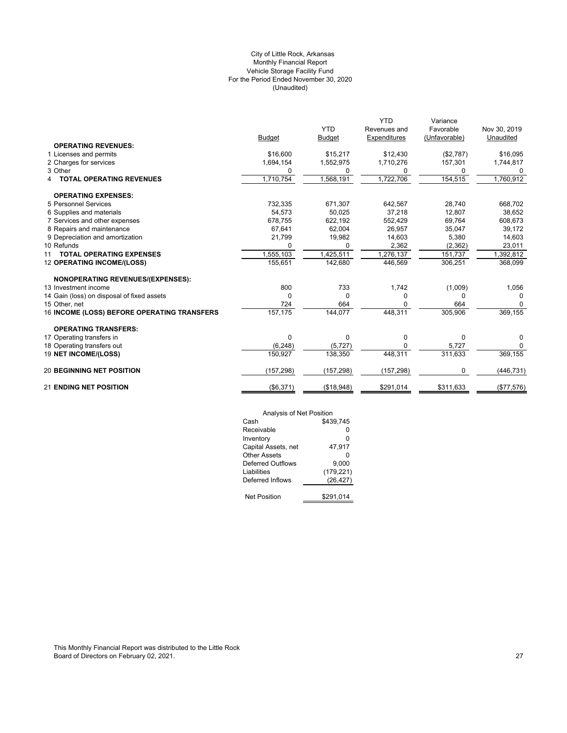City of Little Rock, Arkansas
Monthly Financial Report
Vehicle Storage Facility Fund
For the Period Ended November 30, 2020
(Unaudited)

| | Budget | YTD Budget | YTD Revenues and Expenditures | Variance Favorable (Unfavorable) | Nov 30, 2019 Unaudited |
|---|---|---|---|---|---|
| **OPERATING REVENUES:** | | | | | |
| 1 Licenses and permits | $16,600 | $15,217 | $12,430 | ($2,787) | $16,095 |
| 2 Charges for services | 1,694,154 | 1,552,975 | 1,710,276 | 157,301 | 1,744,817 |
| 3 Other | 0 | 0 | 0 | 0 | 0 |
| 4 **TOTAL OPERATING REVENUES** | 1,710,754 | 1,568,191 | 1,722,706 | 154,515 | 1,760,912 |
| **OPERATING EXPENSES:** | | | | | |
| 5 Personnel Services | 732,335 | 671,307 | 642,567 | 28,740 | 668,702 |
| 6 Supplies and materials | 54,573 | 50,025 | 37,218 | 12,807 | 38,652 |
| 7 Services and other expenses | 678,755 | 622,192 | 552,429 | 69,764 | 608,673 |
| 8 Repairs and maintenance | 67,641 | 62,004 | 26,957 | 35,047 | 39,172 |
| 9 Depreciation and amortization | 21,799 | 19,982 | 14,603 | 5,380 | 14,603 |
| 10 Refunds | 0 | 0 | 2,362 | (2,362) | 23,011 |
| 11 **TOTAL OPERATING EXPENSES** | 1,555,103 | 1,425,511 | 1,276,137 | 151,737 | 1,392,812 |
| 12 **OPERATING INCOME/(LOSS)** | 155,651 | 142,680 | 446,569 | 306,251 | 368,099 |
| **NONOPERATING REVENUES/(EXPENSES):** | | | | | |
| 13 Investment income | 800 | 733 | 1,742 | (1,009) | 1,056 |
| 14 Gain (loss) on disposal of fixed assets | 0 | 0 | 0 | 0 | 0 |
| 15 Other, net | 724 | 664 | 0 | 664 | 0 |
| 16 **INCOME (LOSS) BEFORE OPERATING TRANSFERS** | 157,175 | 144,077 | 448,311 | 305,906 | 369,155 |
| **OPERATING TRANSFERS:** | | | | | |
| 17 Operating transfers in | 0 | 0 | 0 | 0 | 0 |
| 18 Operating transfers out | (6,248) | (5,727) | 0 | 5,727 | 0 |
| 19 **NET INCOME/(LOSS)** | 150,927 | 138,350 | 448,311 | 311,633 | 369,155 |
| 20 **BEGINNING NET POSITION** | (157,298) | (157,298) | (157,298) | 0 | (446,731) |
| 21 **ENDING NET POSITION** | ($6,371) | ($18,948) | $291,014 | $311,633 | ($77,576) |

| Analysis of Net Position | |
|---|---|
| Cash | $439,745 |
| Receivable | 0 |
| Inventory | 0 |
| Capital Assets, net | 47,917 |
| Other Assets | 0 |
| Deferred Outflows | 9,000 |
| Liabilities | (179,221) |
| Deferred Inflows | (26,427) |
| Net Position | $291,014 |

This Monthly Financial Report was distributed to the Little Rock Board of Directors on February 02, 2021.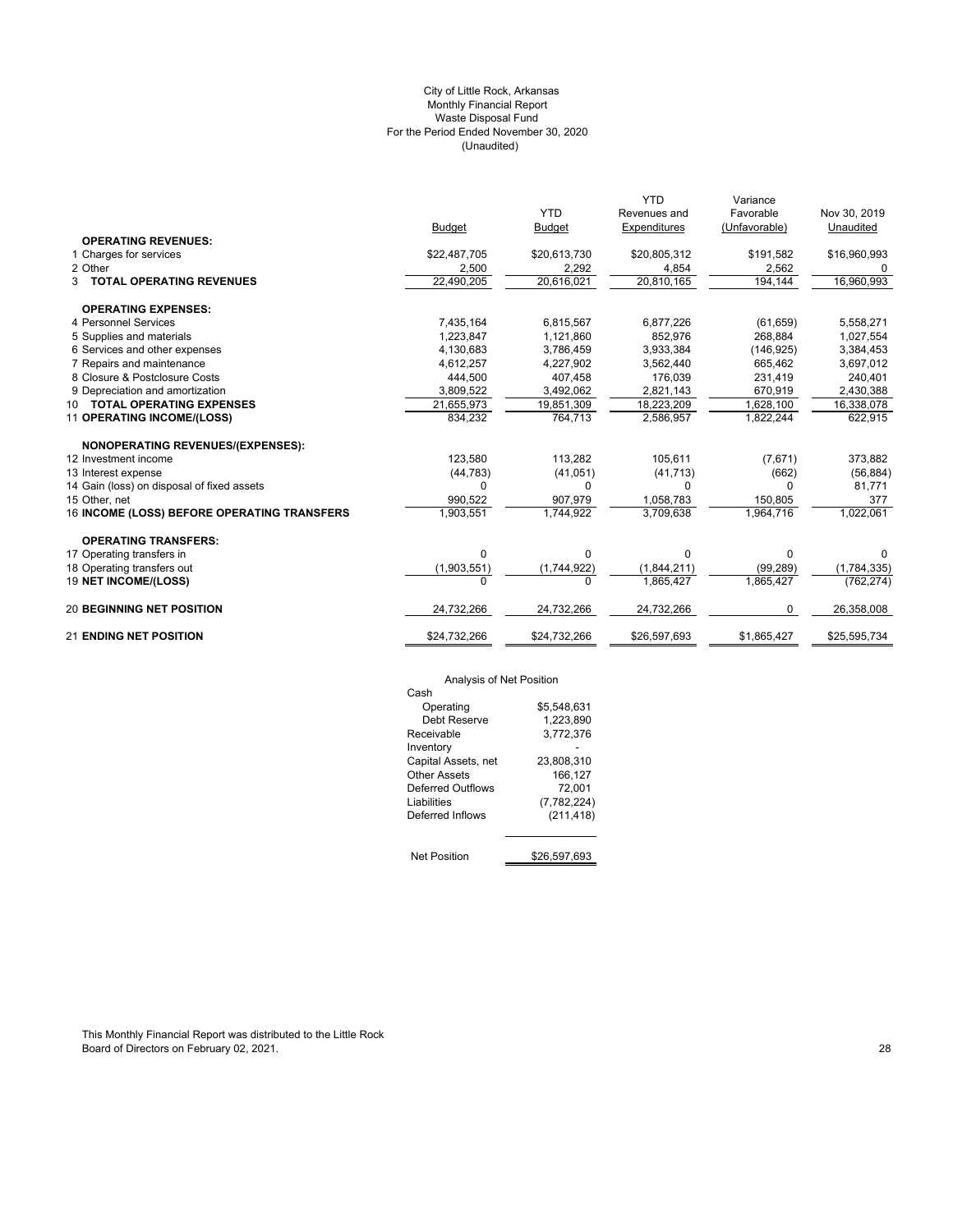City of Little Rock, Arkansas
Monthly Financial Report
Waste Disposal Fund
For the Period Ended November 30, 2020
(Unaudited)

| | Budget | YTD Budget | YTD Revenues and Expenditures | Variance Favorable (Unfavorable) | Nov 30, 2019 Unaudited |
|---|---|---|---|---|---|
| **OPERATING REVENUES:** | | | | | |
| 1 Charges for services | $22,487,705 | $20,613,730 | $20,805,312 | $191,582 | $16,960,993 |
| 2 Other | 2,500 | 2,292 | 4,854 | 2,562 | 0 |
| 3 **TOTAL OPERATING REVENUES** | 22,490,205 | 20,616,021 | 20,810,165 | 194,144 | 16,960,993 |
| **OPERATING EXPENSES:** | | | | | |
| 4 Personnel Services | 7,435,164 | 6,815,567 | 6,877,226 | (61,659) | 5,558,271 |
| 5 Supplies and materials | 1,223,847 | 1,121,860 | 852,976 | 268,884 | 1,027,554 |
| 6 Services and other expenses | 4,130,683 | 3,786,459 | 3,933,384 | (146,925) | 3,384,453 |
| 7 Repairs and maintenance | 4,612,257 | 4,227,902 | 3,562,440 | 665,462 | 3,697,012 |
| 8 Closure & Postclosure Costs | 444,500 | 407,458 | 176,039 | 231,419 | 240,401 |
| 9 Depreciation and amortization | 3,809,522 | 3,492,062 | 2,821,143 | 670,919 | 2,430,388 |
| 10 **TOTAL OPERATING EXPENSES** | 21,655,973 | 19,851,309 | 18,223,209 | 1,628,100 | 16,338,078 |
| 11 **OPERATING INCOME/(LOSS)** | 834,232 | 764,713 | 2,586,957 | 1,822,244 | 622,915 |
| **NONOPERATING REVENUES/(EXPENSES):** | | | | | |
| 12 Investment income | 123,580 | 113,282 | 105,611 | (7,671) | 373,882 |
| 13 Interest expense | (44,783) | (41,051) | (41,713) | (662) | (56,884) |
| 14 Gain (loss) on disposal of fixed assets | 0 | 0 | 0 | 0 | 81,771 |
| 15 Other, net | 990,522 | 907,979 | 1,058,783 | 150,805 | 377 |
| 16 **INCOME (LOSS) BEFORE OPERATING TRANSFERS** | 1,903,551 | 1,744,922 | 3,709,638 | 1,964,716 | 1,022,061 |
| **OPERATING TRANSFERS:** | | | | | |
| 17 Operating transfers in | 0 | 0 | 0 | 0 | 0 |
| 18 Operating transfers out | (1,903,551) | (1,744,922) | (1,844,211) | (99,289) | (1,784,335) |
| 19 **NET INCOME/(LOSS)** | 0 | 0 | 1,865,427 | 1,865,427 | (762,274) |
| 20 **BEGINNING NET POSITION** | 24,732,266 | 24,732,266 | 24,732,266 | 0 | 26,358,008 |
| 21 **ENDING NET POSITION** | $24,732,266 | $24,732,266 | $26,597,693 | $1,865,427 | $25,595,734 |

Analysis of Net Position

| | |
|---|---|
| Cash | |
| Operating | $5,548,631 |
| Debt Reserve | 1,223,890 |
| Receivable | 3,772,376 |
| Inventory | - |
| Capital Assets, net | 23,808,310 |
| Other Assets | 166,127 |
| Deferred Outflows | 72,001 |
| Liabilities | (7,782,224) |
| Deferred Inflows | (211,418) |
| Net Position | $26,597,693 |

This Monthly Financial Report was distributed to the Little Rock Board of Directors on February 02, 2021.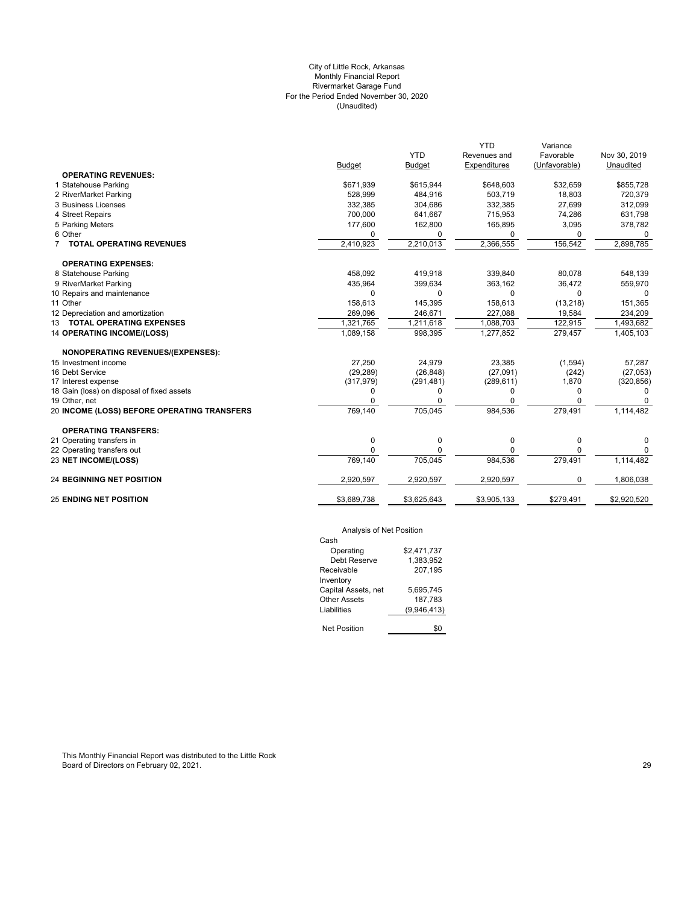City of Little Rock, Arkansas
Monthly Financial Report
Rivermarket Garage Fund
For the Period Ended November 30, 2020
(Unaudited)

| | Budget | YTD Budget | YTD Revenues and Expenditures | Variance Favorable (Unfavorable) | Nov 30, 2019 Unaudited |
|---|---|---|---|---|---|
| **OPERATING REVENUES:** | | | | | |
| 1 Statehouse Parking | $671,939 | $615,944 | $648,603 | $32,659 | $855,728 |
| 2 RiverMarket Parking | 528,999 | 484,916 | 503,719 | 18,803 | 720,379 |
| 3 Business Licenses | 332,385 | 304,686 | 332,385 | 27,699 | 312,099 |
| 4 Street Repairs | 700,000 | 641,667 | 715,953 | 74,286 | 631,798 |
| 5 Parking Meters | 177,600 | 162,800 | 165,895 | 3,095 | 378,782 |
| 6 Other | 0 | 0 | 0 | 0 | 0 |
| 7 **TOTAL OPERATING REVENUES** | 2,410,923 | 2,210,013 | 2,366,555 | 156,542 | 2,898,785 |
| **OPERATING EXPENSES:** | | | | | |
| 8 Statehouse Parking | 458,092 | 419,918 | 339,840 | 80,078 | 548,139 |
| 9 RiverMarket Parking | 435,964 | 399,634 | 363,162 | 36,472 | 559,970 |
| 10 Repairs and maintenance | 0 | 0 | 0 | 0 | 0 |
| 11 Other | 158,613 | 145,395 | 158,613 | (13,218) | 151,365 |
| 12 Depreciation and amortization | 269,096 | 246,671 | 227,088 | 19,584 | 234,209 |
| 13 **TOTAL OPERATING EXPENSES** | 1,321,765 | 1,211,618 | 1,088,703 | 122,915 | 1,493,682 |
| 14 **OPERATING INCOME/(LOSS)** | 1,089,158 | 998,395 | 1,277,852 | 279,457 | 1,405,103 |
| **NONOPERATING REVENUES/(EXPENSES):** | | | | | |
| 15 Investment income | 27,250 | 24,979 | 23,385 | (1,594) | 57,287 |
| 16 Debt Service | (29,289) | (26,848) | (27,091) | (242) | (27,053) |
| 17 Interest expense | (317,979) | (291,481) | (289,611) | 1,870 | (320,856) |
| 18 Gain (loss) on disposal of fixed assets | 0 | 0 | 0 | 0 | 0 |
| 19 Other, net | 0 | 0 | 0 | 0 | 0 |
| 20 **INCOME (LOSS) BEFORE OPERATING TRANSFERS** | 769,140 | 705,045 | 984,536 | 279,491 | 1,114,482 |
| **OPERATING TRANSFERS:** | | | | | |
| 21 Operating transfers in | 0 | 0 | 0 | 0 | 0 |
| 22 Operating transfers out | 0 | 0 | 0 | 0 | 0 |
| 23 **NET INCOME/(LOSS)** | 769,140 | 705,045 | 984,536 | 279,491 | 1,114,482 |
| 24 **BEGINNING NET POSITION** | 2,920,597 | 2,920,597 | 2,920,597 | 0 | 1,806,038 |
| 25 **ENDING NET POSITION** | $3,689,738 | $3,625,643 | $3,905,133 | $279,491 | $2,920,520 |

Analysis of Net Position

| | |
|---|---|
| Cash | |
| Operating | $2,471,737 |
| Debt Reserve | 1,383,952 |
| Receivable | 207,195 |
| Inventory | |
| Capital Assets, net | 5,695,745 |
| Other Assets | 187,783 |
| Liabilities | (9,946,413) |
| Net Position | $0 |

This Monthly Financial Report was distributed to the Little Rock Board of Directors on February 02, 2021.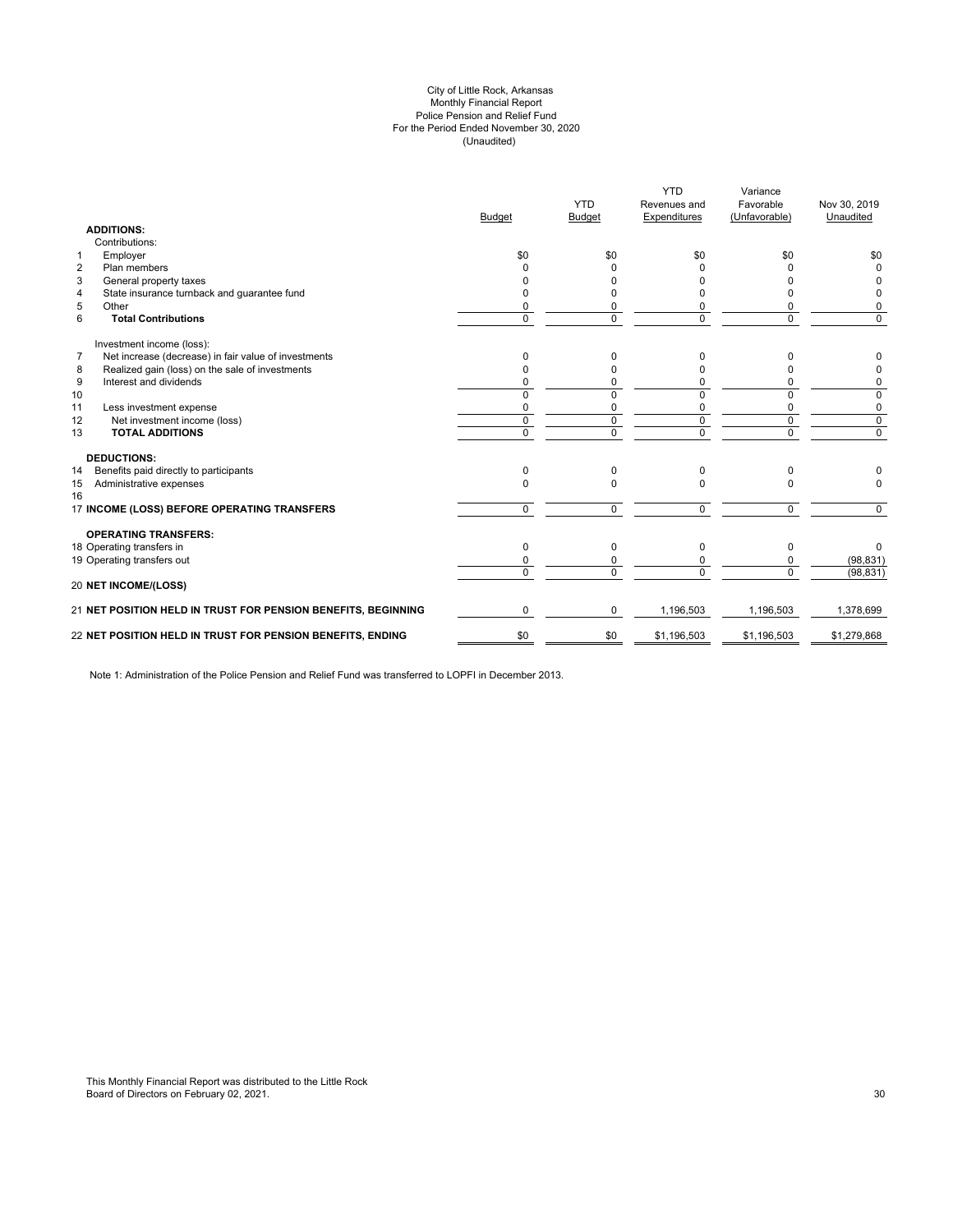City of Little Rock, Arkansas
Monthly Financial Report
Police Pension and Relief Fund
For the Period Ended November 30, 2020
(Unaudited)

| | | Budget | YTD Budget | YTD Revenues and Expenditures | Variance Favorable (Unfavorable) | Nov 30, 2019 Unaudited |
|---|---|---|---|---|---|---|
| | **ADDITIONS:** | | | | | |
| | Contributions: | | | | | |
| 1 | Employer | $0 | $0 | $0 | $0 | $0 |
| 2 | Plan members | 0 | 0 | 0 | 0 | 0 |
| 3 | General property taxes | 0 | 0 | 0 | 0 | 0 |
| 4 | State insurance turnback and guarantee fund | 0 | 0 | 0 | 0 | 0 |
| 5 | Other | 0 | 0 | 0 | 0 | 0 |
| 6 | **Total Contributions** | 0 | 0 | 0 | 0 | 0 |
| | Investment income (loss): | | | | | |
| 7 | Net increase (decrease) in fair value of investments | 0 | 0 | 0 | 0 | 0 |
| 8 | Realized gain (loss) on the sale of investments | 0 | 0 | 0 | 0 | 0 |
| 9 | Interest and dividends | 0 | 0 | 0 | 0 | 0 |
| 10 | | 0 | 0 | 0 | 0 | 0 |
| 11 | Less investment expense | 0 | 0 | 0 | 0 | 0 |
| 12 | Net investment income (loss) | 0 | 0 | 0 | 0 | 0 |
| 13 | **TOTAL ADDITIONS** | 0 | 0 | 0 | 0 | 0 |
| | **DEDUCTIONS:** | | | | | |
| 14 | Benefits paid directly to participants | 0 | 0 | 0 | 0 | 0 |
| 15 | Administrative expenses | 0 | 0 | 0 | 0 | 0 |
| 16 | | | | | | |
| 17 | **INCOME (LOSS) BEFORE OPERATING TRANSFERS** | 0 | 0 | 0 | 0 | 0 |
| | **OPERATING TRANSFERS:** | | | | | |
| 18 | Operating transfers in | 0 | 0 | 0 | 0 | 0 |
| 19 | Operating transfers out | 0 | 0 | 0 | 0 | (98,831) |
| | | 0 | 0 | 0 | 0 | (98,831) |
| 20 | **NET INCOME/(LOSS)** | | | | | |
| 21 | **NET POSITION HELD IN TRUST FOR PENSION BENEFITS, BEGINNING** | 0 | 0 | 1,196,503 | 1,196,503 | 1,378,699 |
| 22 | **NET POSITION HELD IN TRUST FOR PENSION BENEFITS, ENDING** | $0 | $0 | $1,196,503 | $1,196,503 | $1,279,868 |

Note 1: Administration of the Police Pension and Relief Fund was transferred to LOPFI in December 2013.

This Monthly Financial Report was distributed to the Little Rock Board of Directors on February 02, 2021.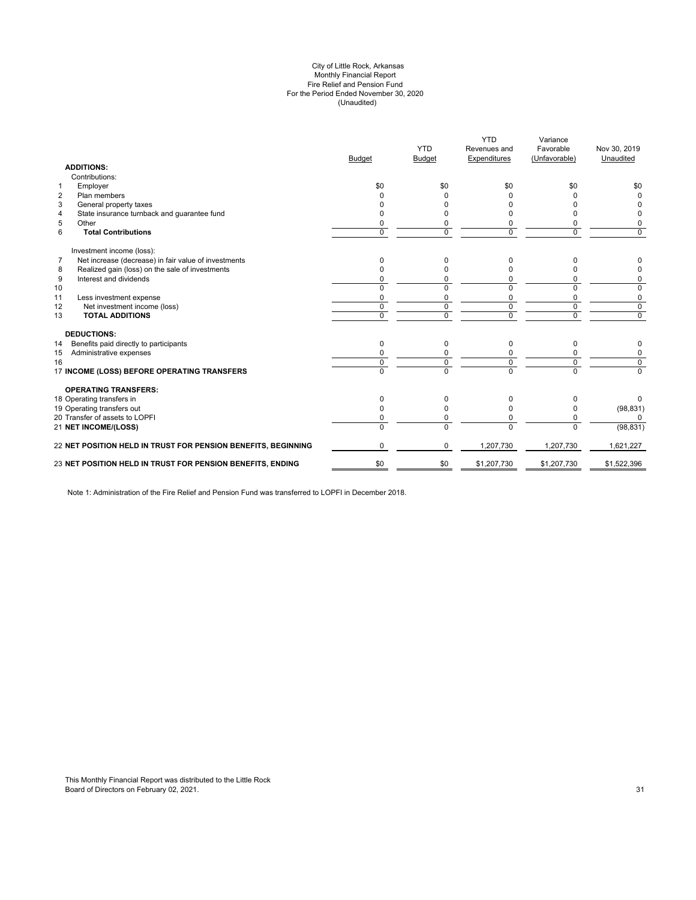City of Little Rock, Arkansas
Monthly Financial Report
Fire Relief and Pension Fund
For the Period Ended November 30, 2020
(Unaudited)

| | | Budget | YTD Budget | YTD Revenues and Expenditures | Variance Favorable (Unfavorable) | Nov 30, 2019 Unaudited |
|---|---|---|---|---|---|---|
| | **ADDITIONS:** | | | | | |
| | Contributions: | | | | | |
| 1 | Employer | $0 | $0 | $0 | $0 | $0 |
| 2 | Plan members | 0 | 0 | 0 | 0 | 0 |
| 3 | General property taxes | 0 | 0 | 0 | 0 | 0 |
| 4 | State insurance turnback and guarantee fund | 0 | 0 | 0 | 0 | 0 |
| 5 | Other | 0 | 0 | 0 | 0 | 0 |
| 6 | **Total Contributions** | 0 | 0 | 0 | 0 | 0 |
| | Investment income (loss): | | | | | |
| 7 | Net increase (decrease) in fair value of investments | 0 | 0 | 0 | 0 | 0 |
| 8 | Realized gain (loss) on the sale of investments | 0 | 0 | 0 | 0 | 0 |
| 9 | Interest and dividends | 0 | 0 | 0 | 0 | 0 |
| 10 | | 0 | 0 | 0 | 0 | 0 |
| 11 | Less investment expense | 0 | 0 | 0 | 0 | 0 |
| 12 | Net investment income (loss) | 0 | 0 | 0 | 0 | 0 |
| 13 | **TOTAL ADDITIONS** | 0 | 0 | 0 | 0 | 0 |
| | **DEDUCTIONS:** | | | | | |
| 14 | Benefits paid directly to participants | 0 | 0 | 0 | 0 | 0 |
| 15 | Administrative expenses | 0 | 0 | 0 | 0 | 0 |
| 16 | | 0 | 0 | 0 | 0 | 0 |
| 17 | **INCOME (LOSS) BEFORE OPERATING TRANSFERS** | 0 | 0 | 0 | 0 | 0 |
| | **OPERATING TRANSFERS:** | | | | | |
| 18 | Operating transfers in | 0 | 0 | 0 | 0 | 0 |
| 19 | Operating transfers out | 0 | 0 | 0 | 0 | (98,831) |
| 20 | Transfer of assets to LOPFI | 0 | 0 | 0 | 0 | 0 |
| 21 | **NET INCOME/(LOSS)** | 0 | 0 | 0 | 0 | (98,831) |
| 22 | **NET POSITION HELD IN TRUST FOR PENSION BENEFITS, BEGINNING** | 0 | 0 | 1,207,730 | 1,207,730 | 1,621,227 |
| 23 | **NET POSITION HELD IN TRUST FOR PENSION BENEFITS, ENDING** | $0 | $0 | $1,207,730 | $1,207,730 | $1,522,396 |

Note 1: Administration of the Fire Relief and Pension Fund was transferred to LOPFI in December 2018.

This Monthly Financial Report was distributed to the Little Rock Board of Directors on February 02, 2021.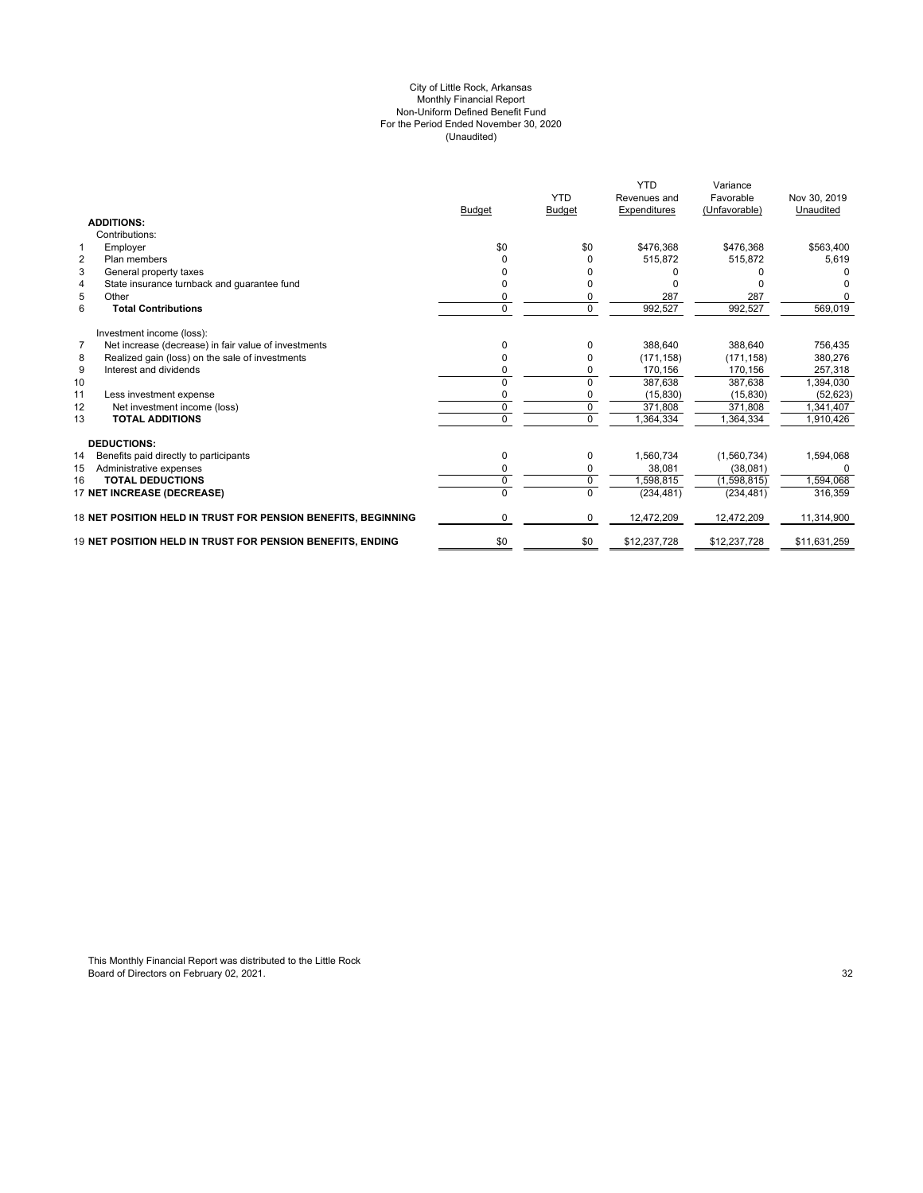City of Little Rock, Arkansas
Monthly Financial Report
Non-Uniform Defined Benefit Fund
For the Period Ended November 30, 2020
(Unaudited)

| | | Budget | YTD Budget | YTD Revenues and Expenditures | Variance Favorable (Unfavorable) | Nov 30, 2019 Unaudited |
|---|---|---|---|---|---|---|
| | **ADDITIONS:** | | | | | |
| | Contributions: | | | | | |
| 1 | Employer | $0 | $0 | $476,368 | $476,368 | $563,400 |
| 2 | Plan members | 0 | 0 | 515,872 | 515,872 | 5,619 |
| 3 | General property taxes | 0 | 0 | 0 | 0 | 0 |
| 4 | State insurance turnback and guarantee fund | 0 | 0 | 0 | 0 | 0 |
| 5 | Other | 0 | 0 | 287 | 287 | 0 |
| 6 | **Total Contributions** | 0 | 0 | 992,527 | 992,527 | 569,019 |
| | Investment income (loss): | | | | | |
| 7 | Net increase (decrease) in fair value of investments | 0 | 0 | 388,640 | 388,640 | 756,435 |
| 8 | Realized gain (loss) on the sale of investments | 0 | 0 | (171,158) | (171,158) | 380,276 |
| 9 | Interest and dividends | 0 | 0 | 170,156 | 170,156 | 257,318 |
| 10 | | 0 | 0 | 387,638 | 387,638 | 1,394,030 |
| 11 | Less investment expense | 0 | 0 | (15,830) | (15,830) | (52,623) |
| 12 | Net investment income (loss) | 0 | 0 | 371,808 | 371,808 | 1,341,407 |
| 13 | **TOTAL ADDITIONS** | 0 | 0 | 1,364,334 | 1,364,334 | 1,910,426 |
| | **DEDUCTIONS:** | | | | | |
| 14 | Benefits paid directly to participants | 0 | 0 | 1,560,734 | (1,560,734) | 1,594,068 |
| 15 | Administrative expenses | 0 | 0 | 38,081 | (38,081) | 0 |
| 16 | **TOTAL DEDUCTIONS** | 0 | 0 | 1,598,815 | (1,598,815) | 1,594,068 |
| 17 | **NET INCREASE (DECREASE)** | 0 | 0 | (234,481) | (234,481) | 316,359 |
| 18 | **NET POSITION HELD IN TRUST FOR PENSION BENEFITS, BEGINNING** | 0 | 0 | 12,472,209 | 12,472,209 | 11,314,900 |
| 19 | **NET POSITION HELD IN TRUST FOR PENSION BENEFITS, ENDING** | $0 | $0 | $12,237,728 | $12,237,728 | $11,631,259 |

This Monthly Financial Report was distributed to the Little Rock Board of Directors on February 02, 2021.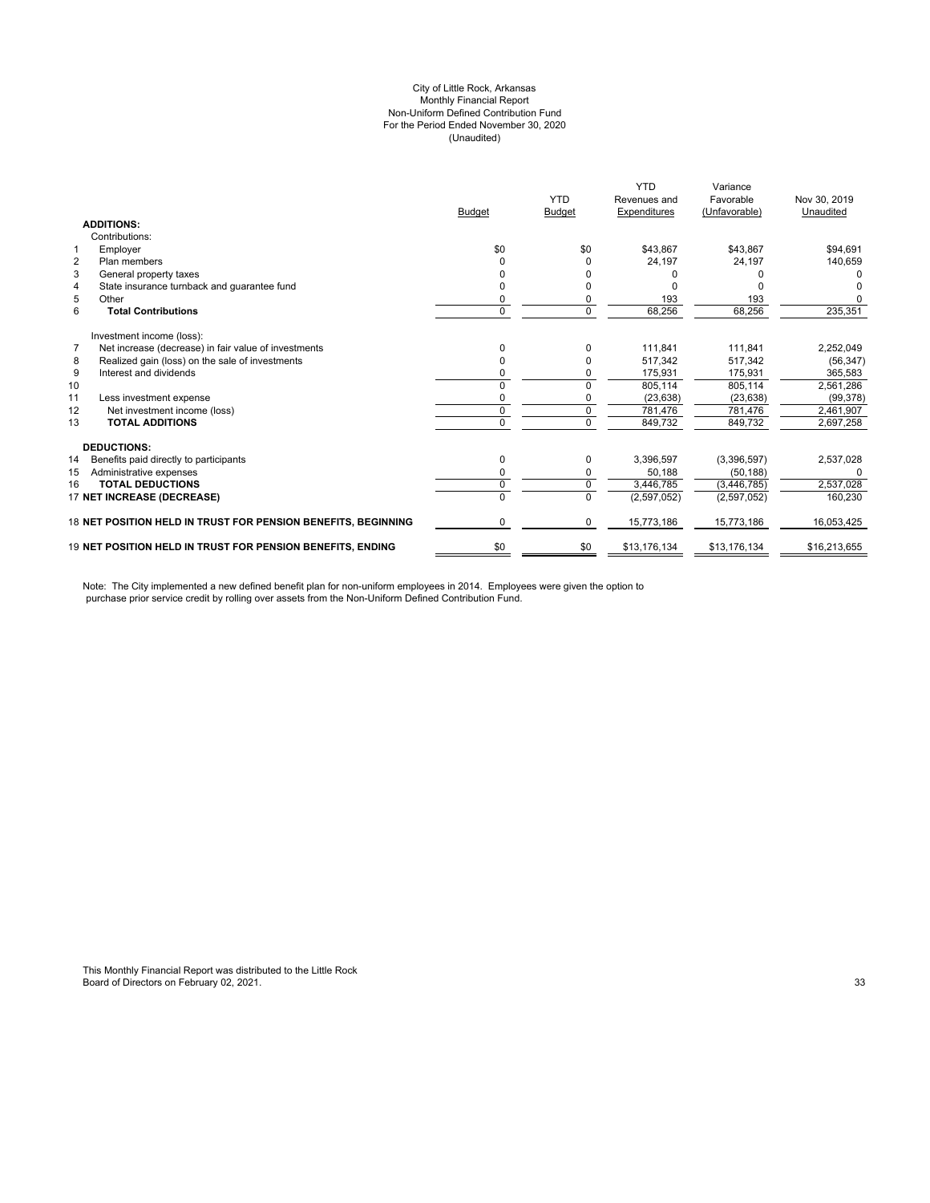City of Little Rock, Arkansas
Monthly Financial Report
Non-Uniform Defined Contribution Fund
For the Period Ended November 30, 2020
(Unaudited)

| | | Budget | YTD Budget | YTD Revenues and Expenditures | Variance Favorable (Unfavorable) | Nov 30, 2019 Unaudited |
|---|---|---|---|---|---|---|
| | **ADDITIONS:** | | | | | |
| | Contributions: | | | | | |
| 1 | Employer | $0 | $0 | $43,867 | $43,867 | $94,691 |
| 2 | Plan members | 0 | 0 | 24,197 | 24,197 | 140,659 |
| 3 | General property taxes | 0 | 0 | 0 | 0 | 0 |
| 4 | State insurance turnback and guarantee fund | 0 | 0 | 0 | 0 | 0 |
| 5 | Other | 0 | 0 | 193 | 193 | 0 |
| 6 | **Total Contributions** | 0 | 0 | 68,256 | 68,256 | 235,351 |
| | Investment income (loss): | | | | | |
| 7 | Net increase (decrease) in fair value of investments | 0 | 0 | 111,841 | 111,841 | 2,252,049 |
| 8 | Realized gain (loss) on the sale of investments | 0 | 0 | 517,342 | 517,342 | (56,347) |
| 9 | Interest and dividends | 0 | 0 | 175,931 | 175,931 | 365,583 |
| 10 | | 0 | 0 | 805,114 | 805,114 | 2,561,286 |
| 11 | Less investment expense | 0 | 0 | (23,638) | (23,638) | (99,378) |
| 12 | Net investment income (loss) | 0 | 0 | 781,476 | 781,476 | 2,461,907 |
| 13 | **TOTAL ADDITIONS** | 0 | 0 | 849,732 | 849,732 | 2,697,258 |
| | **DEDUCTIONS:** | | | | | |
| 14 | Benefits paid directly to participants | 0 | 0 | 3,396,597 | (3,396,597) | 2,537,028 |
| 15 | Administrative expenses | 0 | 0 | 50,188 | (50,188) | 0 |
| 16 | **TOTAL DEDUCTIONS** | 0 | 0 | 3,446,785 | (3,446,785) | 2,537,028 |
| 17 | **NET INCREASE (DECREASE)** | 0 | 0 | (2,597,052) | (2,597,052) | 160,230 |
| 18 | **NET POSITION HELD IN TRUST FOR PENSION BENEFITS, BEGINNING** | 0 | 0 | 15,773,186 | 15,773,186 | 16,053,425 |
| 19 | **NET POSITION HELD IN TRUST FOR PENSION BENEFITS, ENDING** | $0 | $0 | $13,176,134 | $13,176,134 | $16,213,655 |

Note: The City implemented a new defined benefit plan for non-uniform employees in 2014. Employees were given the option to purchase prior service credit by rolling over assets from the Non-Uniform Defined Contribution Fund.

This Monthly Financial Report was distributed to the Little Rock Board of Directors on February 02, 2021.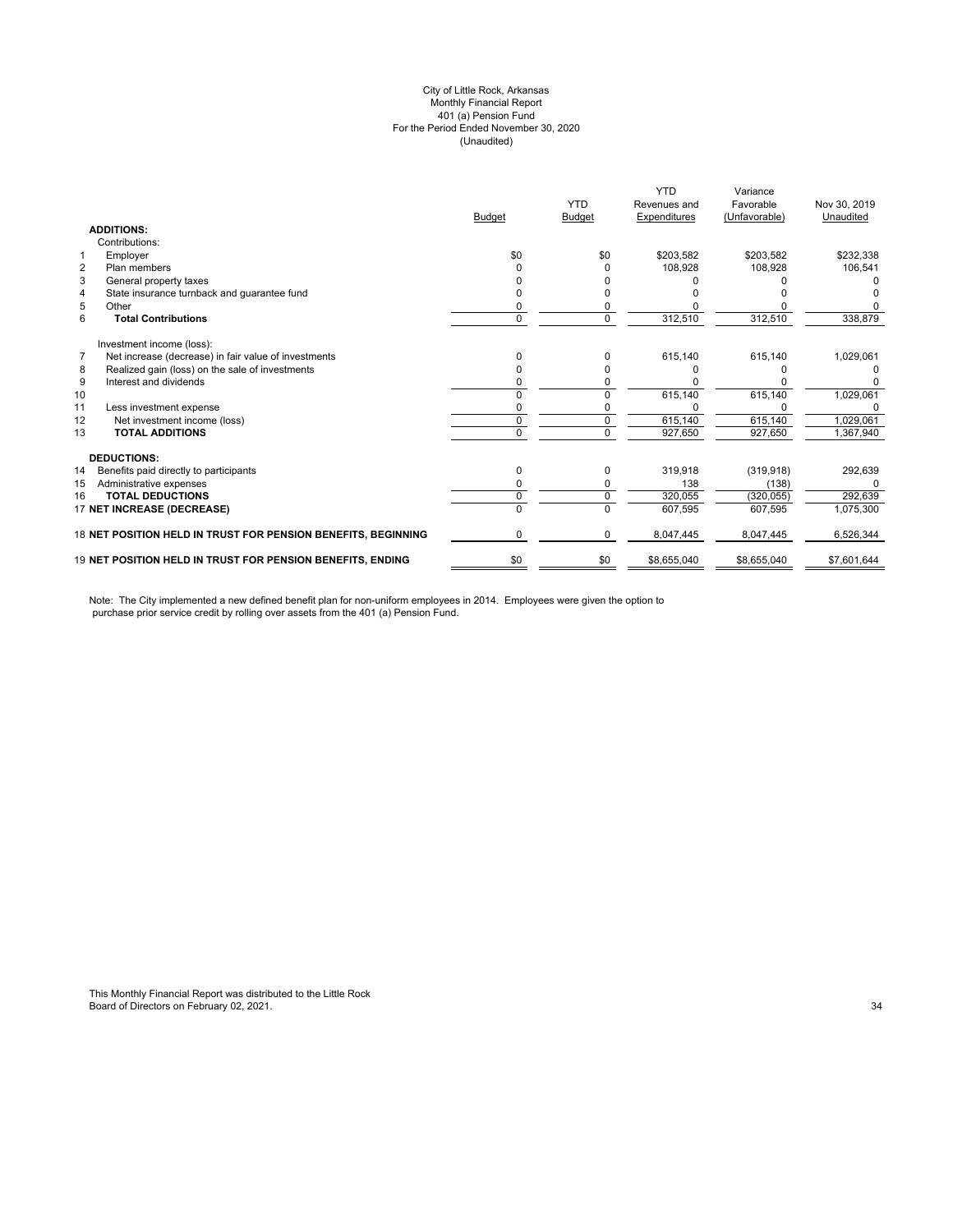City of Little Rock, Arkansas
Monthly Financial Report
401 (a) Pension Fund
For the Period Ended November 30, 2020
(Unaudited)

| | | Budget | YTD Budget | YTD Revenues and Expenditures | Variance Favorable (Unfavorable) | Nov 30, 2019 Unaudited |
|---|---|---|---|---|---|---|
| | **ADDITIONS:** | | | | | |
| | Contributions: | | | | | |
| 1 | Employer | $0 | $0 | $203,582 | $203,582 | $232,338 |
| 2 | Plan members | 0 | 0 | 108,928 | 108,928 | 106,541 |
| 3 | General property taxes | 0 | 0 | 0 | 0 | 0 |
| 4 | State insurance turnback and guarantee fund | 0 | 0 | 0 | 0 | 0 |
| 5 | Other | 0 | 0 | 0 | 0 | 0 |
| 6 | **Total Contributions** | 0 | 0 | 312,510 | 312,510 | 338,879 |
| | Investment income (loss): | | | | | |
| 7 | Net increase (decrease) in fair value of investments | 0 | 0 | 615,140 | 615,140 | 1,029,061 |
| 8 | Realized gain (loss) on the sale of investments | 0 | 0 | 0 | 0 | 0 |
| 9 | Interest and dividends | 0 | 0 | 0 | 0 | 0 |
| 10 | | 0 | 0 | 615,140 | 615,140 | 1,029,061 |
| 11 | Less investment expense | 0 | 0 | 0 | 0 | 0 |
| 12 | Net investment income (loss) | 0 | 0 | 615,140 | 615,140 | 1,029,061 |
| 13 | **TOTAL ADDITIONS** | 0 | 0 | 927,650 | 927,650 | 1,367,940 |
| | **DEDUCTIONS:** | | | | | |
| 14 | Benefits paid directly to participants | 0 | 0 | 319,918 | (319,918) | 292,639 |
| 15 | Administrative expenses | 0 | 0 | 138 | (138) | 0 |
| 16 | **TOTAL DEDUCTIONS** | 0 | 0 | 320,055 | (320,055) | 292,639 |
| 17 | **NET INCREASE (DECREASE)** | 0 | 0 | 607,595 | 607,595 | 1,075,300 |
| 18 | **NET POSITION HELD IN TRUST FOR PENSION BENEFITS, BEGINNING** | 0 | 0 | 8,047,445 | 8,047,445 | 6,526,344 |
| 19 | **NET POSITION HELD IN TRUST FOR PENSION BENEFITS, ENDING** | $0 | $0 | $8,655,040 | $8,655,040 | $7,601,644 |

Note: The City implemented a new defined benefit plan for non-uniform employees in 2014. Employees were given the option to purchase prior service credit by rolling over assets from the 401 (a) Pension Fund.

This Monthly Financial Report was distributed to the Little Rock Board of Directors on February 02, 2021.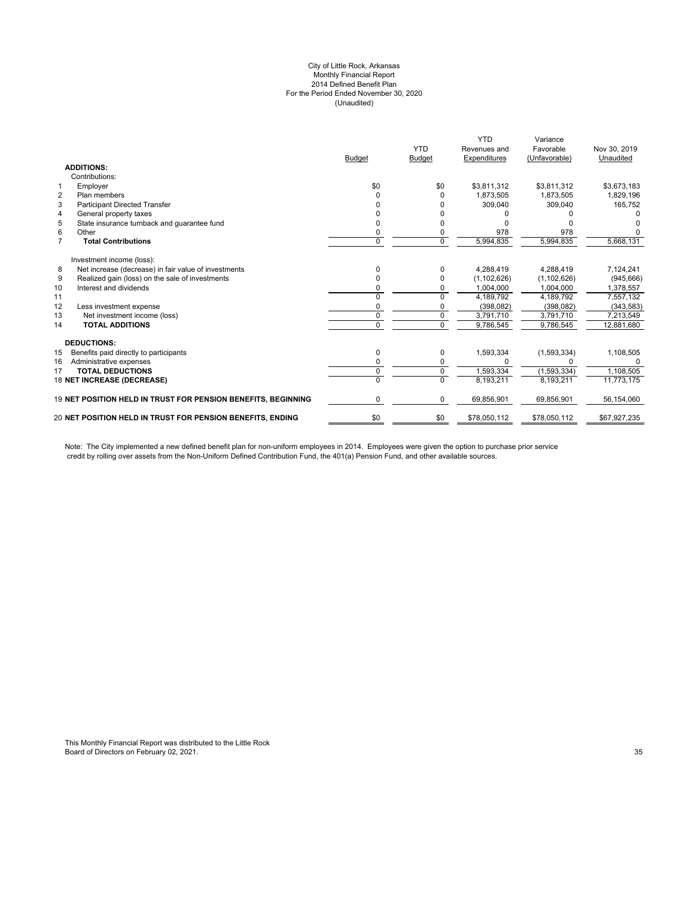City of Little Rock, Arkansas
Monthly Financial Report
2014 Defined Benefit Plan
For the Period Ended November 30, 2020
(Unaudited)

| | | Budget | YTD Budget | YTD Revenues and Expenditures | Variance Favorable (Unfavorable) | Nov 30, 2019 Unaudited |
|---|---|---|---|---|---|---|
| | **ADDITIONS:** | | | | | |
| | Contributions: | | | | | |
| 1 | Employer | $0 | $0 | $3,811,312 | $3,811,312 | $3,673,183 |
| 2 | Plan members | 0 | 0 | 1,873,505 | 1,873,505 | 1,829,196 |
| 3 | Participant Directed Transfer | 0 | 0 | 309,040 | 309,040 | 165,752 |
| 4 | General property taxes | 0 | 0 | 0 | 0 | 0 |
| 5 | State insurance turnback and guarantee fund | 0 | 0 | 0 | 0 | 0 |
| 6 | Other | 0 | 0 | 978 | 978 | 0 |
| 7 | **Total Contributions** | 0 | 0 | 5,994,835 | 5,994,835 | 5,668,131 |
| | Investment income (loss): | | | | | |
| 8 | Net increase (decrease) in fair value of investments | 0 | 0 | 4,288,419 | 4,288,419 | 7,124,241 |
| 9 | Realized gain (loss) on the sale of investments | 0 | 0 | (1,102,626) | (1,102,626) | (945,666) |
| 10 | Interest and dividends | 0 | 0 | 1,004,000 | 1,004,000 | 1,378,557 |
| 11 | | 0 | 0 | 4,189,792 | 4,189,792 | 7,557,132 |
| 12 | Less investment expense | 0 | 0 | (398,082) | (398,082) | (343,583) |
| 13 | Net investment income (loss) | 0 | 0 | 3,791,710 | 3,791,710 | 7,213,549 |
| 14 | **TOTAL ADDITIONS** | 0 | 0 | 9,786,545 | 9,786,545 | 12,881,680 |
| | **DEDUCTIONS:** | | | | | |
| 15 | Benefits paid directly to participants | 0 | 0 | 1,593,334 | (1,593,334) | 1,108,505 |
| 16 | Administrative expenses | 0 | 0 | 0 | 0 | 0 |
| 17 | **TOTAL DEDUCTIONS** | 0 | 0 | 1,593,334 | (1,593,334) | 1,108,505 |
| 18 | **NET INCREASE (DECREASE)** | 0 | 0 | 8,193,211 | 8,193,211 | 11,773,175 |
| 19 | **NET POSITION HELD IN TRUST FOR PENSION BENEFITS, BEGINNING** | 0 | 0 | 69,856,901 | 69,856,901 | 56,154,060 |
| 20 | **NET POSITION HELD IN TRUST FOR PENSION BENEFITS, ENDING** | $0 | $0 | $78,050,112 | $78,050,112 | $67,927,235 |

Note: The City implemented a new defined benefit plan for non-uniform employees in 2014. Employees were given the option to purchase prior service credit by rolling over assets from the Non-Uniform Defined Contribution Fund, the 401(a) Pension Fund, and other available sources.

This Monthly Financial Report was distributed to the Little Rock Board of Directors on February 02, 2021.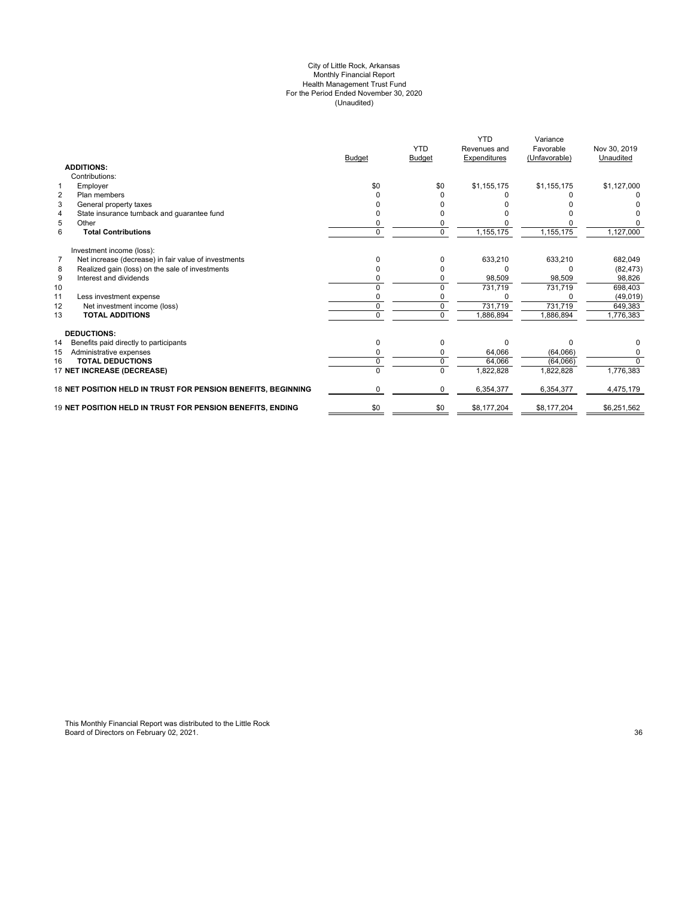# City of Little Rock, Arkansas
## Monthly Financial Report
## Health Management Trust Fund
### For the Period Ended November 30, 2020
### (Unaudited)

| | | Budget | YTD Budget | YTD Revenues and Expenditures | Variance Favorable (Unfavorable) | Nov 30, 2019 Unaudited |
|---|---|---|---|---|---|---|
| | **ADDITIONS:** | | | | | |
| | Contributions: | | | | | |
| 1 | Employer | $0 | $0 | $1,155,175 | $1,155,175 | $1,127,000 |
| 2 | Plan members | 0 | 0 | 0 | 0 | 0 |
| 3 | General property taxes | 0 | 0 | 0 | 0 | 0 |
| 4 | State insurance turnback and guarantee fund | 0 | 0 | 0 | 0 | 0 |
| 5 | Other | 0 | 0 | 0 | 0 | 0 |
| 6 | **Total Contributions** | 0 | 0 | 1,155,175 | 1,155,175 | 1,127,000 |
| | Investment income (loss): | | | | | |
| 7 | Net increase (decrease) in fair value of investments | 0 | 0 | 633,210 | 633,210 | 682,049 |
| 8 | Realized gain (loss) on the sale of investments | 0 | 0 | 0 | 0 | (82,473) |
| 9 | Interest and dividends | 0 | 0 | 98,509 | 98,509 | 98,826 |
| 10 | | 0 | 0 | 731,719 | 731,719 | 698,403 |
| 11 | Less investment expense | 0 | 0 | 0 | 0 | (49,019) |
| 12 | Net investment income (loss) | 0 | 0 | 731,719 | 731,719 | 649,383 |
| 13 | **TOTAL ADDITIONS** | 0 | 0 | 1,886,894 | 1,886,894 | 1,776,383 |
| | **DEDUCTIONS:** | | | | | |
| 14 | Benefits paid directly to participants | 0 | 0 | 0 | 0 | 0 |
| 15 | Administrative expenses | 0 | 0 | 64,066 | (64,066) | 0 |
| 16 | **TOTAL DEDUCTIONS** | 0 | 0 | 64,066 | (64,066) | 0 |
| 17 | **NET INCREASE (DECREASE)** | 0 | 0 | 1,822,828 | 1,822,828 | 1,776,383 |
| 18 | **NET POSITION HELD IN TRUST FOR PENSION BENEFITS, BEGINNING** | 0 | 0 | 6,354,377 | 6,354,377 | 4,475,179 |
| 19 | **NET POSITION HELD IN TRUST FOR PENSION BENEFITS, ENDING** | $0 | $0 | $8,177,204 | $8,177,204 | $6,251,562 |

This Monthly Financial Report was distributed to the Little Rock Board of Directors on February 02, 2021.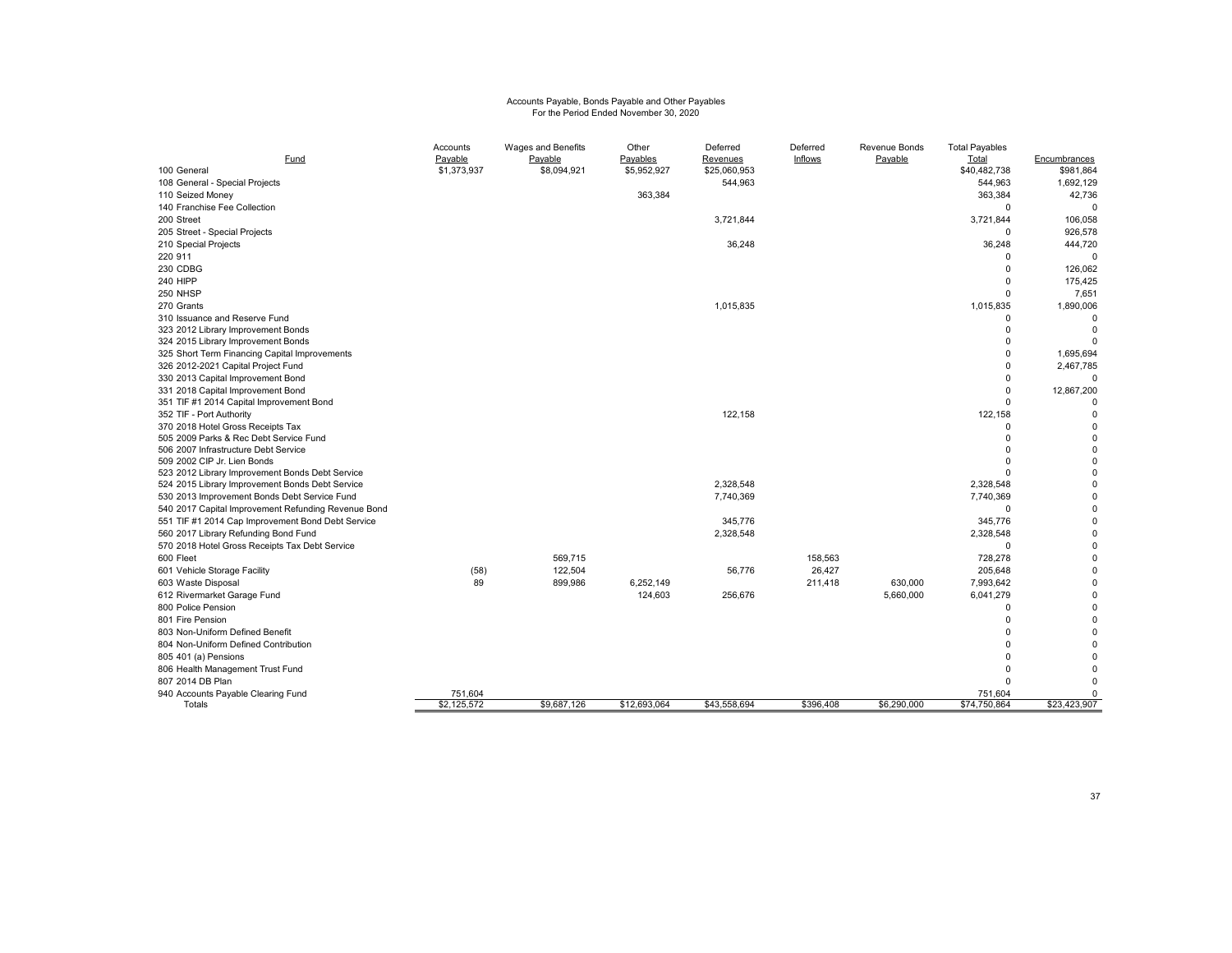Accounts Payable, Bonds Payable and Other Payables
For the Period Ended November 30, 2020

| Fund | Accounts Payable | Wages and Benefits Payable | Other Payables | Deferred Revenues | Deferred Inflows | Revenue Bonds Payable | Total Payables Total | Encumbrances |
|---|---|---|---|---|---|---|---|---|
| 100 General | $1,373,937 | $8,094,921 | $5,952,927 | $25,060,953 | | | $40,482,738 | $981,864 |
| 108 General - Special Projects | | | | 544,963 | | | 544,963 | 1,692,129 |
| 110 Seized Money | | | 363,384 | | | | 363,384 | 42,736 |
| 140 Franchise Fee Collection | | | | | | | 0 | 0 |
| 200 Street | | | | 3,721,844 | | | 3,721,844 | 106,058 |
| 205 Street - Special Projects | | | | | | | 0 | 926,578 |
| 210 Special Projects | | | | 36,248 | | | 36,248 | 444,720 |
| 220 911 | | | | | | | 0 | 0 |
| 230 CDBG | | | | | | | 0 | 126,062 |
| 240 HIPP | | | | | | | 0 | 175,425 |
| 250 NHSP | | | | | | | 0 | 7,651 |
| 270 Grants | | | | 1,015,835 | | | 1,015,835 | 1,890,006 |
| 310 Issuance and Reserve Fund | | | | | | | 0 | 0 |
| 323 2012 Library Improvement Bonds | | | | | | | 0 | 0 |
| 324 2015 Library Improvement Bonds | | | | | | | 0 | 0 |
| 325 Short Term Financing Capital Improvements | | | | | | | 0 | 1,695,694 |
| 326 2012-2021 Capital Project Fund | | | | | | | 0 | 2,467,785 |
| 330 2013 Capital Improvement Bond | | | | | | | 0 | 0 |
| 331 2018 Capital Improvement Bond | | | | | | | 0 | 12,867,200 |
| 351 TIF #1 2014 Capital Improvement Bond | | | | | | | 0 | 0 |
| 352 TIF - Port Authority | | | | 122,158 | | | 122,158 | 0 |
| 370 2018 Hotel Gross Receipts Tax | | | | | | | 0 | 0 |
| 505 2009 Parks & Rec Debt Service Fund | | | | | | | 0 | 0 |
| 506 2007 Infrastructure Debt Service | | | | | | | 0 | 0 |
| 509 2002 CIP Jr. Lien Bonds | | | | | | | 0 | 0 |
| 523 2012 Library Improvement Bonds Debt Service | | | | | | | 0 | 0 |
| 524 2015 Library Improvement Bonds Debt Service | | | | 2,328,548 | | | 2,328,548 | 0 |
| 530 2013 Improvement Bonds Debt Service Fund | | | | 7,740,369 | | | 7,740,369 | 0 |
| 540 2017 Capital Improvement Refunding Revenue Bond | | | | | | | 0 | 0 |
| 551 TIF #1 2014 Cap Improvement Bond Debt Service | | | | 345,776 | | | 345,776 | 0 |
| 560 2017 Library Refunding Bond Fund | | | | 2,328,548 | | | 2,328,548 | 0 |
| 570 2018 Hotel Gross Receipts Tax Debt Service | | | | | | | 0 | 0 |
| 600 Fleet | | 569,715 | | | 158,563 | | 728,278 | 0 |
| 601 Vehicle Storage Facility | (58) | 122,504 | | 56,776 | 26,427 | | 205,648 | 0 |
| 603 Waste Disposal | 89 | 899,986 | 6,252,149 | | 211,418 | 630,000 | 7,993,642 | 0 |
| 612 Rivermarket Garage Fund | | | 124,603 | 256,676 | | 5,660,000 | 6,041,279 | 0 |
| 800 Police Pension | | | | | | | 0 | 0 |
| 801 Fire Pension | | | | | | | 0 | 0 |
| 803 Non-Uniform Defined Benefit | | | | | | | 0 | 0 |
| 804 Non-Uniform Defined Contribution | | | | | | | 0 | 0 |
| 805 401 (a) Pensions | | | | | | | 0 | 0 |
| 806 Health Management Trust Fund | | | | | | | 0 | 0 |
| 807 2014 DB Plan | | | | | | | 0 | 0 |
| 940 Accounts Payable Clearing Fund | 751,604 | | | | | | 751,604 | 0 |
| Totals | $2,125,572 | $9,687,126 | $12,693,064 | $43,558,694 | $396,408 | $6,290,000 | $74,750,864 | $23,423,907 |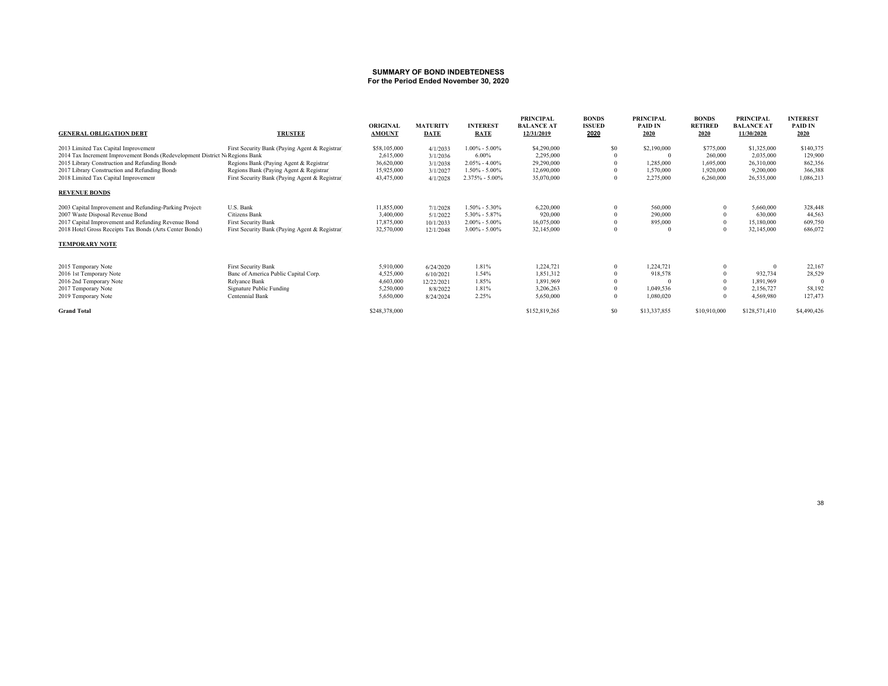**SUMMARY OF BOND INDEBTEDNESS**
**For the Period Ended November 30, 2020**

| GENERAL OBLIGATION DEBT | TRUSTEE | ORIGINAL AMOUNT | MATURITY DATE | INTEREST RATE | PRINCIPAL BALANCE AT 12/31/2019 | BONDS ISSUED 2020 | PRINCIPAL PAID IN 2020 | BONDS RETIRED 2020 | PRINCIPAL BALANCE AT 11/30/2020 | INTEREST PAID IN 2020 |
|---|---|---|---|---|---|---|---|---|---|---|
| 2013 Limited Tax Capital Improvement | First Security Bank (Paying Agent & Registrar | $58,105,000 | 4/1/2033 | 1.00% - 5.00% | $4,290,000 | $0 | $2,190,000 | $775,000 | $1,325,000 | $140,375 |
| 2014 Tax Increment Improvement Bonds (Redevelopment District No | Regions Bank | 2,615,000 | 3/1/2036 | 6.00% | 2,295,000 | 0 | 0 | 260,000 | 2,035,000 | 129,900 |
| 2015 Library Construction and Refunding Bonds | Regions Bank (Paying Agent & Registrar | 36,620,000 | 3/1/2038 | 2.05% - 4.00% | 29,290,000 | 0 | 1,285,000 | 1,695,000 | 26,310,000 | 862,356 |
| 2017 Library Construction and Refunding Bonds | Regions Bank (Paying Agent & Registrar | 15,925,000 | 3/1/2027 | 1.50% - 5.00% | 12,690,000 | 0 | 1,570,000 | 1,920,000 | 9,200,000 | 366,388 |
| 2018 Limited Tax Capital Improvement | First Security Bank (Paying Agent & Registrar | 43,475,000 | 4/1/2028 | 2.375% - 5.00% | 35,070,000 | 0 | 2,275,000 | 6,260,000 | 26,535,000 | 1,086,213 |
| **REVENUE BONDS** | | | | | | | | | | |
| 2003 Capital Improvement and Refunding-Parking Projects | U.S. Bank | 11,855,000 | 7/1/2028 | 1.50% - 5.30% | 6,220,000 | 0 | 560,000 | 0 | 5,660,000 | 328,448 |
| 2007 Waste Disposal Revenue Bond | Citizens Bank | 3,400,000 | 5/1/2022 | 5.30% - 5.87% | 920,000 | 0 | 290,000 | 0 | 630,000 | 44,563 |
| 2017 Capital Improvement and Refunding Revenue Bond | First Security Bank | 17,875,000 | 10/1/2033 | 2.00% - 5.00% | 16,075,000 | 0 | 895,000 | 0 | 15,180,000 | 609,750 |
| 2018 Hotel Gross Receipts Tax Bonds (Arts Center Bonds) | First Security Bank (Paying Agent & Registrar | 32,570,000 | 12/1/2048 | 3.00% - 5.00% | 32,145,000 | 0 | 0 | 0 | 32,145,000 | 686,072 |
| **TEMPORARY NOTE** | | | | | | | | | | |
| 2015 Temporary Note | First Security Bank | 5,910,000 | 6/24/2020 | 1.81% | 1,224,721 | 0 | 1,224,721 | 0 | 0 | 22,167 |
| 2016 1st Temporary Note | Banc of America Public Capital Corp. | 4,525,000 | 6/10/2021 | 1.54% | 1,851,312 | 0 | 918,578 | 0 | 932,734 | 28,529 |
| 2016 2nd Temporary Note | Relyance Bank | 4,603,000 | 12/22/2021 | 1.85% | 1,891,969 | 0 | 0 | 0 | 1,891,969 | 0 |
| 2017 Temporary Note | Signature Public Funding | 5,250,000 | 8/8/2022 | 1.81% | 3,206,263 | 0 | 1,049,536 | 0 | 2,156,727 | 58,192 |
| 2019 Temporary Note | Centennial Bank | 5,650,000 | 8/24/2024 | 2.25% | 5,650,000 | 0 | 1,080,020 | 0 | 4,569,980 | 127,473 |
| **Grand Total** | | $248,378,000 | | | $152,819,265 | $0 | $13,337,855 | $10,910,000 | $128,571,410 | $4,490,426 |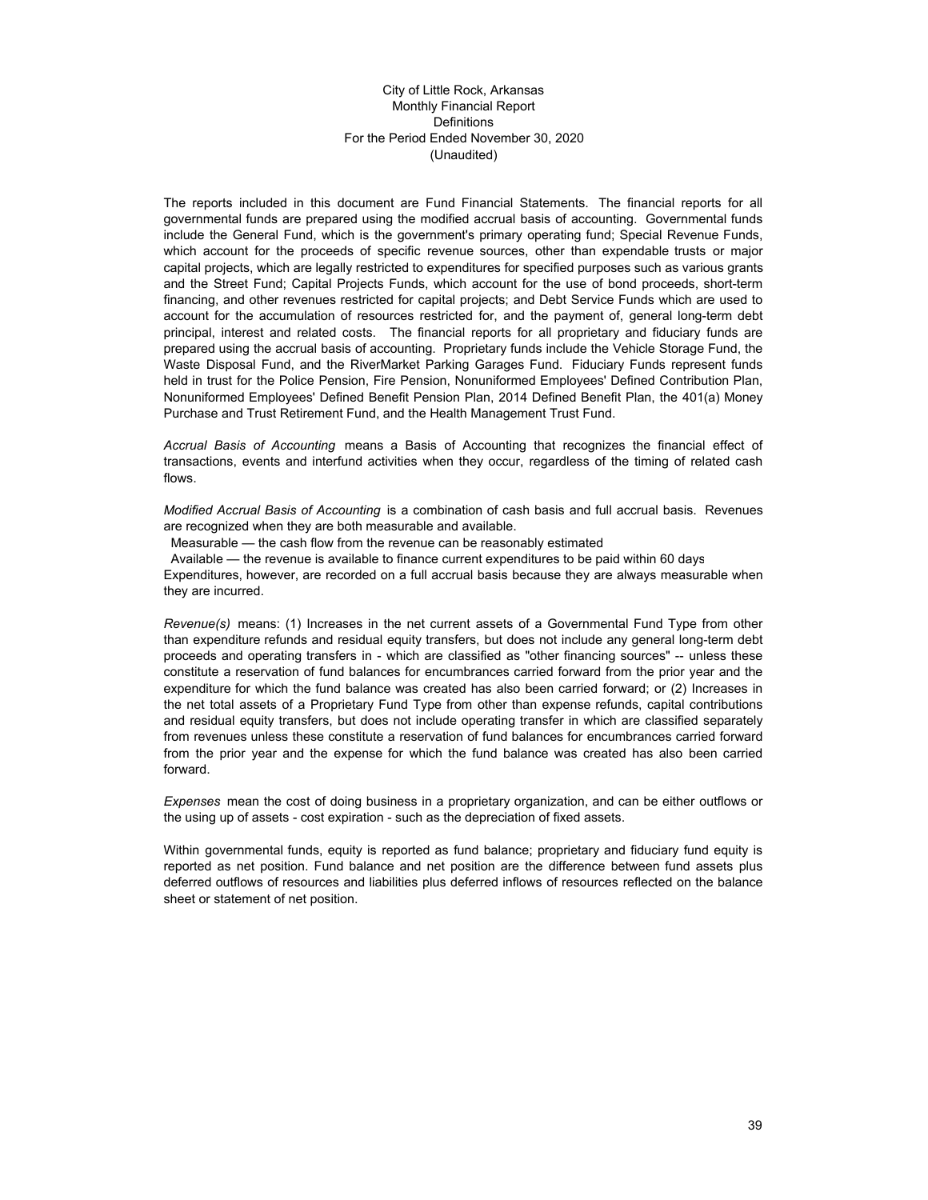City of Little Rock, Arkansas
Monthly Financial Report
Definitions
For the Period Ended November 30, 2020
(Unaudited)

The reports included in this document are Fund Financial Statements. The financial reports for all governmental funds are prepared using the modified accrual basis of accounting. Governmental funds include the General Fund, which is the government's primary operating fund; Special Revenue Funds, which account for the proceeds of specific revenue sources, other than expendable trusts or major capital projects, which are legally restricted to expenditures for specified purposes such as various grants and the Street Fund; Capital Projects Funds, which account for the use of bond proceeds, short-term financing, and other revenues restricted for capital projects; and Debt Service Funds which are used to account for the accumulation of resources restricted for, and the payment of, general long-term debt principal, interest and related costs. The financial reports for all proprietary and fiduciary funds are prepared using the accrual basis of accounting. Proprietary funds include the Vehicle Storage Fund, the Waste Disposal Fund, and the RiverMarket Parking Garages Fund. Fiduciary Funds represent funds held in trust for the Police Pension, Fire Pension, Nonuniformed Employees' Defined Contribution Plan, Nonuniformed Employees' Defined Benefit Pension Plan, 2014 Defined Benefit Plan, the 401(a) Money Purchase and Trust Retirement Fund, and the Health Management Trust Fund.

*Accrual Basis of Accounting* means a Basis of Accounting that recognizes the financial effect of transactions, events and interfund activities when they occur, regardless of the timing of related cash flows.

*Modified Accrual Basis of Accounting* is a combination of cash basis and full accrual basis. Revenues are recognized when they are both measurable and available.

Measurable — the cash flow from the revenue can be reasonably estimated

Available — the revenue is available to finance current expenditures to be paid within 60 days

Expenditures, however, are recorded on a full accrual basis because they are always measurable when they are incurred.

*Revenue(s)* means: (1) Increases in the net current assets of a Governmental Fund Type from other than expenditure refunds and residual equity transfers, but does not include any general long-term debt proceeds and operating transfers in - which are classified as "other financing sources" -- unless these constitute a reservation of fund balances for encumbrances carried forward from the prior year and the expenditure for which the fund balance was created has also been carried forward; or (2) Increases in the net total assets of a Proprietary Fund Type from other than expense refunds, capital contributions and residual equity transfers, but does not include operating transfer in which are classified separately from revenues unless these constitute a reservation of fund balances for encumbrances carried forward from the prior year and the expense for which the fund balance was created has also been carried forward.

*Expenses* mean the cost of doing business in a proprietary organization, and can be either outflows or the using up of assets - cost expiration - such as the depreciation of fixed assets.

Within governmental funds, equity is reported as fund balance; proprietary and fiduciary fund equity is reported as net position. Fund balance and net position are the difference between fund assets plus deferred outflows of resources and liabilities plus deferred inflows of resources reflected on the balance sheet or statement of net position.